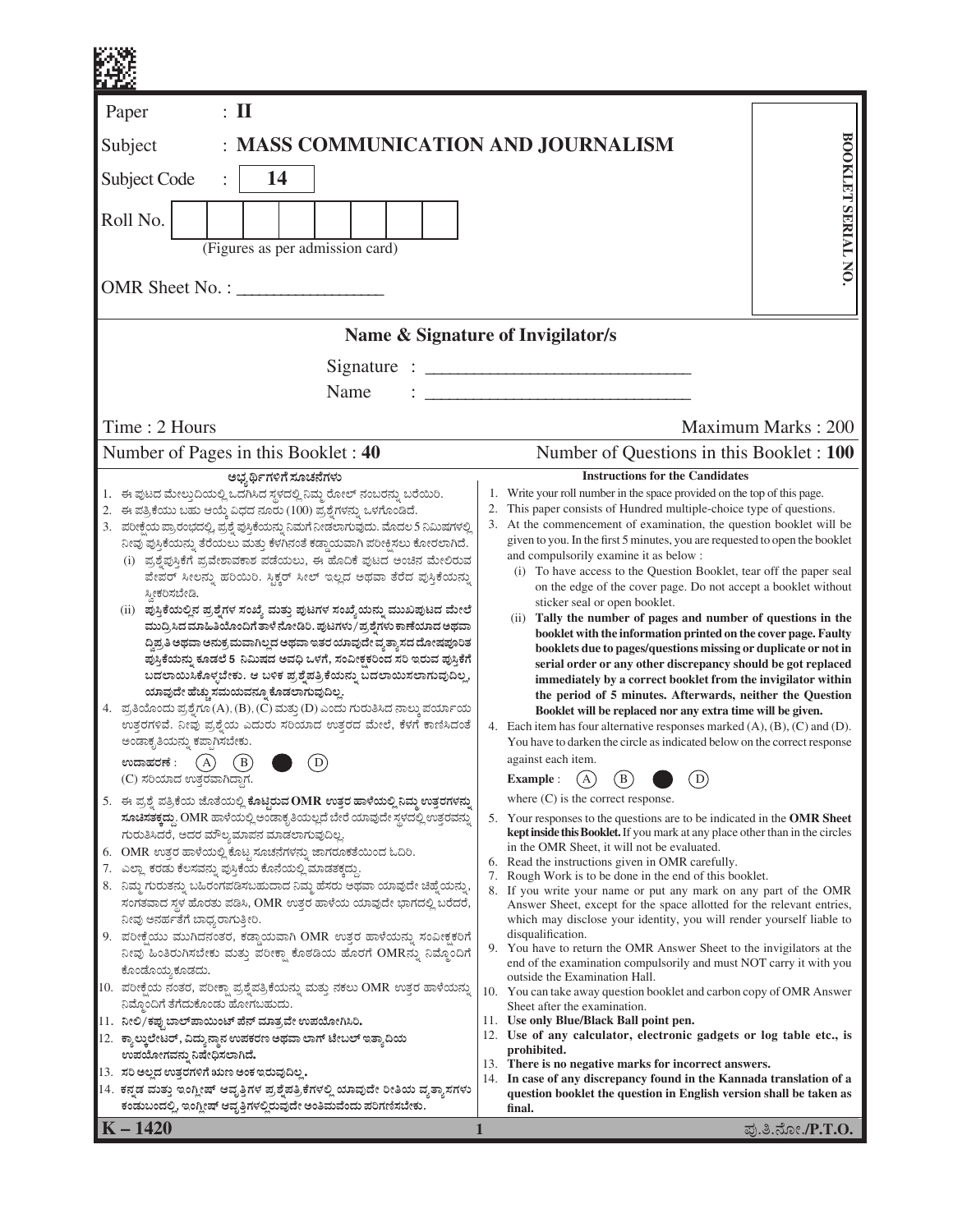Paper : **II**

Subject : **MASS COMMUNICATION AND JOURNALISM**

Subject Code : **14**

Roll No. | | | | | | | | |

(Figures as per admission card)

OMR Sheet No. : ________________

**BOOKLET SERIAL NO.**

**Name & Signature of Invigilator/s**

Signature : ____________________________

Name : ____________________________

Time : 2 Hours — Maximum Marks : 200

Number of Pages in this Booklet : **40** — Number of Questions in this Booklet : **100**

### ಅಭ್ಯರ್ಥಿಗಳಿಗೆ ಸೂಚನೆಗಳು

1. ಈ ಪುಟದ ಮೇಲ್ತುದಿಯಲ್ಲಿ ಒದಗಿಸಿದ ಸ್ಥಳದಲ್ಲಿ ನಿಮ್ಮ ರೋಲ್ ನಂಬರನ್ನು ಬರೆಯಿರಿ.
2. ಈ ಪತ್ರಿಕೆಯು ಬಹು ಆಯ್ಕೆ ವಿಧದ ನೂರು (100) ಪ್ರಶ್ನೆಗಳನ್ನು ಒಳಗೊಂಡಿದೆ.
3. ಪರೀಕ್ಷೆಯ ಪ್ರಾರಂಭದಲ್ಲಿ, ಪ್ರಶ್ನೆ ಪುಸ್ತಿಕೆಯನ್ನು ನಿಮಗೆ ನೀಡಲಾಗುವುದು. ಮೊದಲ 5 ನಿಮಿಷಗಳಲ್ಲಿ ನೀವು ಪುಸ್ತಿಕೆಯನ್ನು ತೆರೆಯಲು ಮತ್ತು ಕೆಳಗಿನಂತೆ ಕಡ್ಡಾಯವಾಗಿ ಪರೀಕ್ಷಿಸಲು ಕೋರಲಾಗಿದೆ.
   (i) ಪ್ರಶ್ನೆಪುಸ್ತಿಕೆಗೆ ಪ್ರವೇಶಾವಕಾಶ ಪಡೆಯಲು, ಈ ಹೊದಿಕೆ ಪುಟದ ಅಂಚಿನ ಮೇಲಿರುವ ಪೇಪರ್ ಸೀಲನ್ನು ಹರಿಯಿರಿ. ಸ್ಟಿಕ್ಕರ್ ಸೀಲ್ ಇಲ್ಲದ ಅಥವಾ ತೆರೆದ ಪುಸ್ತಿಕೆಯನ್ನು ಸ್ವೀಕರಿಸಬೇಡಿ.
   (ii) **ಪುಸ್ತಿಕೆಯಲ್ಲಿನ ಪ್ರಶ್ನೆಗಳ ಸಂಖ್ಯೆ ಮತ್ತು ಪುಟಗಳ ಸಂಖ್ಯೆಯನ್ನು ಮುಖಪುಟದ ಮೇಲೆ ಮುದ್ರಿಸಿದ ಮಾಹಿತಿಯೊಂದಿಗೆ ತಾಳೆ ನೋಡಿರಿ. ಪುಟಗಳು/ಪ್ರಶ್ನೆಗಳು ಕಾಣೆಯಾದ ಅಥವಾ ದ್ವಿಪ್ರತಿ ಅಥವಾ ಅನುಕ್ರಮವಾಗಿಲ್ಲದ ಅಥವಾ ಇತರ ಯಾವುದೇ ವ್ಯತ್ಯಾಸದ ದೋಷಪೂರಿತ ಪುಸ್ತಿಕೆಯನ್ನು ಕೂಡಲೆ 5 ನಿಮಿಷದ ಅವಧಿ ಒಳಗೆ, ಸಂವೀಕ್ಷಕರಿಂದ ಸರಿ ಇರುವ ಪುಸ್ತಿಕೆಗೆ ಬದಲಾಯಿಸಿಕೊಳ್ಳಬೇಕು. ಆ ಬಳಿಕ ಪ್ರಶ್ನೆಪತ್ರಿಕೆಯನ್ನು ಬದಲಾಯಿಸಲಾಗುವುದಿಲ್ಲ, ಯಾವುದೇ ಹೆಚ್ಚು ಸಮಯವನ್ನೂ ಕೊಡಲಾಗುವುದಿಲ್ಲ.**
4. ಪ್ರತಿಯೊಂದು ಪ್ರಶ್ನೆಗೂ (A), (B), (C) ಮತ್ತು (D) ಎಂದು ಗುರುತಿಸಿದ ನಾಲ್ಕು ಪರ್ಯಾಯ ಉತ್ತರಗಳಿವೆ. ನೀವು ಪ್ರಶ್ನೆಯ ಎದುರು ಸರಿಯಾದ ಉತ್ತರದ ಮೇಲೆ, ಕೆಳಗೆ ಕಾಣಿಸಿದಂತೆ ಅಂಡಾಕೃತಿಯನ್ನು ಕಪ್ಪಾಗಿಸಬೇಕು.
   **ಉದಾಹರಣೆ** : (A) (B) ● (D)
   (C) ಸರಿಯಾದ ಉತ್ತರವಾಗಿದ್ದಾಗ.
5. ಈ ಪ್ರಶ್ನೆ ಪತ್ರಿಕೆಯ ಜೊತೆಯಲ್ಲಿ **ಕೊಟ್ಟಿರುವ OMR ಉತ್ತರ ಹಾಳೆಯಲ್ಲಿ ನಿಮ್ಮ ಉತ್ತರಗಳನ್ನು ಸೂಚಿಸತಕ್ಕದ್ದು.** OMR ಹಾಳೆಯಲ್ಲಿ ಅಂಡಾಕೃತಿಯಲ್ಲದೆ ಬೇರೆ ಯಾವುದೇ ಸ್ಥಳದಲ್ಲಿ ಉತ್ತರವನ್ನು ಗುರುತಿಸಿದರೆ, ಅದರ ಮೌಲ್ಯಮಾಪನ ಮಾಡಲಾಗುವುದಿಲ್ಲ.
6. OMR ಉತ್ತರ ಹಾಳೆಯಲ್ಲಿ ಕೊಟ್ಟ ಸೂಚನೆಗಳನ್ನು ಜಾಗರೂಕತೆಯಿಂದ ಓದಿರಿ.
7. ಎಲ್ಲಾ ಕರಡು ಕೆಲಸವನ್ನು ಪುಸ್ತಿಕೆಯ ಕೊನೆಯಲ್ಲಿ ಮಾಡತಕ್ಕದ್ದು.
8. ನಿಮ್ಮ ಗುರುತನ್ನು ಬಹಿರಂಗಪಡಿಸಬಹುದಾದ ನಿಮ್ಮ ಹೆಸರು ಅಥವಾ ಯಾವುದೇ ಚಿಹ್ನೆಯನ್ನು, ಸಂಗತವಾದ ಸ್ಥಳ ಹೊರತು ಪಡಿಸಿ, OMR ಉತ್ತರ ಹಾಳೆಯ ಯಾವುದೇ ಭಾಗದಲ್ಲಿ ಬರೆದರೆ, ನೀವು ಅನರ್ಹತೆಗೆ ಬಾಧ್ಯರಾಗುತ್ತೀರಿ.
9. ಪರೀಕ್ಷೆಯು ಮುಗಿದನಂತರ, ಕಡ್ಡಾಯವಾಗಿ OMR ಉತ್ತರ ಹಾಳೆಯನ್ನು ಸಂವೀಕ್ಷಕರಿಗೆ ನೀವು ಹಿಂತಿರುಗಿಸಬೇಕು ಮತ್ತು ಪರೀಕ್ಷಾ ಕೊಠಡಿಯ ಹೊರಗೆ OMRನ್ನು ನಿಮ್ಮೊಂದಿಗೆ ಕೊಂಡೊಯ್ಯಕೂಡದು.
10. ಪರೀಕ್ಷೆಯ ನಂತರ, ಪರೀಕ್ಷಾ ಪ್ರಶ್ನೆಪತ್ರಿಕೆಯನ್ನು ಮತ್ತು ನಕಲು OMR ಉತ್ತರ ಹಾಳೆಯನ್ನು ನಿಮ್ಮೊಂದಿಗೆ ತೆಗೆದುಕೊಂಡು ಹೋಗಬಹುದು.
11. **ನೀಲಿ/ಕಪ್ಪು ಬಾಲ್‌ಪಾಯಿಂಟ್ ಪೆನ್ ಮಾತ್ರವೇ ಉಪಯೋಗಿಸಿರಿ.**
12. **ಕ್ಯಾಲ್ಕುಲೇಟರ್, ವಿದ್ಯುನ್ಮಾನ ಉಪಕರಣ ಅಥವಾ ಲಾಗ್ ಟೇಬಲ್ ಇತ್ಯಾದಿಯ ಉಪಯೋಗವನ್ನು ನಿಷೇಧಿಸಲಾಗಿದೆ.**
13. **ಸರಿ ಅಲ್ಲದ ಉತ್ತರಗಳಿಗೆ ಋಣ ಅಂಕ ಇರುವುದಿಲ್ಲ.**
14. **ಕನ್ನಡ ಮತ್ತು ಇಂಗ್ಲೀಷ್ ಆವೃತ್ತಿಗಳ ಪ್ರಶ್ನೆಪತ್ರಿಕೆಗಳಲ್ಲಿ ಯಾವುದೇ ರೀತಿಯ ವ್ಯತ್ಯಾಸಗಳು ಕಂಡುಬಂದಲ್ಲಿ, ಇಂಗ್ಲೀಷ್ ಆವೃತ್ತಿಗಳಲ್ಲಿರುವುದೇ ಅಂತಿಮವೆಂದು ಪರಿಗಣಿಸಬೇಕು.**

### Instructions for the Candidates

1. Write your roll number in the space provided on the top of this page.
2. This paper consists of Hundred multiple-choice type of questions.
3. At the commencement of examination, the question booklet will be given to you. In the first 5 minutes, you are requested to open the booklet and compulsorily examine it as below :
   (i) To have access to the Question Booklet, tear off the paper seal on the edge of the cover page. Do not accept a booklet without sticker seal or open booklet.
   (ii) **Tally the number of pages and number of questions in the booklet with the information printed on the cover page. Faulty booklets due to pages/questions missing or duplicate or not in serial order or any other discrepancy should be got replaced immediately by a correct booklet from the invigilator within the period of 5 minutes. Afterwards, neither the Question Booklet will be replaced nor any extra time will be given.**
4. Each item has four alternative responses marked (A), (B), (C) and (D). You have to darken the circle as indicated below on the correct response against each item.
   **Example** : (A) (B) ● (D)
   where (C) is the correct response.
5. Your responses to the questions are to be indicated in the **OMR Sheet kept inside this Booklet.** If you mark at any place other than in the circles in the OMR Sheet, it will not be evaluated.
6. Read the instructions given in OMR carefully.
7. Rough Work is to be done in the end of this booklet.
8. If you write your name or put any mark on any part of the OMR Answer Sheet, except for the space allotted for the relevant entries, which may disclose your identity, you will render yourself liable to disqualification.
9. You have to return the OMR Answer Sheet to the invigilators at the end of the examination compulsorily and must NOT carry it with you outside the Examination Hall.
10. You can take away question booklet and carbon copy of OMR Answer Sheet after the examination.
11. **Use only Blue/Black Ball point pen.**
12. **Use of any calculator, electronic gadgets or log table etc., is prohibited.**
13. **There is no negative marks for incorrect answers.**
14. **In case of any discrepancy found in the Kannada translation of a question booklet the question in English version shall be taken as final.**

**K – 1420**

ಪು.ತಿ.ನೋ./P.T.O.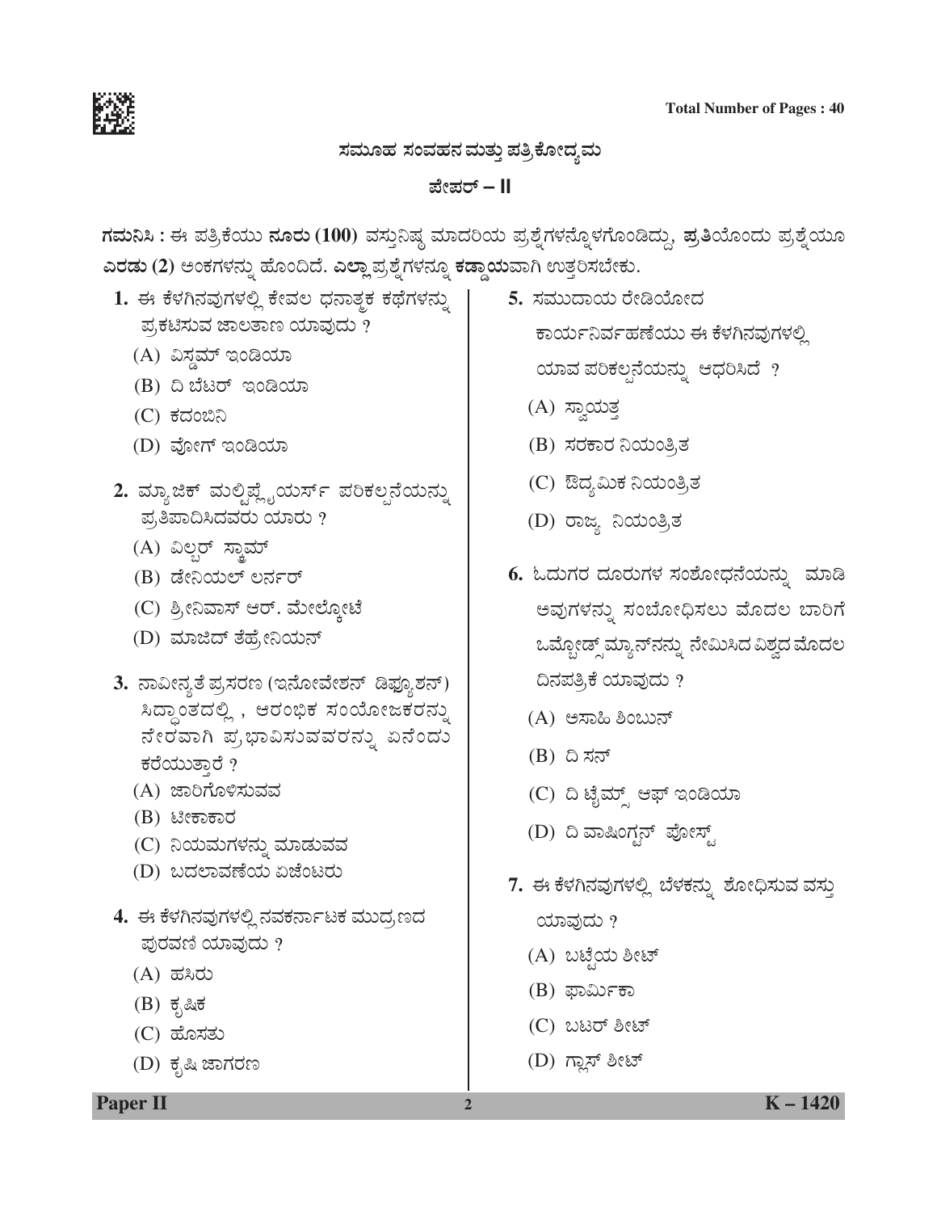# ಸಮೂಹ ಸಂವಹನ ಮತ್ತು ಪತ್ರಿಕೋದ್ಯಮ

## ಪೇಪರ್ – II

**ಗಮನಿಸಿ :** ಈ ಪತ್ರಿಕೆಯು **ನೂರು (100)** ವಸ್ತುನಿಷ್ಠ ಮಾದರಿಯ ಪ್ರಶ್ನೆಗಳನ್ನೊಳಗೊಂಡಿದ್ದು, **ಪ್ರತಿಯೊಂದು ಪ್ರಶ್ನೆಯೂ ಎರಡು (2)** ಅಂಕಗಳನ್ನು ಹೊಂದಿದೆ. **ಎಲ್ಲಾ ಪ್ರಶ್ನೆಗಳನ್ನೂ ಕಡ್ಡಾಯವಾಗಿ** ಉತ್ತರಿಸಬೇಕು.

**1.** ಈ ಕೆಳಗಿನವುಗಳಲ್ಲಿ ಕೇವಲ ಧನಾತ್ಮಕ ಕಥೆಗಳನ್ನು ಪ್ರಕಟಿಸುವ ಜಾಲತಾಣ ಯಾವುದು ?

(A) ವಿಸ್ಡಮ್ ಇಂಡಿಯಾ

(B) ದಿ ಬೆಟರ್ ಇಂಡಿಯಾ

(C) ಕದಂಬಿನಿ

(D) ವೋಗ್ ಇಂಡಿಯಾ

**2.** ಮ್ಯಾಜಿಕ್ ಮಲ್ಟಿಪ್ಲೈಯರ್ಸ್ ಪರಿಕಲ್ಪನೆಯನ್ನು ಪ್ರತಿಪಾದಿಸಿದವರು ಯಾರು ?

(A) ವಿಲ್ಬರ್ ಸ್ಕ್ರಾಮ್

(B) ಡೇನಿಯಲ್ ಲರ್ನರ್

(C) ಶ್ರೀನಿವಾಸ್ ಆರ್. ಮೇಲ್ಕೋಟೆ

(D) ಮಾಜಿದ್ ತೆಹ್ರೇನಿಯನ್

**3.** ನಾವೀನ್ಯತೆ ಪ್ರಸರಣ (ಇನೋವೇಶನ್ ಡಿಫ್ಯೂಶನ್) ಸಿದ್ಧಾಂತದಲ್ಲಿ , ಆರಂಭಿಕ ಸಂಯೋಜಕರನ್ನು ನೇರವಾಗಿ ಪ್ರಭಾವಿಸುವವರನ್ನು ಏನೆಂದು ಕರೆಯುತ್ತಾರೆ ?

(A) ಜಾರಿಗೊಳಿಸುವವ

(B) ಟೀಕಾಕಾರ

(C) ನಿಯಮಗಳನ್ನು ಮಾಡುವವ

(D) ಬದಲಾವಣೆಯ ಏಜೆಂಟರು

**4.** ಈ ಕೆಳಗಿನವುಗಳಲ್ಲಿ ನವಕರ್ನಾಟಕ ಮುದ್ರಣದ ಪುರವಣಿ ಯಾವುದು ?

(A) ಹಸಿರು

(B) ಕೃಷಿಕ

(C) ಹೊಸತು

(D) ಕೃಷಿ ಜಾಗರಣ

**5.** ಸಮುದಾಯ ರೇಡಿಯೋದ ಕಾರ್ಯನಿರ್ವಹಣೆಯು ಈ ಕೆಳಗಿನವುಗಳಲ್ಲಿ ಯಾವ ಪರಿಕಲ್ಪನೆಯನ್ನು ಆಧರಿಸಿದೆ ?

(A) ಸ್ವಾಯತ್ತ

(B) ಸರಕಾರ ನಿಯಂತ್ರಿತ

(C) ಔದ್ಯಮಿಕ ನಿಯಂತ್ರಿತ

(D) ರಾಜ್ಯ ನಿಯಂತ್ರಿತ

**6.** ಓದುಗರ ದೂರುಗಳ ಸಂಶೋಧನೆಯನ್ನು ಮಾಡಿ ಅವುಗಳನ್ನು ಸಂಬೋಧಿಸಲು ಮೊದಲ ಬಾರಿಗೆ ಒಮ್ಬುಡ್ಸ್‌ಮ್ಯಾನ್‌ನನ್ನು ನೇಮಿಸಿದ ವಿಶ್ವದ ಮೊದಲ ದಿನಪತ್ರಿಕೆ ಯಾವುದು ?

(A) ಅಸಾಹಿ ಶಿಂಬುನ್

(B) ದಿ ಸನ್

(C) ದಿ ಟೈಮ್ಸ್ ಆಫ್ ಇಂಡಿಯಾ

(D) ದಿ ವಾಷಿಂಗ್ಟನ್ ಪೋಸ್ಟ್

**7.** ಈ ಕೆಳಗಿನವುಗಳಲ್ಲಿ ಬೆಳಕನ್ನು ಶೋಧಿಸುವ ವಸ್ತು ಯಾವುದು ?

(A) ಬಟ್ಟೆಯ ಶೀಟ್

(B) ಫಾರ್ಮಿಕಾ

(C) ಬಟರ್ ಶೀಟ್

(D) ಗ್ಲಾಸ್ ಶೀಟ್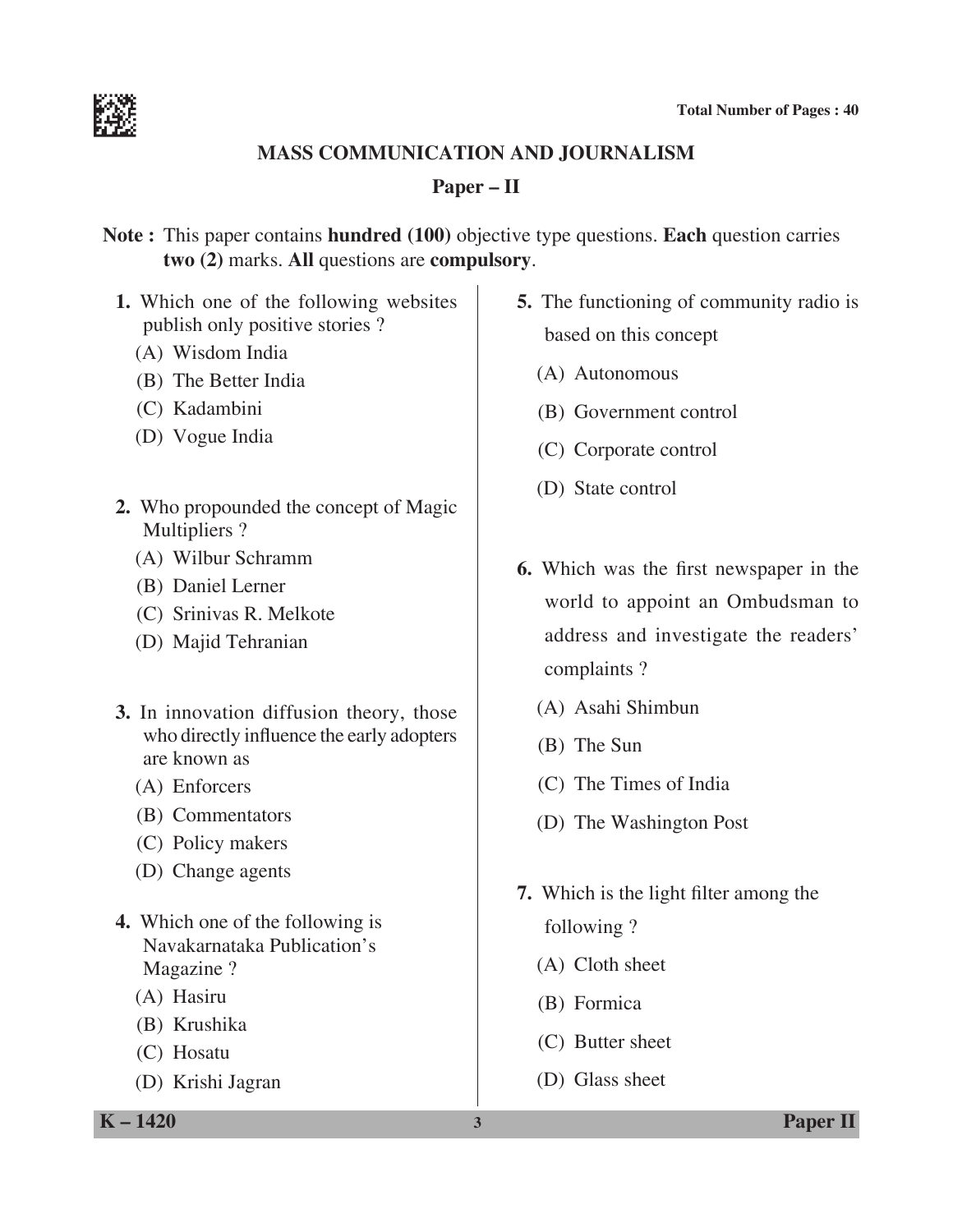## MASS COMMUNICATION AND JOURNALISM

### Paper – II

**Note :** This paper contains **hundred (100)** objective type questions. **Each** question carries **two (2)** marks. **All** questions are **compulsory**.

1. Which one of the following websites publish only positive stories ?
   - (A) Wisdom India
   - (B) The Better India
   - (C) Kadambini
   - (D) Vogue India

2. Who propounded the concept of Magic Multipliers ?
   - (A) Wilbur Schramm
   - (B) Daniel Lerner
   - (C) Srinivas R. Melkote
   - (D) Majid Tehranian

3. In innovation diffusion theory, those who directly influence the early adopters are known as
   - (A) Enforcers
   - (B) Commentators
   - (C) Policy makers
   - (D) Change agents

4. Which one of the following is Navakarnataka Publication's Magazine ?
   - (A) Hasiru
   - (B) Krushika
   - (C) Hosatu
   - (D) Krishi Jagran

5. The functioning of community radio is based on this concept
   - (A) Autonomous
   - (B) Government control
   - (C) Corporate control
   - (D) State control

6. Which was the first newspaper in the world to appoint an Ombudsman to address and investigate the readers' complaints ?
   - (A) Asahi Shimbun
   - (B) The Sun
   - (C) The Times of India
   - (D) The Washington Post

7. Which is the light filter among the following ?
   - (A) Cloth sheet
   - (B) Formica
   - (C) Butter sheet
   - (D) Glass sheet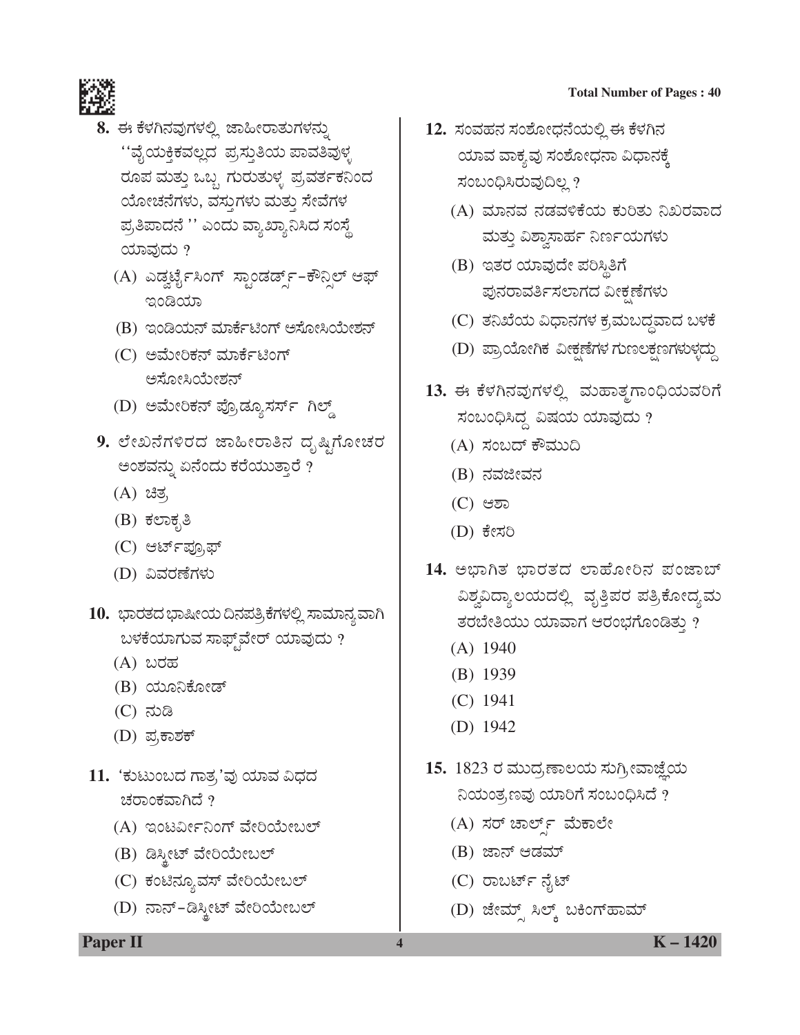8. ಈ ಕೆಳಗಿನವುಗಳಲ್ಲಿ ಜಾಹೀರಾತುಗಳನ್ನು ''ವೈಯಕ್ತಿಕವಲ್ಲದ ಪ್ರಸ್ತುತಿಯ ಪಾವತಿವುಳ್ಳ ರೂಪ ಮತ್ತು ಒಬ್ಬ ಗುರುತುಳ್ಳ ಪ್ರವರ್ತಕನಿಂದ ಯೋಚನೆಗಳು, ವಸ್ತುಗಳು ಮತ್ತು ಸೇವೆಗಳ ಪ್ರತಿಪಾದನೆ '' ಎಂದು ವ್ಯಾಖ್ಯಾನಿಸಿದ ಸಂಸ್ಥೆ ಯಾವುದು ?

(A) ಎಡ್ವರ್ಟೈಸಿಂಗ್ ಸ್ಟಾಂಡರ್ಡ್ಸ್–ಕೌನ್ಸಿಲ್ ಆಫ್ ಇಂಡಿಯಾ

(B) ಇಂಡಿಯನ್ ಮಾರ್ಕೆಟಿಂಗ್ ಅಸೋಸಿಯೇಶನ್

(C) ಅಮೇರಿಕನ್ ಮಾರ್ಕೆಟಿಂಗ್ ಅಸೋಸಿಯೇಶನ್

(D) ಅಮೇರಿಕನ್ ಪ್ರೊಡ್ಯೂಸರ್ಸ್ ಗಿಲ್ಡ್

9. ಲೇಖನಗಳಿರದ ಜಾಹೀರಾತಿನ ದೃಷ್ಟಿಗೋಚರ ಅಂಶವನ್ನು ಏನೆಂದು ಕರೆಯುತ್ತಾರೆ ?

(A) ಚಿತ್ರ

(B) ಕಲಾಕೃತಿ

(C) ಆರ್ಟ್‌ಪ್ರೂಫ್

(D) ವಿವರಣೆಗಳು

10. ಭಾರತದ ಭಾಷೀಯ ದಿನಪತ್ರಿಕೆಗಳಲ್ಲಿ ಸಾಮಾನ್ಯವಾಗಿ ಬಳಕೆಯಾಗುವ ಸಾಫ್ಟ್‌ವೇರ್ ಯಾವುದು ?

(A) ಬರಹ

(B) ಯೂನಿಕೋಡ್

(C) ನುಡಿ

(D) ಪ್ರಕಾಶಕ್

11. 'ಕುಟುಂಬದ ಗಾತ್ರ'ವು ಯಾವ ವಿಧದ ಚರಾಂಕವಾಗಿದೆ ?

(A) ಇಂಟರ್ವೀನಿಂಗ್ ವೇರಿಯೇಬಲ್

(B) ಡಿಸ್ಕ್ರೀಟ್ ವೇರಿಯೇಬಲ್

(C) ಕಂಟಿನ್ಯೂವಸ್ ವೇರಿಯೇಬಲ್

(D) ನಾನ್–ಡಿಸ್ಕ್ರೀಟ್ ವೇರಿಯೇಬಲ್

12. ಸಂವಹನ ಸಂಶೋಧನೆಯಲ್ಲಿ ಈ ಕೆಳಗಿನ ಯಾವ ವಾಕ್ಯವು ಸಂಶೋಧನಾ ವಿಧಾನಕ್ಕೆ ಸಂಬಂಧಿಸಿರುವುದಿಲ್ಲ ?

(A) ಮಾನವ ನಡವಳಿಕೆಯ ಕುರಿತು ನಿಖರವಾದ ಮತ್ತು ವಿಶ್ವಾಸಾರ್ಹ ನಿರ್ಣಯಗಳು

(B) ಇತರ ಯಾವುದೇ ಪರಿಸ್ಥಿತಿಗೆ ಪುನರಾವರ್ತಿಸಲಾಗದ ವೀಕ್ಷಣೆಗಳು

(C) ತನಿಖೆಯ ವಿಧಾನಗಳ ಕ್ರಮಬದ್ಧವಾದ ಬಳಕೆ

(D) ಪ್ರಾಯೋಗಿಕ ವೀಕ್ಷಣೆಗಳ ಗುಣಲಕ್ಷಣಗಳುಳ್ಳದ್ದು

13. ಈ ಕೆಳಗಿನವುಗಳಲ್ಲಿ ಮಹಾತ್ಮಗಾಂಧಿಯವರಿಗೆ ಸಂಬಂಧಿಸಿದ್ದ ವಿಷಯ ಯಾವುದು ?

(A) ಸಂಬದ್ ಕೌಮುದಿ

(B) ನವಜೀವನ

(C) ಆಶಾ

(D) ಕೇಸರಿ

14. ಅಭಾಗಿತ ಭಾರತದ ಲಾಹೋರಿನ ಪಂಜಾಬ್ ವಿಶ್ವವಿದ್ಯಾಲಯದಲ್ಲಿ ವೃತ್ತಿಪರ ಪತ್ರಿಕೋದ್ಯಮ ತರಬೇತಿಯು ಯಾವಾಗ ಆರಂಭಗೊಂಡಿತ್ತು ?

(A) 1940

(B) 1939

(C) 1941

(D) 1942

15. 1823 ರ ಮುದ್ರಣಾಲಯ ಸುಗ್ರೀವಾಜ್ಞೆಯ ನಿಯಂತ್ರಣವು ಯಾರಿಗೆ ಸಂಬಂಧಿಸಿದೆ ?

(A) ಸರ್ ಚಾರ್ಲ್ಸ್ ಮೆಕಾಲೇ

(B) ಜಾನ್ ಆಡಮ್

(C) ರಾಬರ್ಟ್ ನೈಟ್

(D) ಜೇಮ್ಸ್ ಸಿಲ್ಕ್ ಬಕಿಂಗ್‌ಹಾಮ್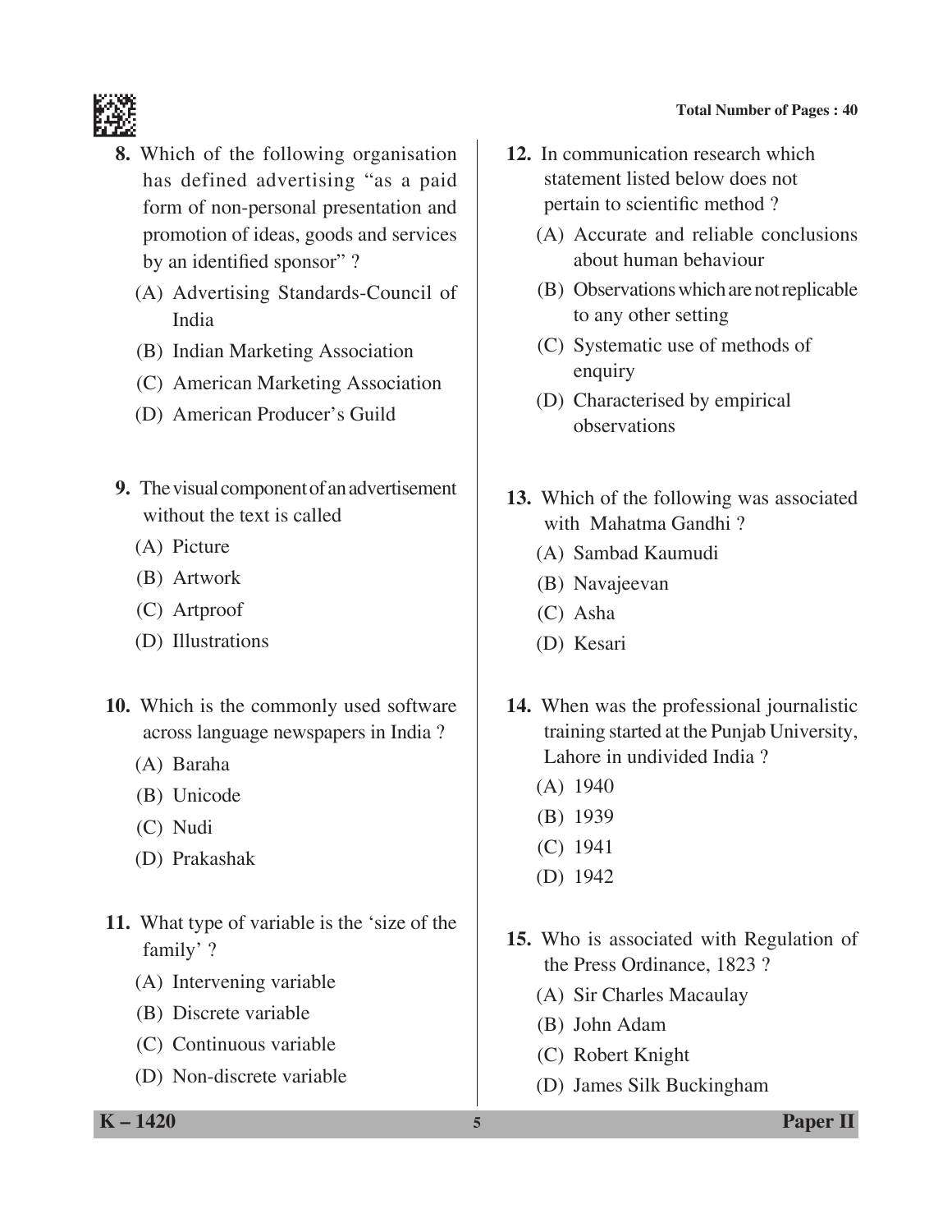8. Which of the following organisation has defined advertising "as a paid form of non-personal presentation and promotion of ideas, goods and services by an identified sponsor" ?

   (A) Advertising Standards-Council of India
   (B) Indian Marketing Association
   (C) American Marketing Association
   (D) American Producer's Guild

9. The visual component of an advertisement without the text is called

   (A) Picture
   (B) Artwork
   (C) Artproof
   (D) Illustrations

10. Which is the commonly used software across language newspapers in India ?

    (A) Baraha
    (B) Unicode
    (C) Nudi
    (D) Prakashak

11. What type of variable is the 'size of the family' ?

    (A) Intervening variable
    (B) Discrete variable
    (C) Continuous variable
    (D) Non-discrete variable

12. In communication research which statement listed below does not pertain to scientific method ?

    (A) Accurate and reliable conclusions about human behaviour
    (B) Observations which are not replicable to any other setting
    (C) Systematic use of methods of enquiry
    (D) Characterised by empirical observations

13. Which of the following was associated with Mahatma Gandhi ?

    (A) Sambad Kaumudi
    (B) Navajeevan
    (C) Asha
    (D) Kesari

14. When was the professional journalistic training started at the Punjab University, Lahore in undivided India ?

    (A) 1940
    (B) 1939
    (C) 1941
    (D) 1942

15. Who is associated with Regulation of the Press Ordinance, 1823 ?

    (A) Sir Charles Macaulay
    (B) John Adam
    (C) Robert Knight
    (D) James Silk Buckingham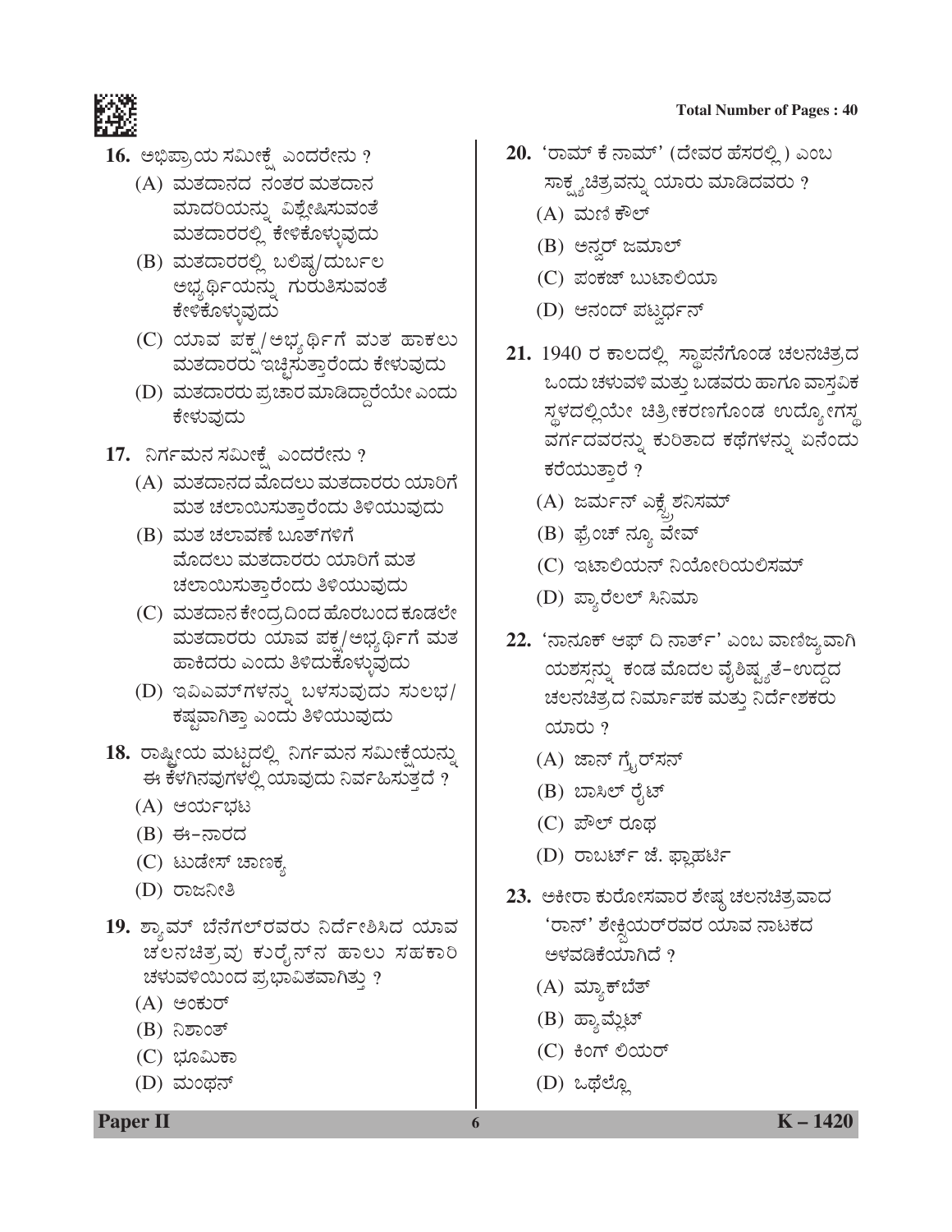16. ಅಭಿಪ್ರಾಯ ಸಮೀಕ್ಷೆ ಎಂದರೇನು ?
   - (A) ಮತದಾನದ ನಂತರ ಮತದಾನ ಮಾದರಿಯನ್ನು ವಿಶ್ಲೇಷಿಸುವಂತೆ ಮತದಾರರಲ್ಲಿ ಕೇಳಿಕೊಳ್ಳುವುದು
   - (B) ಮತದಾರರಲ್ಲಿ ಬಲಿಷ್ಠ/ದುರ್ಬಲ ಅಭ್ಯರ್ಥಿಯನ್ನು ಗುರುತಿಸುವಂತೆ ಕೇಳಿಕೊಳ್ಳುವುದು
   - (C) ಯಾವ ಪಕ್ಷ/ಅಭ್ಯರ್ಥಿಗೆ ಮತ ಹಾಕಲು ಮತದಾರರು ಇಚ್ಛಿಸುತ್ತಾರೆಂದು ಕೇಳುವುದು
   - (D) ಮತದಾರರು ಪ್ರಚಾರ ಮಾಡಿದ್ದಾರೆಯೇ ಎಂದು ಕೇಳುವುದು

17. ನಿರ್ಗಮನ ಸಮೀಕ್ಷೆ ಎಂದರೇನು ?
   - (A) ಮತದಾನದ ಮೊದಲು ಮತದಾರರು ಯಾರಿಗೆ ಮತ ಚಲಾಯಿಸುತ್ತಾರೆಂದು ತಿಳಿಯುವುದು
   - (B) ಮತ ಚಲಾವಣೆ ಬೂತ್‌ಗಳಿಗೆ ಮೊದಲು ಮತದಾರರು ಯಾರಿಗೆ ಮತ ಚಲಾಯಿಸುತ್ತಾರೆಂದು ತಿಳಿಯುವುದು
   - (C) ಮತದಾನ ಕೇಂದ್ರದಿಂದ ಹೊರಬಂದ ಕೂಡಲೇ ಮತದಾರರು ಯಾವ ಪಕ್ಷ/ಅಭ್ಯರ್ಥಿಗೆ ಮತ ಹಾಕಿದರು ಎಂದು ತಿಳಿದುಕೊಳ್ಳುವುದು
   - (D) ಇವಿಎಮ್‌ಗಳನ್ನು ಬಳಸುವುದು ಸುಲಭ/ಕಷ್ಟವಾಗಿತ್ತಾ ಎಂದು ತಿಳಿಯುವುದು

18. ರಾಷ್ಟ್ರೀಯ ಮಟ್ಟದಲ್ಲಿ ನಿರ್ಗಮನ ಸಮೀಕ್ಷೆಯನ್ನು ಈ ಕೆಳಗಿನವುಗಳಲ್ಲಿ ಯಾವುದು ನಿರ್ವಹಿಸುತ್ತದೆ ?
   - (A) ಆರ್ಯಭಟ
   - (B) ಈ-ನಾರದ
   - (C) ಟುಡೇಸ್ ಚಾಣಕ್ಯ
   - (D) ರಾಜನೀತಿ

19. ಶ್ಯಾಮ್ ಬೆನೆಗಲ್‌ರವರು ನಿರ್ದೇಶಿಸಿದ ಯಾವ ಚಲನಚಿತ್ರವು ಕುರ್ರೈನ್‌ನ ಹಾಲು ಸಹಕಾರಿ ಚಳುವಳಿಯಿಂದ ಪ್ರಭಾವಿತವಾಗಿತ್ತು ?
   - (A) ಅಂಕುರ್
   - (B) ನಿಶಾಂತ್
   - (C) ಭೂಮಿಕಾ
   - (D) ಮಂಥನ್

20. 'ರಾಮ್ ಕೆ ನಾಮ್' (ದೇವರ ಹೆಸರಲ್ಲಿ) ಎಂಬ ಸಾಕ್ಷ್ಯಚಿತ್ರವನ್ನು ಯಾರು ಮಾಡಿದವರು ?
   - (A) ಮಣಿ ಕೌಲ್
   - (B) ಅನ್ವರ್ ಜಮಾಲ್
   - (C) ಪಂಕಜ್ ಬುಟಾಲಿಯಾ
   - (D) ಆನಂದ್ ಪಟ್ವರ್ಧನ್

21. 1940 ರ ಕಾಲದಲ್ಲಿ ಸ್ಥಾಪನೆಗೊಂಡ ಚಲನಚಿತ್ರದ ಒಂದು ಚಳುವಳಿ ಮತ್ತು ಬಡವರು ಹಾಗೂ ವಾಸ್ತವಿಕ ಸ್ಥಳದಲ್ಲಿಯೇ ಚಿತ್ರೀಕರಣಗೊಂಡ ಉದ್ಯೋಗಸ್ಥ ವರ್ಗದವರನ್ನು ಕುರಿತಾದ ಕಥೆಗಳನ್ನು ಏನೆಂದು ಕರೆಯುತ್ತಾರೆ ?
   - (A) ಜರ್ಮನ್ ಎಕ್ಸ್‌ಪ್ರೆಶನಿಸಮ್
   - (B) ಫ್ರೆಂಚ್ ನ್ಯೂ ವೇವ್
   - (C) ಇಟಾಲಿಯನ್ ನಿಯೋರಿಯಲಿಸಮ್
   - (D) ಪ್ಯಾರೆಲಲ್ ಸಿನಿಮಾ

22. 'ನಾನೂಕ್ ಆಫ್ ದಿ ನಾರ್ತ್' ಎಂಬ ವಾಣಿಜ್ಯವಾಗಿ ಯಶಸ್ಸನ್ನು ಕಂಡ ಮೊದಲ ವೈಶಿಷ್ಟ್ಯತೆ-ಉದ್ದದ ಚಲನಚಿತ್ರದ ನಿರ್ಮಾಪಕ ಮತ್ತು ನಿರ್ದೇಶಕರು ಯಾರು ?
   - (A) ಜಾನ್ ಗ್ರೈರ್‌ಸನ್
   - (B) ಬಾಸಿಲ್ ರೈಟ್
   - (C) ಪೌಲ್ ರೂಥ
   - (D) ರಾಬರ್ಟ್ ಜೆ. ಫ್ಲಾಹರ್ಟಿ

23. ಅಕೀರಾ ಕುರೋಸವಾರ ಶ್ರೇಷ್ಠ ಚಲನಚಿತ್ರವಾದ 'ರಾನ್' ಶೇಕ್ಸ್‌ಪಿಯರ್‌ರವರ ಯಾವ ನಾಟಕದ ಅಳವಡಿಕೆಯಾಗಿದೆ ?
   - (A) ಮ್ಯಾಕ್‌ಬೆತ್
   - (B) ಹ್ಯಾಮ್ಲೆಟ್
   - (C) ಕಿಂಗ್ ಲಿಯರ್
   - (D) ಒಥೆಲ್ಲೊ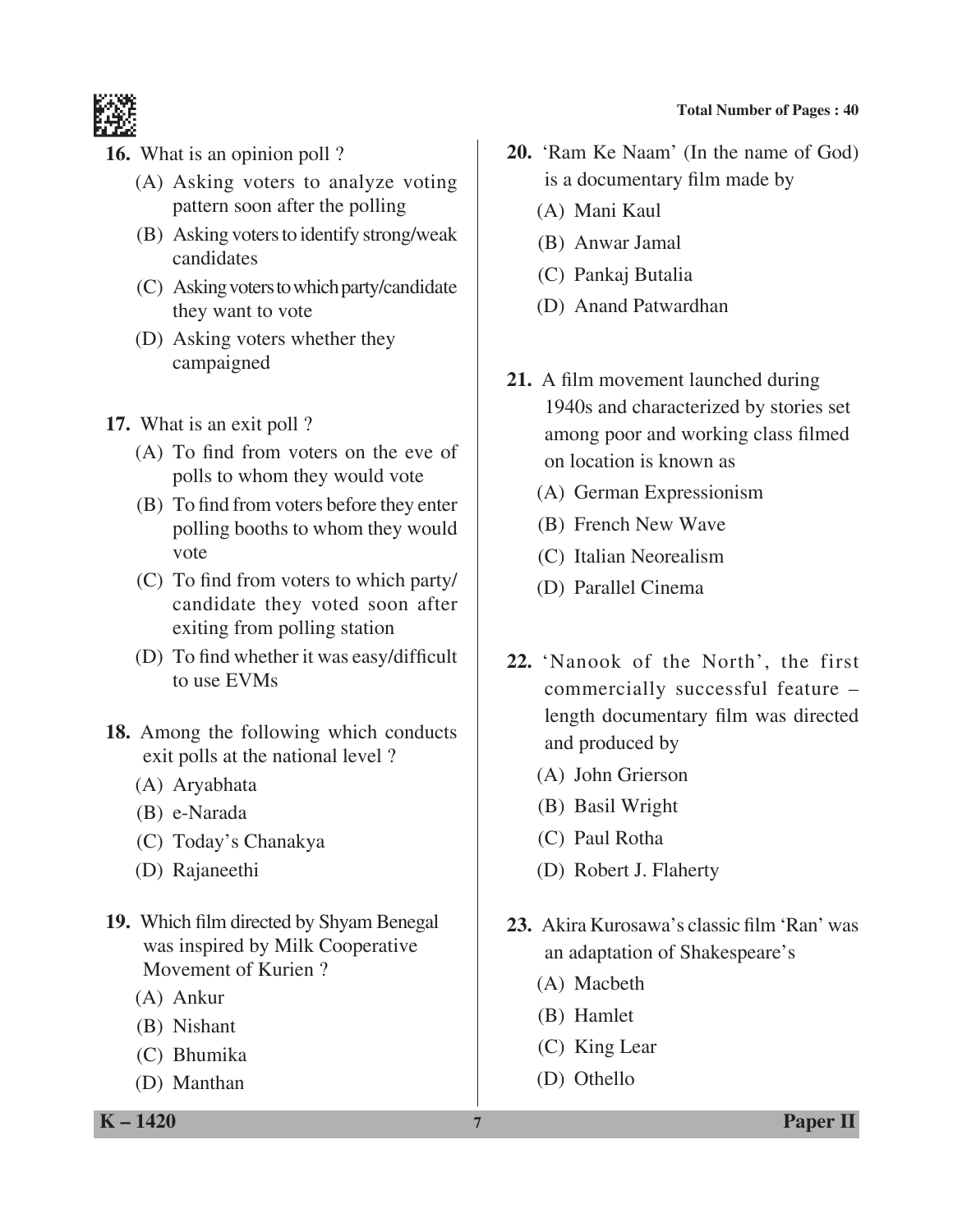16. What is an opinion poll ?

(A) Asking voters to analyze voting pattern soon after the polling

(B) Asking voters to identify strong/weak candidates

(C) Asking voters to which party/candidate they want to vote

(D) Asking voters whether they campaigned

17. What is an exit poll ?

(A) To find from voters on the eve of polls to whom they would vote

(B) To find from voters before they enter polling booths to whom they would vote

(C) To find from voters to which party/candidate they voted soon after exiting from polling station

(D) To find whether it was easy/difficult to use EVMs

18. Among the following which conducts exit polls at the national level ?

(A) Aryabhata

(B) e-Narada

(C) Today's Chanakya

(D) Rajaneethi

19. Which film directed by Shyam Benegal was inspired by Milk Cooperative Movement of Kurien ?

(A) Ankur

(B) Nishant

(C) Bhumika

(D) Manthan

20. 'Ram Ke Naam' (In the name of God) is a documentary film made by

(A) Mani Kaul

(B) Anwar Jamal

(C) Pankaj Butalia

(D) Anand Patwardhan

21. A film movement launched during 1940s and characterized by stories set among poor and working class filmed on location is known as

(A) German Expressionism

(B) French New Wave

(C) Italian Neorealism

(D) Parallel Cinema

22. 'Nanook of the North', the first commercially successful feature – length documentary film was directed and produced by

(A) John Grierson

(B) Basil Wright

(C) Paul Rotha

(D) Robert J. Flaherty

23. Akira Kurosawa's classic film 'Ran' was an adaptation of Shakespeare's

(A) Macbeth

(B) Hamlet

(C) King Lear

(D) Othello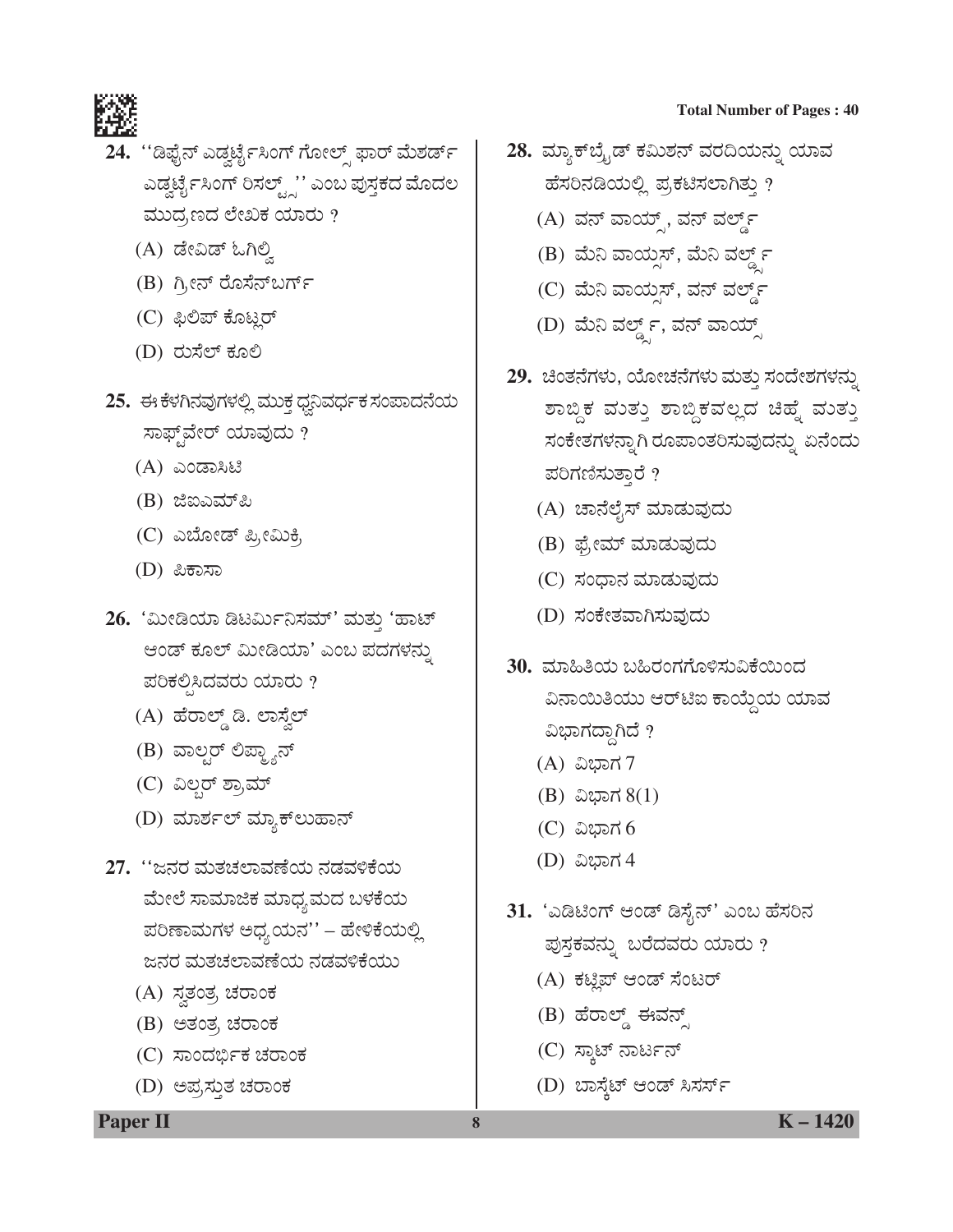24. ''ಡಿಫೈನ್ ಎಡ್ವರ್ಟೈಸಿಂಗ್ ಗೋಲ್ಸ್ ಫಾರ್ ಮೆಶರ್ಡ್ ಎಡ್ವರ್ಟೈಸಿಂಗ್ ರಿಸಲ್ಟ್ಸ್'' ಎಂಬ ಪುಸ್ತಕದ ಮೊದಲ ಮುದ್ರಣದ ಲೇಖಕ ಯಾರು ?

(A) ಡೇವಿಡ್ ಓಗಿಲ್ವಿ

(B) ಗ್ರೀನ್ ರೊಸೆನ್‌ಬರ್ಗ್

(C) ಫಿಲಿಪ್ ಕೊಟ್ಲರ್

(D) ರುಸೆಲ್ ಕೂಲಿ

25. ಈ ಕೆಳಗಿನವುಗಳಲ್ಲಿ ಮುಕ್ತ ಧ್ವನಿವರ್ಧಕ ಸಂಪಾದನೆಯ ಸಾಫ್ಟ್‌ವೇರ್ ಯಾವುದು ?

(A) ಎಂಡಾಸಿಟಿ

(B) ಜಿಐಎಮ್‌ಪಿ

(C) ಎಬೋಡ್ ಪ್ರೀಮಿಕ್ರಿ

(D) ಪಿಕಾಸಾ

26. 'ಮೀಡಿಯಾ ಡಿಟರ್ಮಿನಿಸಮ್' ಮತ್ತು 'ಹಾಟ್ ಆಂಡ್ ಕೂಲ್ ಮೀಡಿಯಾ' ಎಂಬ ಪದಗಳನ್ನು ಪರಿಕಲ್ಪಿಸಿದವರು ಯಾರು ?

(A) ಹೆರಾಲ್ಡ್ ಡಿ. ಲಾಸ್ವೆಲ್

(B) ವಾಲ್ಟರ್ ಲಿಪ್ಮ್ಯಾನ್

(C) ವಿಲ್ಬರ್ ಶ್ರಾಮ್

(D) ಮಾರ್ಶಲ್ ಮ್ಯಾಕ್‌ಲುಹಾನ್

27. ''ಜನರ ಮತಚಲಾವಣೆಯ ನಡವಳಿಕೆಯ ಮೇಲೆ ಸಾಮಾಜಿಕ ಮಾಧ್ಯಮದ ಬಳಕೆಯ ಪರಿಣಾಮಗಳ ಅಧ್ಯಯನ'' – ಹೇಳಿಕೆಯಲ್ಲಿ ಜನರ ಮತಚಲಾವಣೆಯ ನಡವಳಿಕೆಯು

(A) ಸ್ವತಂತ್ರ ಚರಾಂಕ

(B) ಅತಂತ್ರ ಚರಾಂಕ

(C) ಸಾಂದರ್ಭಿಕ ಚರಾಂಕ

(D) ಅಪ್ರಸ್ತುತ ಚರಾಂಕ

28. ಮ್ಯಾಕ್‌ಬ್ರೈಡ್ ಕಮಿಶನ್ ವರದಿಯನ್ನು ಯಾವ ಹೆಸರಿನಡಿಯಲ್ಲಿ ಪ್ರಕಟಿಸಲಾಗಿತ್ತು ?

(A) ವನ್ ವಾಯ್ಸ್, ವನ್ ವರ್ಲ್ಡ್

(B) ಮೆನಿ ವಾಯ್ಸಸ್, ಮೆನಿ ವರ್ಲ್ಡ್ಸ್

(C) ಮೆನಿ ವಾಯ್ಸಸ್, ವನ್ ವರ್ಲ್ಡ್

(D) ಮೆನಿ ವರ್ಲ್ಡ್ಸ್, ವನ್ ವಾಯ್ಸ್

29. ಚಿಂತನೆಗಳು, ಯೋಚನೆಗಳು ಮತ್ತು ಸಂದೇಶಗಳನ್ನು ಶಾಬ್ದಿಕ ಮತ್ತು ಶಾಬ್ದಿಕವಲ್ಲದ ಚಿಹ್ನೆ ಮತ್ತು ಸಂಕೇತಗಳನ್ನಾಗಿ ರೂಪಾಂತರಿಸುವುದನ್ನು ಏನೆಂದು ಪರಿಗಣಿಸುತ್ತಾರೆ ?

(A) ಚಾನೆಲೈಸ್ ಮಾಡುವುದು

(B) ಫ್ರೇಮ್ ಮಾಡುವುದು

(C) ಸಂಧಾನ ಮಾಡುವುದು

(D) ಸಂಕೇತವಾಗಿಸುವುದು

30. ಮಾಹಿತಿಯ ಬಹಿರಂಗಗೊಳಿಸುವಿಕೆಯಿಂದ ವಿನಾಯಿತಿಯು ಆರ್‌ಟಿಐ ಕಾಯ್ದೆಯ ಯಾವ ವಿಭಾಗದ್ದಾಗಿದೆ ?

(A) ವಿಭಾಗ 7

(B) ವಿಭಾಗ 8(1)

(C) ವಿಭಾಗ 6

(D) ವಿಭಾಗ 4

31. 'ಎಡಿಟಿಂಗ್ ಆಂಡ್ ಡಿಸೈನ್' ಎಂಬ ಹೆಸರಿನ ಪುಸ್ತಕವನ್ನು ಬರೆದವರು ಯಾರು ?

(A) ಕಟ್ಲಿಪ್ ಆಂಡ್ ಸೆಂಟರ್

(B) ಹೆರಾಲ್ಡ್ ಈವನ್ಸ್

(C) ಸ್ಕಾಟ್ ನಾರ್ಟನ್

(D) ಬಾಸ್ಕೆಟ್ ಆಂಡ್ ಸಿಸರ್ಸ್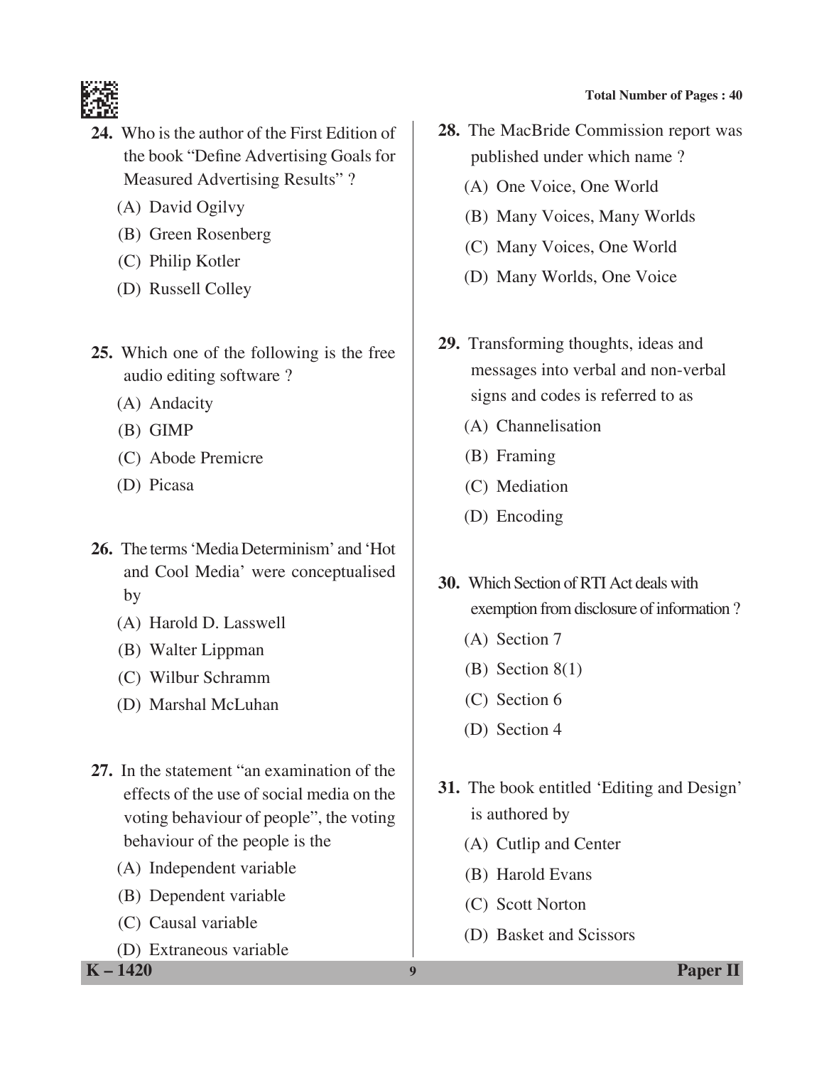24. Who is the author of the First Edition of the book "Define Advertising Goals for Measured Advertising Results" ?

    (A) David Ogilvy
    (B) Green Rosenberg
    (C) Philip Kotler
    (D) Russell Colley

25. Which one of the following is the free audio editing software ?

    (A) Andacity
    (B) GIMP
    (C) Abode Premicre
    (D) Picasa

26. The terms 'Media Determinism' and 'Hot and Cool Media' were conceptualised by

    (A) Harold D. Lasswell
    (B) Walter Lippman
    (C) Wilbur Schramm
    (D) Marshal McLuhan

27. In the statement "an examination of the effects of the use of social media on the voting behaviour of people", the voting behaviour of the people is the

    (A) Independent variable
    (B) Dependent variable
    (C) Causal variable
    (D) Extraneous variable

28. The MacBride Commission report was published under which name ?

    (A) One Voice, One World
    (B) Many Voices, Many Worlds
    (C) Many Voices, One World
    (D) Many Worlds, One Voice

29. Transforming thoughts, ideas and messages into verbal and non-verbal signs and codes is referred to as

    (A) Channelisation
    (B) Framing
    (C) Mediation
    (D) Encoding

30. Which Section of RTI Act deals with exemption from disclosure of information ?

    (A) Section 7
    (B) Section 8(1)
    (C) Section 6
    (D) Section 4

31. The book entitled 'Editing and Design' is authored by

    (A) Cutlip and Center
    (B) Harold Evans
    (C) Scott Norton
    (D) Basket and Scissors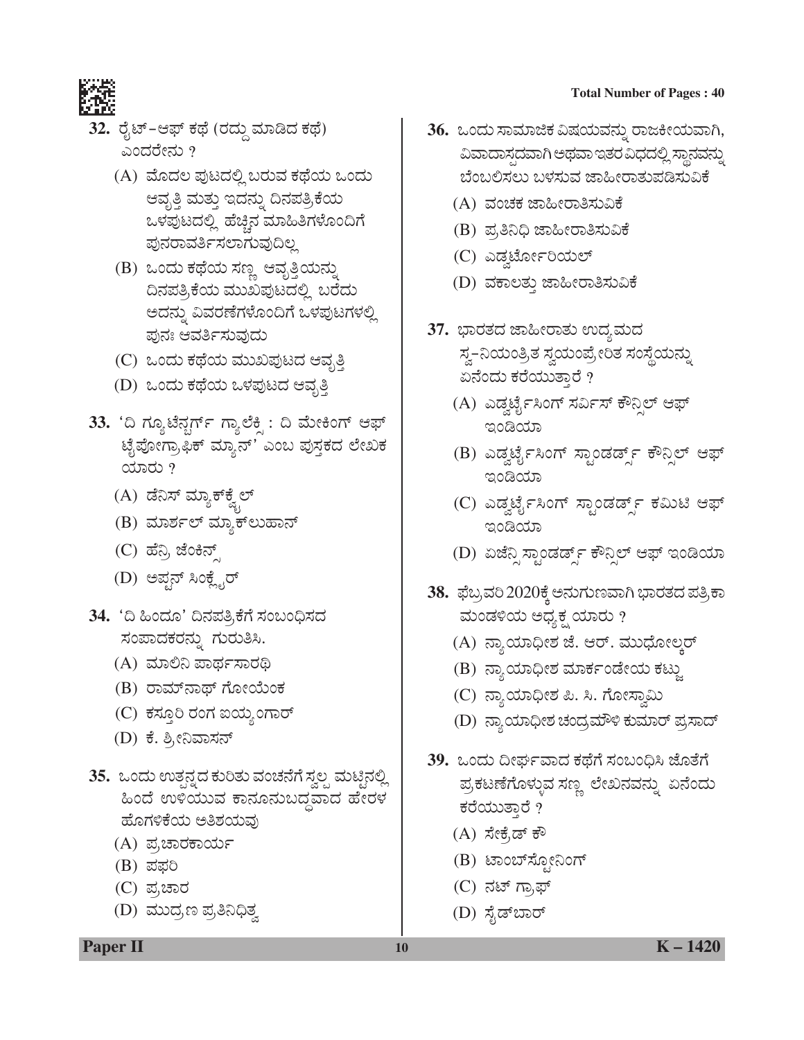**32.** ರೈಟ್‌–ಆಫ್ ಕಥೆ (ರದ್ದು ಮಾಡಿದ ಕಥೆ) ಎಂದರೇನು ?

(A) ಮೊದಲ ಪುಟದಲ್ಲಿ ಬರುವ ಕಥೆಯ ಒಂದು ಆವೃತ್ತಿ ಮತ್ತು ಇದನ್ನು ದಿನಪತ್ರಿಕೆಯ ಒಳಪುಟದಲ್ಲಿ ಹೆಚ್ಚಿನ ಮಾಹಿತಿಗಳೊಂದಿಗೆ ಪುನರಾವರ್ತಿಸಲಾಗುವುದಿಲ್ಲ

(B) ಒಂದು ಕಥೆಯ ಸಣ್ಣ ಆವೃತ್ತಿಯನ್ನು ದಿನಪತ್ರಿಕೆಯ ಮುಖಪುಟದಲ್ಲಿ ಬರೆದು ಅದನ್ನು ವಿವರಣೆಗಳೊಂದಿಗೆ ಒಳಪುಟಗಳಲ್ಲಿ ಪುನಃ ಆವರ್ತಿಸುವುದು

(C) ಒಂದು ಕಥೆಯ ಮುಖಪುಟದ ಆವೃತ್ತಿ

(D) ಒಂದು ಕಥೆಯ ಒಳಪುಟದ ಆವೃತ್ತಿ

**33.** 'ದಿ ಗ್ಯೂಟೆನ್‌ಬರ್ಗ್ ಗ್ಯಾಲಕ್ಸಿ : ದಿ ಮೇಕಿಂಗ್ ಆಫ್ ಟೈಪೋಗ್ರಾಫಿಕ್ ಮ್ಯಾನ್' ಎಂಬ ಪುಸ್ತಕದ ಲೇಖಕ ಯಾರು ?

(A) ಡೆನಿಸ್ ಮ್ಯಾಕ್‌ಕ್ವೈಲ್

(B) ಮಾರ್ಶಲ್ ಮ್ಯಾಕ್‌ಲುಹಾನ್

(C) ಹೆನ್ರಿ ಜೆಂಕಿನ್ಸ್

(D) ಅಪ್ಟನ್ ಸಿಂಕ್ಲೈರ್

**34.** 'ದಿ ಹಿಂದೂ' ದಿನಪತ್ರಿಕೆಗೆ ಸಂಬಂಧಿಸದ ಸಂಪಾದಕರನ್ನು ಗುರುತಿಸಿ.

(A) ಮಾಲಿನಿ ಪಾರ್ಥಸಾರಥಿ

(B) ರಾಮ್‌ನಾಥ್ ಗೋಯೆಂಕ

(C) ಕಸ್ತೂರಿ ರಂಗ ಐಯ್ಯಂಗಾರ್

(D) ಕೆ. ಶ್ರೀನಿವಾಸನ್

**35.** ಒಂದು ಉತ್ಪನ್ನದ ಕುರಿತು ವಂಚನೆಗೆ ಸ್ವಲ್ಪ ಮಟ್ಟಿನಲ್ಲಿ ಹಿಂದೆ ಉಳಿಯುವ ಕಾನೂನುಬದ್ಧವಾದ ಹೇರಳ ಹೊಗಳಿಕೆಯ ಅತಿಶಯವು

(A) ಪ್ರಚಾರಕಾರ್ಯ

(B) ಪಫರಿ

(C) ಪ್ರಚಾರ

(D) ಮುದ್ರಣ ಪ್ರತಿನಿಧಿತ್ವ

**36.** ಒಂದು ಸಾಮಾಜಿಕ ವಿಷಯವನ್ನು ರಾಜಕೀಯವಾಗಿ, ವಿವಾದಾಸ್ಪದವಾಗಿ ಅಥವಾ ಇತರ ವಿಧದಲ್ಲಿ ಸ್ಥಾನವನ್ನು ಬೆಂಬಲಿಸಲು ಬಳಸುವ ಜಾಹೀರಾತುಪಡಿಸುವಿಕೆ

(A) ವಂಚಕ ಜಾಹೀರಾತಿಸುವಿಕೆ

(B) ಪ್ರತಿನಿಧಿ ಜಾಹೀರಾತಿಸುವಿಕೆ

(C) ಎಡ್ವರ್ಟೋರಿಯಲ್

(D) ವಕಾಲತ್ತು ಜಾಹೀರಾತಿಸುವಿಕೆ

**37.** ಭಾರತದ ಜಾಹೀರಾತು ಉದ್ಯಮದ ಸ್ವ–ನಿಯಂತ್ರಿತ ಸ್ವಯಂಪ್ರೇರಿತ ಸಂಸ್ಥೆಯನ್ನು ಏನೆಂದು ಕರೆಯುತ್ತಾರೆ ?

(A) ಎಡ್ವರ್ಟೈಸಿಂಗ್ ಸರ್ವಿಸ್ ಕೌನ್ಸಿಲ್ ಆಫ್ ಇಂಡಿಯಾ

(B) ಎಡ್ವರ್ಟೈಸಿಂಗ್ ಸ್ಟಾಂಡರ್ಡ್ಸ್ ಕೌನ್ಸಿಲ್ ಆಫ್ ಇಂಡಿಯಾ

(C) ಎಡ್ವರ್ಟೈಸಿಂಗ್ ಸ್ಟಾಂಡರ್ಡ್ಸ್ ಕಮಿಟಿ ಆಫ್ ಇಂಡಿಯಾ

(D) ಏಜೆನ್ಸಿ ಸ್ಟಾಂಡರ್ಡ್ಸ್ ಕೌನ್ಸಿಲ್ ಆಫ್ ಇಂಡಿಯಾ

**38.** ಫೆಬ್ರವರಿ 2020ಕ್ಕೆ ಅನುಗುಣವಾಗಿ ಭಾರತದ ಪತ್ರಿಕಾ ಮಂಡಳಿಯ ಅಧ್ಯಕ್ಷ ಯಾರು ?

(A) ನ್ಯಾಯಾಧೀಶ ಜೆ. ಆರ್. ಮುಧೋಲ್ಕರ್

(B) ನ್ಯಾಯಾಧೀಶ ಮಾರ್ಕಂಡೇಯ ಕಟ್ಜು

(C) ನ್ಯಾಯಾಧೀಶ ಪಿ. ಸಿ. ಗೋಸ್ವಾಮಿ

(D) ನ್ಯಾಯಾಧೀಶ ಚಂದ್ರಮೌಳಿ ಕುಮಾರ್ ಪ್ರಸಾದ್

**39.** ಒಂದು ದೀರ್ಘವಾದ ಕಥೆಗೆ ಸಂಬಂಧಿಸಿ ಜೊತೆಗೆ ಪ್ರಕಟಣೆಗೊಳ್ಳುವ ಸಣ್ಣ ಲೇಖನವನ್ನು ಏನೆಂದು ಕರೆಯುತ್ತಾರೆ ?

(A) ಸೇಕ್ರೆಡ್ ಕೌ

(B) ಟಾಂಬ್‌ಸ್ಟೋನಿಂಗ್

(C) ನಟ್ ಗ್ರಾಫ್

(D) ಸೈಡ್‌ಬಾರ್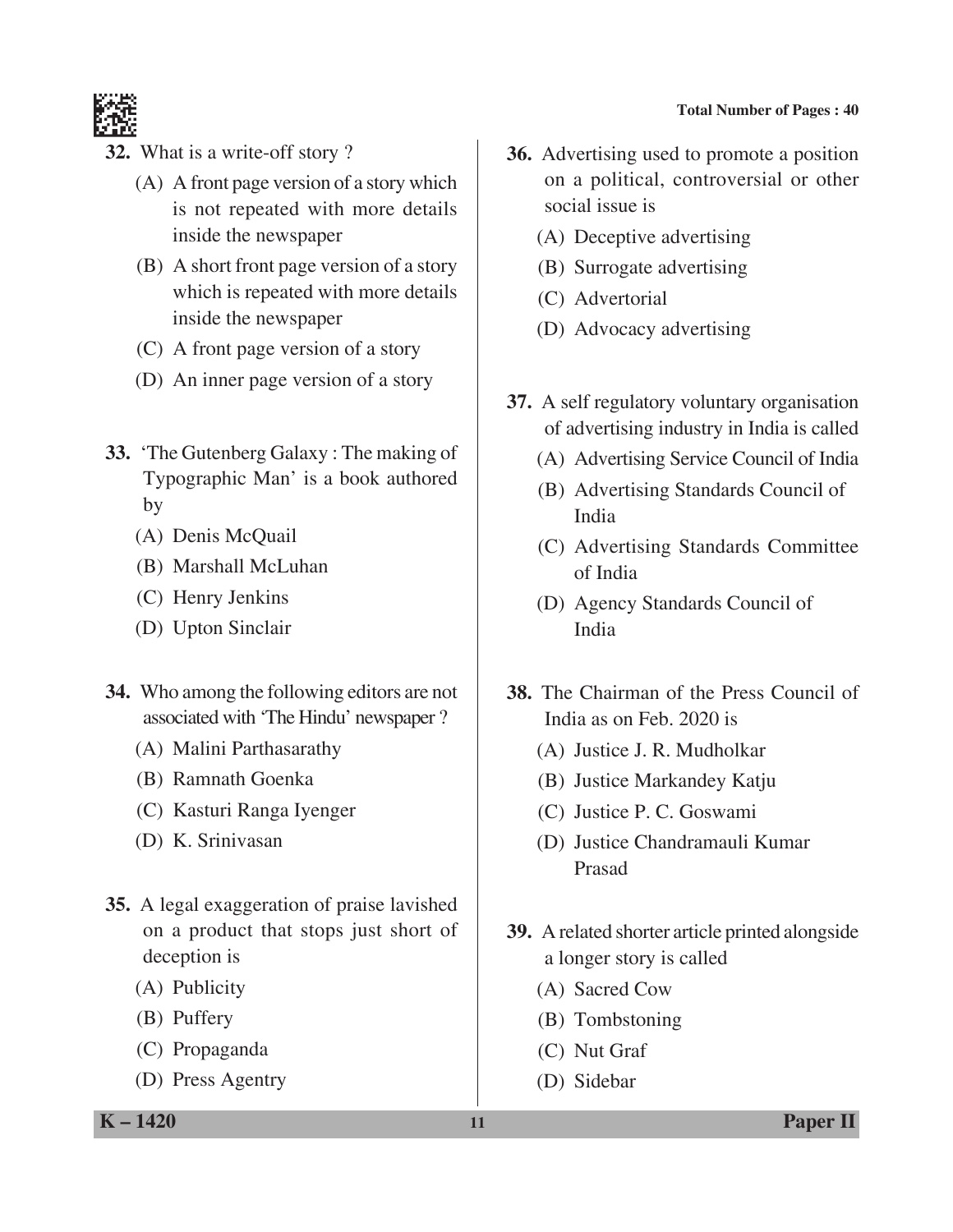32. What is a write-off story ?

(A) A front page version of a story which is not repeated with more details inside the newspaper

(B) A short front page version of a story which is repeated with more details inside the newspaper

(C) A front page version of a story

(D) An inner page version of a story

33. 'The Gutenberg Galaxy : The making of Typographic Man' is a book authored by

(A) Denis McQuail

(B) Marshall McLuhan

(C) Henry Jenkins

(D) Upton Sinclair

34. Who among the following editors are not associated with 'The Hindu' newspaper ?

(A) Malini Parthasarathy

(B) Ramnath Goenka

(C) Kasturi Ranga Iyenger

(D) K. Srinivasan

35. A legal exaggeration of praise lavished on a product that stops just short of deception is

(A) Publicity

(B) Puffery

(C) Propaganda

(D) Press Agentry

36. Advertising used to promote a position on a political, controversial or other social issue is

(A) Deceptive advertising

(B) Surrogate advertising

(C) Advertorial

(D) Advocacy advertising

37. A self regulatory voluntary organisation of advertising industry in India is called

(A) Advertising Service Council of India

(B) Advertising Standards Council of India

(C) Advertising Standards Committee of India

(D) Agency Standards Council of India

38. The Chairman of the Press Council of India as on Feb. 2020 is

(A) Justice J. R. Mudholkar

(B) Justice Markandey Katju

(C) Justice P. C. Goswami

(D) Justice Chandramauli Kumar Prasad

39. A related shorter article printed alongside a longer story is called

(A) Sacred Cow

(B) Tombstoning

(C) Nut Graf

(D) Sidebar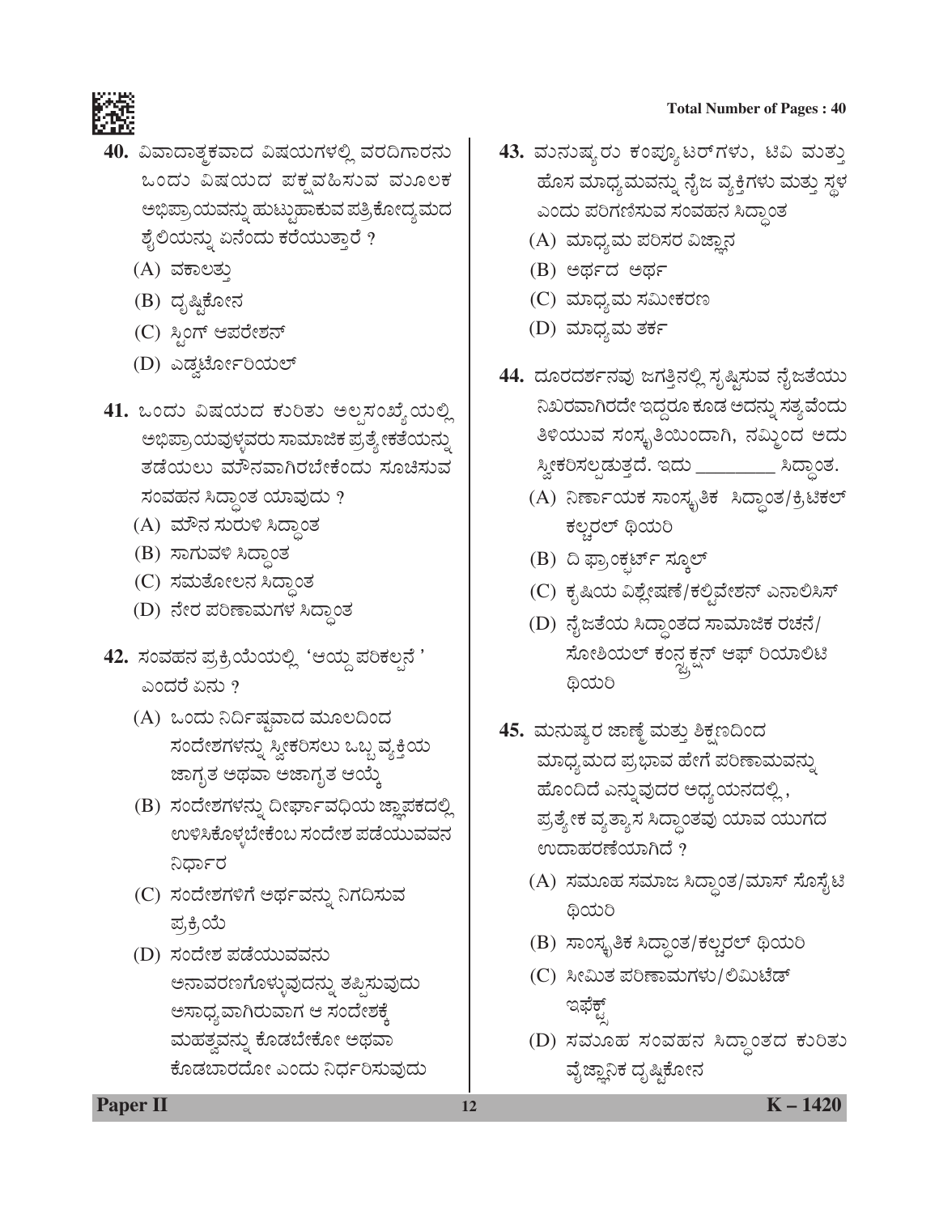40. ವಿವಾದಾತ್ಮಕವಾದ ವಿಷಯಗಳಲ್ಲಿ ವರದಿಗಾರನು ಒಂದು ವಿಷಯದ ಪಕ್ಷವಹಿಸುವ ಮೂಲಕ ಅಭಿಪ್ರಾಯವನ್ನು ಹುಟ್ಟುಹಾಕುವ ಪತ್ರಿಕೋದ್ಯಮದ ಶೈಲಿಯನ್ನು ಏನೆಂದು ಕರೆಯುತ್ತಾರೆ ?

   (A) ವಕಾಲತ್ತು
   (B) ದೃಷ್ಟಿಕೋನ
   (C) ಸ್ಟಿಂಗ್ ಆಪರೇಶನ್
   (D) ಎಡ್ವರ್ಟೋರಿಯಲ್

41. ಒಂದು ವಿಷಯದ ಕುರಿತು ಅಲ್ಪಸಂಖ್ಯೆಯಲ್ಲಿ ಅಭಿಪ್ರಾಯವುಳ್ಳವರು ಸಾಮಾಜಿಕ ಪ್ರತ್ಯೇಕತೆಯನ್ನು ತಡೆಯಲು ಮೌನವಾಗಿರಬೇಕೆಂದು ಸೂಚಿಸುವ ಸಂವಹನ ಸಿದ್ಧಾಂತ ಯಾವುದು ?

   (A) ಮೌನ ಸುರುಳಿ ಸಿದ್ಧಾಂತ
   (B) ಸಾಗುವಳಿ ಸಿದ್ಧಾಂತ
   (C) ಸಮತೋಲನ ಸಿದ್ಧಾಂತ
   (D) ನೇರ ಪರಿಣಾಮಗಳ ಸಿದ್ಧಾಂತ

42. ಸಂವಹನ ಪ್ರಕ್ರಿಯೆಯಲ್ಲಿ 'ಆಯ್ದ ಪರಿಕಲ್ಪನೆ ' ಎಂದರೆ ಏನು ?

   (A) ಒಂದು ನಿರ್ದಿಷ್ಟವಾದ ಮೂಲದಿಂದ ಸಂದೇಶಗಳನ್ನು ಸ್ವೀಕರಿಸಲು ಒಬ್ಬ ವ್ಯಕ್ತಿಯ ಜಾಗೃತ ಅಥವಾ ಅಜಾಗೃತ ಆಯ್ಕೆ
   (B) ಸಂದೇಶಗಳನ್ನು ದೀರ್ಘಾವಧಿಯ ಜ್ಞಾಪಕದಲ್ಲಿ ಉಳಿಸಿಕೊಳ್ಳಬೇಕೆಂಬ ಸಂದೇಶ ಪಡೆಯುವವನ ನಿರ್ಧಾರ
   (C) ಸಂದೇಶಗಳಿಗೆ ಅರ್ಥವನ್ನು ನಿಗದಿಸುವ ಪ್ರಕ್ರಿಯೆ
   (D) ಸಂದೇಶ ಪಡೆಯುವವನು ಅನಾವರಣಗೊಳ್ಳುವುದನ್ನು ತಪ್ಪಿಸುವುದು ಅಸಾಧ್ಯವಾಗಿರುವಾಗ ಆ ಸಂದೇಶಕ್ಕೆ ಮಹತ್ವವನ್ನು ಕೊಡಬೇಕೋ ಅಥವಾ ಕೊಡಬಾರದೋ ಎಂದು ನಿರ್ಧರಿಸುವುದು

43. ಮನುಷ್ಯರು ಕಂಪ್ಯೂಟರ್‌ಗಳು, ಟಿವಿ ಮತ್ತು ಹೊಸ ಮಾಧ್ಯಮವನ್ನು ನೈಜ ವ್ಯಕ್ತಿಗಳು ಮತ್ತು ಸ್ಥಳ ಎಂದು ಪರಿಗಣಿಸುವ ಸಂವಹನ ಸಿದ್ಧಾಂತ

   (A) ಮಾಧ್ಯಮ ಪರಿಸರ ವಿಜ್ಞಾನ
   (B) ಅರ್ಥದ ಅರ್ಥ
   (C) ಮಾಧ್ಯಮ ಸಮೀಕರಣ
   (D) ಮಾಧ್ಯಮ ತರ್ಕ

44. ದೂರದರ್ಶನವು ಜಗತ್ತಿನಲ್ಲಿ ಸೃಷ್ಟಿಸುವ ನೈಜತೆಯು ನಿಖರವಾಗಿರದೇ ಇದ್ದರೂ ಕೂಡ ಅದನ್ನು ಸತ್ಯವೆಂದು ತಿಳಿಯುವ ಸಂಸ್ಕೃತಿಯಿಂದಾಗಿ, ನಮ್ಮಿಂದ ಅದು ಸ್ವೀಕರಿಸಲ್ಪಡುತ್ತದೆ. ಇದು _________ ಸಿದ್ಧಾಂತ.

   (A) ನಿರ್ಣಾಯಕ ಸಾಂಸ್ಕೃತಿಕ ಸಿದ್ಧಾಂತ/ಕ್ರಿಟಿಕಲ್ ಕಲ್ಚರಲ್ ಥಿಯರಿ
   (B) ದಿ ಫ್ರಾಂಕ್‌ಫರ್ಟ್ ಸ್ಕೂಲ್
   (C) ಕೃಷಿಯ ವಿಶ್ಲೇಷಣೆ/ಕಲ್ಟಿವೇಶನ್ ಎನಾಲಿಸಿಸ್
   (D) ನೈಜತೆಯ ಸಿದ್ಧಾಂತದ ಸಾಮಾಜಿಕ ರಚನೆ/ ಸೋಶಿಯಲ್ ಕನ್‌ಸ್ಟ್ರಕ್ಷನ್ ಆಫ್ ರಿಯಾಲಿಟಿ ಥಿಯರಿ

45. ಮನುಷ್ಯರ ಜಾಣ್ಮೆ ಮತ್ತು ಶಿಕ್ಷಣದಿಂದ ಮಾಧ್ಯಮದ ಪ್ರಭಾವ ಹೇಗೆ ಪರಿಣಾಮವನ್ನು ಹೊಂದಿದೆ ಎನ್ನುವುದರ ಅಧ್ಯಯನದಲ್ಲಿ, ಪ್ರತ್ಯೇಕ ವ್ಯತ್ಯಾಸ ಸಿದ್ಧಾಂತವು ಯಾವ ಯುಗದ ಉದಾಹರಣೆಯಾಗಿದೆ ?

   (A) ಸಮೂಹ ಸಮಾಜ ಸಿದ್ಧಾಂತ/ಮಾಸ್ ಸೊಸೈಟಿ ಥಿಯರಿ
   (B) ಸಾಂಸ್ಕೃತಿಕ ಸಿದ್ಧಾಂತ/ಕಲ್ಚರಲ್ ಥಿಯರಿ
   (C) ಸೀಮಿತ ಪರಿಣಾಮಗಳು/ಲಿಮಿಟೆಡ್ ಇಫೆಕ್ಟ್ಸ್
   (D) ಸಮೂಹ ಸಂವಹನ ಸಿದ್ಧಾಂತದ ಕುರಿತು ವೈಜ್ಞಾನಿಕ ದೃಷ್ಟಿಕೋನ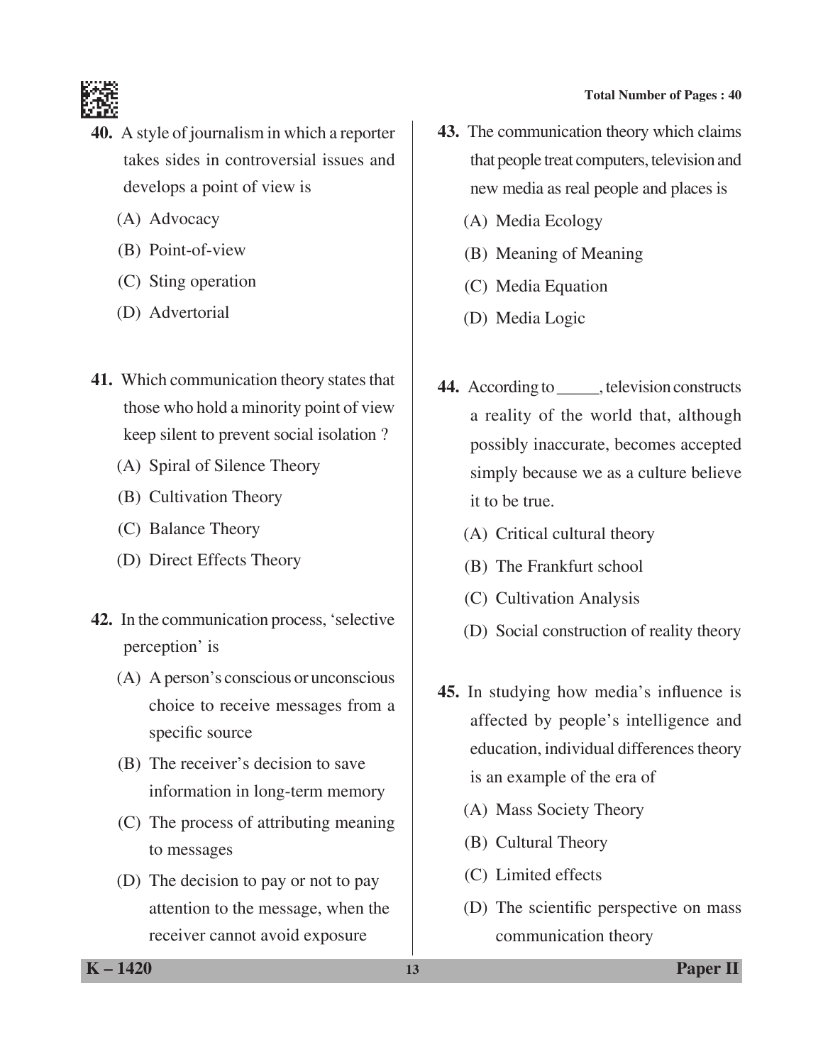40. A style of journalism in which a reporter takes sides in controversial issues and develops a point of view is

(A) Advocacy

(B) Point-of-view

(C) Sting operation

(D) Advertorial

41. Which communication theory states that those who hold a minority point of view keep silent to prevent social isolation ?

(A) Spiral of Silence Theory

(B) Cultivation Theory

(C) Balance Theory

(D) Direct Effects Theory

42. In the communication process, 'selective perception' is

(A) A person's conscious or unconscious choice to receive messages from a specific source

(B) The receiver's decision to save information in long-term memory

(C) The process of attributing meaning to messages

(D) The decision to pay or not to pay attention to the message, when the receiver cannot avoid exposure

43. The communication theory which claims that people treat computers, television and new media as real people and places is

(A) Media Ecology

(B) Meaning of Meaning

(C) Media Equation

(D) Media Logic

44. According to _____, television constructs a reality of the world that, although possibly inaccurate, becomes accepted simply because we as a culture believe it to be true.

(A) Critical cultural theory

(B) The Frankfurt school

(C) Cultivation Analysis

(D) Social construction of reality theory

45. In studying how media's influence is affected by people's intelligence and education, individual differences theory is an example of the era of

(A) Mass Society Theory

(B) Cultural Theory

(C) Limited effects

(D) The scientific perspective on mass communication theory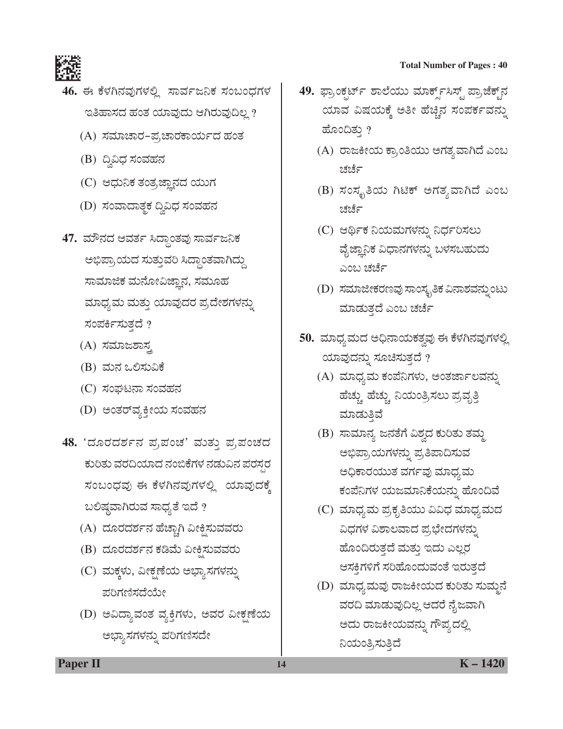46. ಈ ಕೆಳಗಿನವುಗಳಲ್ಲಿ ಸಾರ್ವಜನಿಕ ಸಂಬಂಧಗಳ ಇತಿಹಾಸದ ಹಂತ ಯಾವುದು ಆಗಿರುವುದಿಲ್ಲ ?

(A) ಸಮಾಚಾರ–ಪ್ರಚಾರಕಾರ್ಯದ ಹಂತ

(B) ದ್ವಿವಿಧ ಸಂವಹನ

(C) ಆಧುನಿಕ ತಂತ್ರಜ್ಞಾನದ ಯುಗ

(D) ಸಂವಾದಾತ್ಮಕ ದ್ವಿವಿಧ ಸಂವಹನ

47. ಮೌನದ ಆವರ್ತ ಸಿದ್ಧಾಂತವು ಸಾರ್ವಜನಿಕ ಅಭಿಪ್ರಾಯದ ಸುತ್ತುವರಿ ಸಿದ್ಧಾಂತವಾಗಿದ್ದು ಸಾಮಾಜಿಕ ಮನೋವಿಜ್ಞಾನ, ಸಮೂಹ ಮಾಧ್ಯಮ ಮತ್ತು ಯಾವುದರ ಪ್ರದೇಶಗಳನ್ನು ಸಂಪರ್ಕಿಸುತ್ತದೆ ?

(A) ಸಮಾಜಶಾಸ್ತ್ರ

(B) ಮನ ಒಲಿಸುವಿಕೆ

(C) ಸಂಘಟನಾ ಸಂವಹನ

(D) ಅಂತರ್‌ವ್ಯಕ್ತೀಯ ಸಂವಹನ

48. 'ದೂರದರ್ಶನ ಪ್ರಪಂಚ' ಮತ್ತು ಪ್ರಪಂಚದ ಕುರಿತು ವರದಿಯಾದ ನಂಬಿಕೆಗಳ ನಡುವಿನ ಪರಸ್ಪರ ಸಂಬಂಧವು ಈ ಕೆಳಗಿನವುಗಳಲ್ಲಿ ಯಾವುದಕ್ಕೆ ಬಲಿಷ್ಠವಾಗಿರುವ ಸಾಧ್ಯತೆ ಇದೆ ?

(A) ದೂರದರ್ಶನ ಹೆಚ್ಚಾಗಿ ವೀಕ್ಷಿಸುವವರು

(B) ದೂರದರ್ಶನ ಕಡಿಮೆ ವೀಕ್ಷಿಸುವವರು

(C) ಮಕ್ಕಳು, ವೀಕ್ಷಣೆಯ ಅಭ್ಯಾಸಗಳನ್ನು ಪರಿಗಣಿಸದೆಯೇ

(D) ಅವಿದ್ಯಾವಂತ ವ್ಯಕ್ತಿಗಳು, ಅವರ ವೀಕ್ಷಣೆಯ ಅಭ್ಯಾಸಗಳನ್ನು ಪರಿಗಣಿಸದೇ

49. ಫ್ರಾಂಕ್‌ಫರ್ಟ್ ಶಾಲೆಯು ಮಾರ್ಕ್ಸಿಸ್ಟ್ ಪ್ರಾಜೆಕ್ಟ್‌ನ ಯಾವ ವಿಷಯಕ್ಕೆ ಅತೀ ಹೆಚ್ಚಿನ ಸಂಪರ್ಕವನ್ನು ಹೊಂದಿತ್ತು ?

(A) ರಾಜಕೀಯ ಕ್ರಾಂತಿಯು ಅಗತ್ಯವಾಗಿದೆ ಎಂಬ ಚರ್ಚೆ

(B) ಸಂಸ್ಕೃತಿಯ ಗಿಟಿಕ್ ಅಗತ್ಯವಾಗಿದೆ ಎಂಬ ಚರ್ಚೆ

(C) ಆರ್ಥಿಕ ನಿಯಮಗಳನ್ನು ನಿರ್ಧರಿಸಲು ವೈಜ್ಞಾನಿಕ ವಿಧಾನಗಳನ್ನು ಬಳಸಬಹುದು ಎಂಬ ಚರ್ಚೆ

(D) ಸಮಾಜೀಕರಣವು ಸಾಂಸ್ಕೃತಿಕ ವಿನಾಶವನ್ನುಂಟು ಮಾಡುತ್ತದೆ ಎಂಬ ಚರ್ಚೆ

50. ಮಾಧ್ಯಮದ ಅಧಿನಾಯಕತ್ವವು ಈ ಕೆಳಗಿನವುಗಳಲ್ಲಿ ಯಾವುದನ್ನು ಸೂಚಿಸುತ್ತದೆ ?

(A) ಮಾಧ್ಯಮ ಕಂಪೆನಿಗಳು, ಅಂತರ್ಜಾಲವನ್ನು ಹೆಚ್ಚು ಹೆಚ್ಚು ನಿಯಂತ್ರಿಸಲು ಪ್ರವೃತ್ತಿ ಮಾಡುತ್ತಿವೆ

(B) ಸಾಮಾನ್ಯ ಜನತೆಗೆ ವಿಶ್ವದ ಕುರಿತು ತಮ್ಮ ಅಭಿಪ್ರಾಯಗಳನ್ನು ಪ್ರತಿಪಾದಿಸುವ ಅಧಿಕಾರಯುತ ವರ್ಗವು ಮಾಧ್ಯಮ ಕಂಪೆನಿಗಳ ಯಜಮಾನಿಕೆಯನ್ನು ಹೊಂದಿವೆ

(C) ಮಾಧ್ಯಮ ಪ್ರಕೃತಿಯು ವಿವಿಧ ಮಾಧ್ಯಮದ ವಿಧಗಳ ವಿಶಾಲವಾದ ಪ್ರಭೇದಗಳನ್ನು ಹೊಂದಿರುತ್ತದೆ ಮತ್ತು ಇದು ಎಲ್ಲರ ಆಸಕ್ತಿಗಳಿಗೆ ಸರಿಹೊಂದುವಂತೆ ಇರುತ್ತದೆ

(D) ಮಾಧ್ಯಮವು ರಾಜಕೀಯದ ಕುರಿತು ಸುಮ್ಮನೆ ವರದಿ ಮಾಡುವುದಿಲ್ಲ ಆದರೆ ನೈಜವಾಗಿ ಅದು ರಾಜಕೀಯವನ್ನು ಗೌಪ್ಯದಲ್ಲಿ ನಿಯಂತ್ರಿಸುತ್ತಿದೆ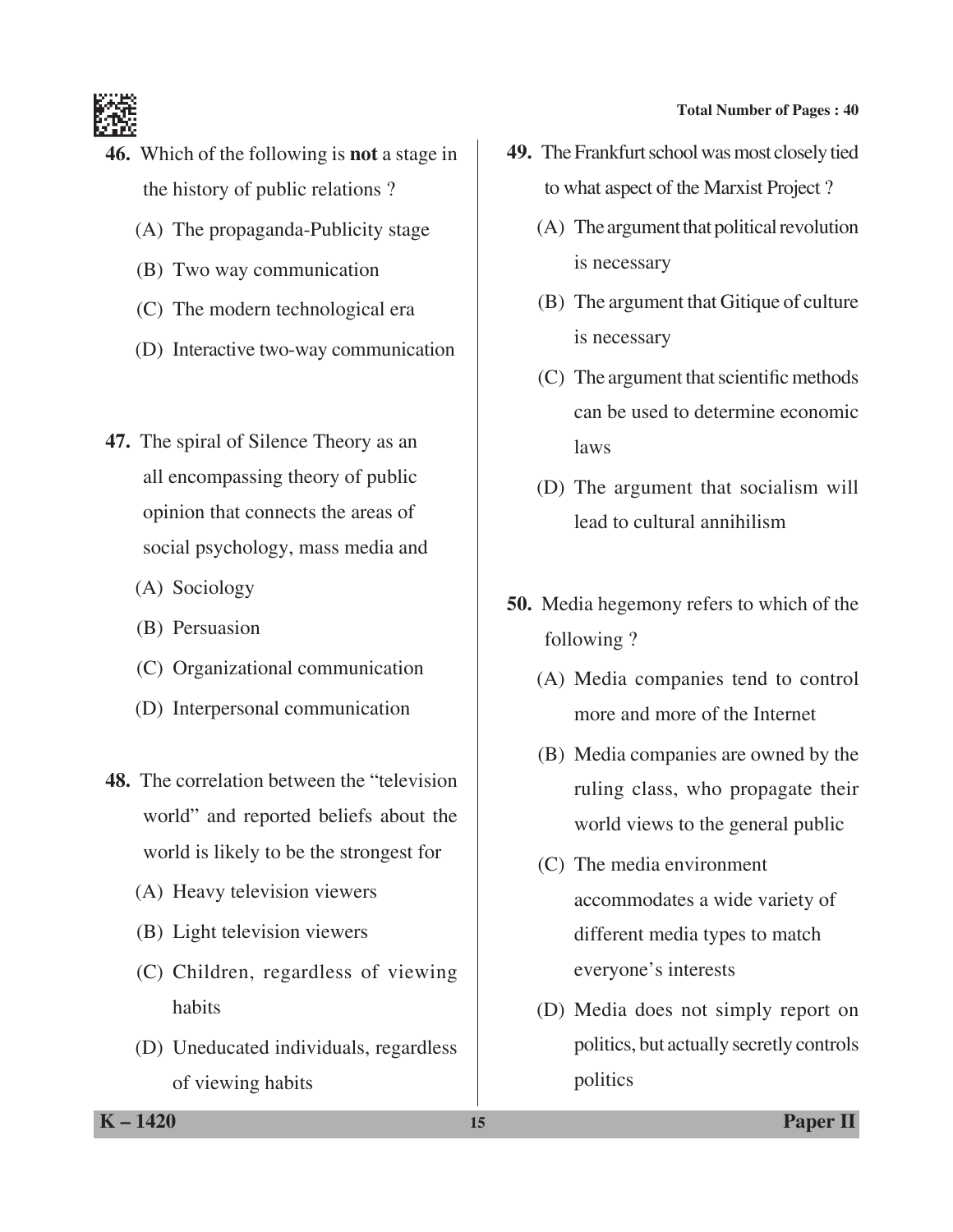46. Which of the following is **not** a stage in the history of public relations ?

(A) The propaganda-Publicity stage

(B) Two way communication

(C) The modern technological era

(D) Interactive two-way communication

47. The spiral of Silence Theory as an all encompassing theory of public opinion that connects the areas of social psychology, mass media and

(A) Sociology

(B) Persuasion

(C) Organizational communication

(D) Interpersonal communication

48. The correlation between the "television world" and reported beliefs about the world is likely to be the strongest for

(A) Heavy television viewers

(B) Light television viewers

(C) Children, regardless of viewing habits

(D) Uneducated individuals, regardless of viewing habits

49. The Frankfurt school was most closely tied to what aspect of the Marxist Project ?

(A) The argument that political revolution is necessary

(B) The argument that Gitique of culture is necessary

(C) The argument that scientific methods can be used to determine economic laws

(D) The argument that socialism will lead to cultural annihilism

50. Media hegemony refers to which of the following ?

(A) Media companies tend to control more and more of the Internet

(B) Media companies are owned by the ruling class, who propagate their world views to the general public

(C) The media environment accommodates a wide variety of different media types to match everyone's interests

(D) Media does not simply report on politics, but actually secretly controls politics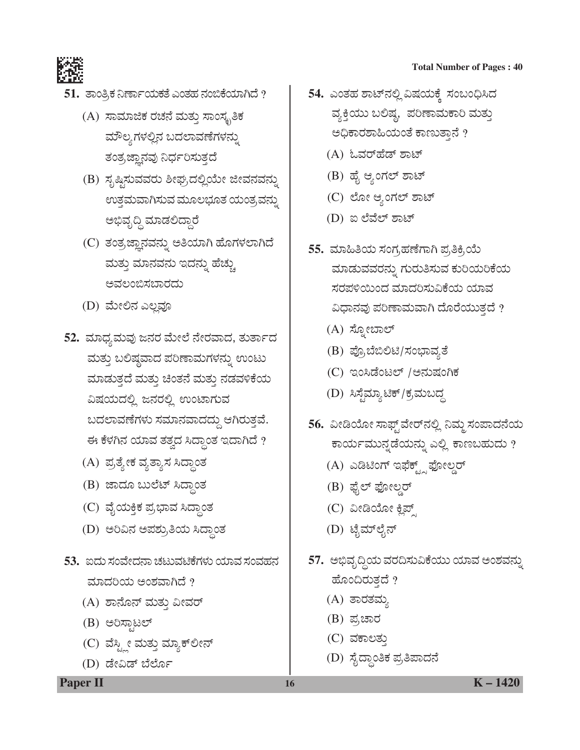51. ತಾಂತ್ರಿಕ ನಿರ್ಣಾಯಕತೆ ಎಂತಹ ನಂಬಿಕೆಯಾಗಿದೆ ?

(A) ಸಾಮಾಜಿಕ ರಚನೆ ಮತ್ತು ಸಾಂಸ್ಕೃತಿಕ ಮೌಲ್ಯಗಳಲ್ಲಿನ ಬದಲಾವಣೆಗಳನ್ನು ತಂತ್ರಜ್ಞಾನವು ನಿರ್ಧರಿಸುತ್ತದೆ

(B) ಸೃಷ್ಟಿಸುವವರು ಶೀಘ್ರದಲ್ಲಿಯೇ ಜೀವನವನ್ನು ಉತ್ತಮವಾಗಿಸುವ ಮೂಲಭೂತ ಯಂತ್ರವನ್ನು ಅಭಿವೃದ್ಧಿ ಮಾಡಲಿದ್ದಾರೆ

(C) ತಂತ್ರಜ್ಞಾನವನ್ನು ಅತಿಯಾಗಿ ಹೊಗಳಲಾಗಿದೆ ಮತ್ತು ಮಾನವನು ಇದನ್ನು ಹೆಚ್ಚು ಅವಲಂಬಿಸಬಾರದು

(D) ಮೇಲಿನ ಎಲ್ಲವೂ

52. ಮಾಧ್ಯಮವು ಜನರ ಮೇಲೆ ನೇರವಾದ, ತುರ್ತಾದ ಮತ್ತು ಬಲಿಷ್ಠವಾದ ಪರಿಣಾಮಗಳನ್ನು ಉಂಟು ಮಾಡುತ್ತದೆ ಮತ್ತು ಚಿಂತನೆ ಮತ್ತು ನಡವಳಿಕೆಯ ವಿಷಯದಲ್ಲಿ ಜನರಲ್ಲಿ ಉಂಟಾಗುವ ಬದಲಾವಣೆಗಳು ಸಮಾನವಾದದ್ದು ಆಗಿರುತ್ತವೆ. ಈ ಕೆಳಗಿನ ಯಾವ ತತ್ವದ ಸಿದ್ಧಾಂತ ಇದಾಗಿದೆ ?

(A) ಪ್ರತ್ಯೇಕ ವ್ಯತ್ಯಾಸ ಸಿದ್ಧಾಂತ

(B) ಜಾದೂ ಬುಲೆಟ್ ಸಿದ್ಧಾಂತ

(C) ವೈಯಕ್ತಿಕ ಪ್ರಭಾವ ಸಿದ್ಧಾಂತ

(D) ಅರಿವಿನ ಅಪಶ್ರುತಿಯ ಸಿದ್ಧಾಂತ

53. ಐದು ಸಂವೇದನಾ ಚಟುವಟಿಕೆಗಳು ಯಾವ ಸಂವಹನ ಮಾದರಿಯ ಅಂಶವಾಗಿದೆ ?

(A) ಶಾನೊನ್ ಮತ್ತು ವೀವರ್

(B) ಅರಿಸ್ಟಾಟಲ್

(C) ವೆಸ್ಟ್ಲೀ ಮತ್ತು ಮ್ಯಾಕ್‌ಲೀನ್

(D) ಡೇವಿಡ್ ಬೆರ್ಲೊ

54. ಎಂತಹ ಶಾಟ್‌ನಲ್ಲಿ ವಿಷಯಕ್ಕೆ ಸಂಬಂಧಿಸಿದ ವ್ಯಕ್ತಿಯು ಬಲಿಷ್ಠ, ಪರಿಣಾಮಕಾರಿ ಮತ್ತು ಅಧಿಕಾರಶಾಹಿಯಂತೆ ಕಾಣುತ್ತಾನೆ ?

(A) ಓವರ್‌ಹೆಡ್ ಶಾಟ್

(B) ಹೈ ಆ್ಯಂಗಲ್ ಶಾಟ್

(C) ಲೋ ಆ್ಯಂಗಲ್ ಶಾಟ್

(D) ಐ ಲೆವೆಲ್ ಶಾಟ್

55. ಮಾಹಿತಿಯ ಸಂಗ್ರಹಣೆಗಾಗಿ ಪ್ರತಿಕ್ರಿಯೆ ಮಾಡುವವರನ್ನು ಗುರುತಿಸುವ ಕುರಿಯರಿಕೆಯ ಸರಪಳಿಯಿಂದ ಮಾದರಿಸುವಿಕೆಯ ಯಾವ ವಿಧಾನವು ಪರಿಣಾಮವಾಗಿ ದೊರೆಯುತ್ತದೆ ?

(A) ಸ್ನೋಬಾಲ್

(B) ಪ್ರೊಬೆಬಿಲಿಟಿ/ಸಂಭಾವ್ಯತೆ

(C) ಇಂಸಿಡೆಂಟಲ್ /ಅನುಷಂಗಿಕ

(D) ಸಿಸ್ಟೆಮ್ಯಾಟಿಕ್/ಕ್ರಮಬದ್ಧ

56. ವೀಡಿಯೋ ಸಾಫ್ಟ್‌ವೇರ್‌ನಲ್ಲಿ ನಿಮ್ಮ ಸಂಪಾದನೆಯ ಕಾರ್ಯಮುನ್ನಡೆಯನ್ನು ಎಲ್ಲಿ ಕಾಣಬಹುದು ?

(A) ಎಡಿಟಿಂಗ್ ಇಫೆಕ್ಟ್ಸ್ ಫೋಲ್ಡರ್

(B) ಫೈಲ್ ಫೋಲ್ಡರ್

(C) ವೀಡಿಯೋ ಕ್ಲಿಪ್ಸ್

(D) ಟೈಮ್‌ಲೈನ್

57. ಅಭಿವೃದ್ಧಿಯ ವರದಿಸುವಿಕೆಯು ಯಾವ ಅಂಶವನ್ನು ಹೊಂದಿರುತ್ತದೆ ?

(A) ತಾರತಮ್ಯ

(B) ಪ್ರಚಾರ

(C) ವಕಾಲತ್ತು

(D) ಸೈದ್ಧಾಂತಿಕ ಪ್ರತಿಪಾದನೆ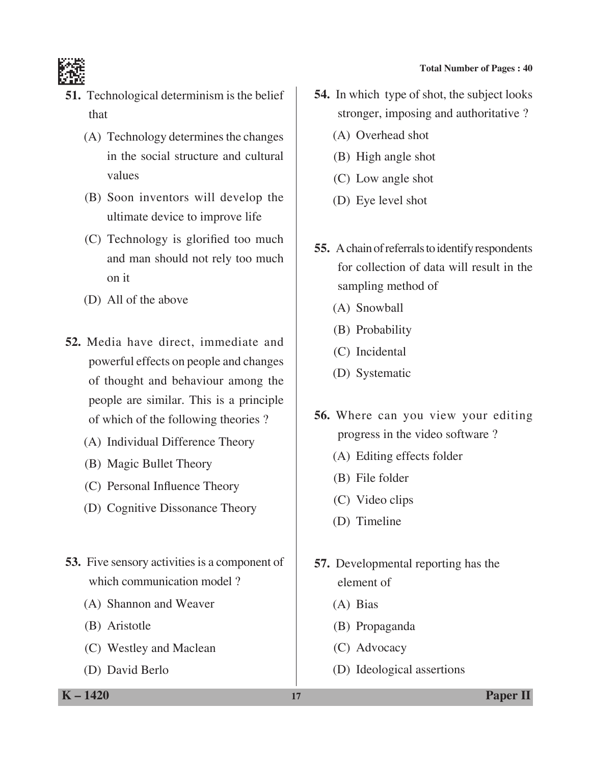51. Technological determinism is the belief that

(A) Technology determines the changes in the social structure and cultural values

(B) Soon inventors will develop the ultimate device to improve life

(C) Technology is glorified too much and man should not rely too much on it

(D) All of the above

52. Media have direct, immediate and powerful effects on people and changes of thought and behaviour among the people are similar. This is a principle of which of the following theories ?

(A) Individual Difference Theory

(B) Magic Bullet Theory

(C) Personal Influence Theory

(D) Cognitive Dissonance Theory

53. Five sensory activities is a component of which communication model ?

(A) Shannon and Weaver

(B) Aristotle

(C) Westley and Maclean

(D) David Berlo

54. In which type of shot, the subject looks stronger, imposing and authoritative ?

(A) Overhead shot

(B) High angle shot

(C) Low angle shot

(D) Eye level shot

55. A chain of referrals to identify respondents for collection of data will result in the sampling method of

(A) Snowball

(B) Probability

(C) Incidental

(D) Systematic

56. Where can you view your editing progress in the video software ?

(A) Editing effects folder

(B) File folder

(C) Video clips

(D) Timeline

57. Developmental reporting has the element of

(A) Bias

(B) Propaganda

(C) Advocacy

(D) Ideological assertions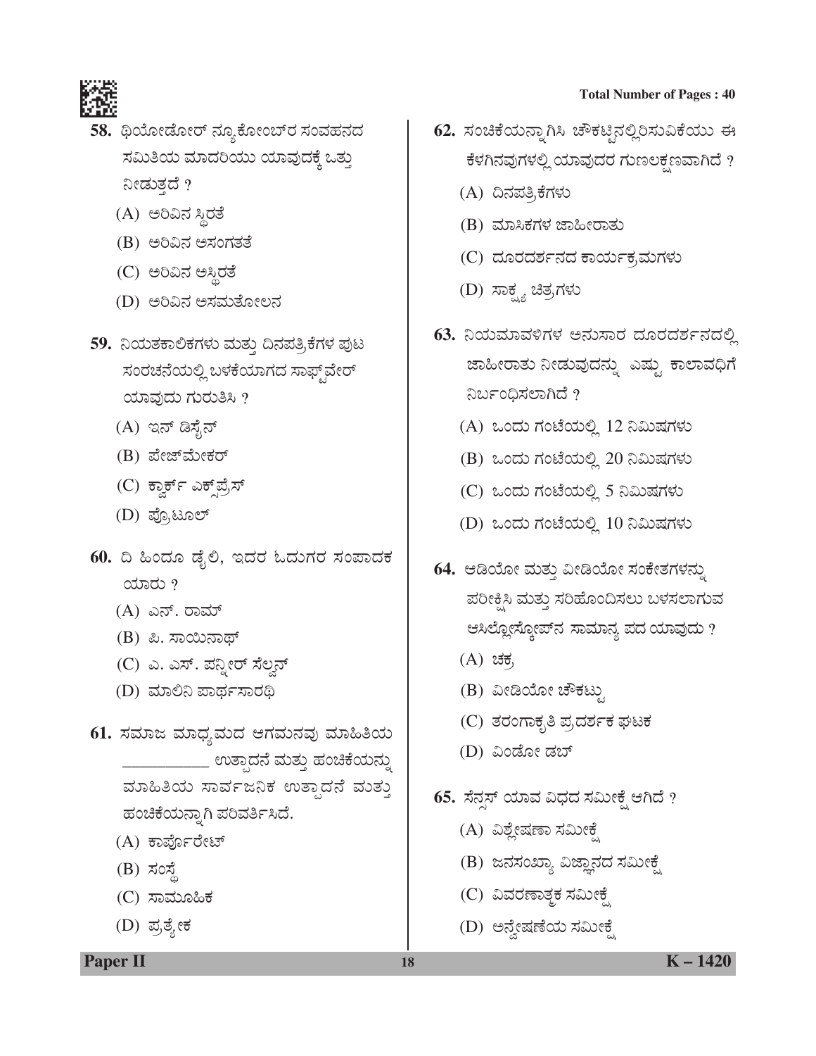58. ಥಿಯೋಡೋರ್ ನ್ಯೂಕೋಂಬ್‌ರ ಸಂವಹನದ ಸಮಿತಿಯ ಮಾದರಿಯು ಯಾವುದಕ್ಕೆ ಒತ್ತು ನೀಡುತ್ತದೆ ?

(A) ಅರಿವಿನ ಸ್ಥಿರತೆ

(B) ಅರಿವಿನ ಅಸಂಗತತೆ

(C) ಅರಿವಿನ ಅಸ್ಥಿರತೆ

(D) ಅರಿವಿನ ಅಸಮತೋಲನ

59. ನಿಯತಕಾಲಿಕಗಳು ಮತ್ತು ದಿನಪತ್ರಿಕೆಗಳ ಪುಟ ಸಂರಚನೆಯಲ್ಲಿ ಬಳಕೆಯಾಗದ ಸಾಫ್ಟ್‌ವೇರ್ ಯಾವುದು ಗುರುತಿಸಿ ?

(A) ಇನ್ ಡಿಸೈನ್

(B) ಪೇಜ್‌ಮೇಕರ್

(C) ಕ್ವಾರ್ಕ್ ಎಕ್ಸ್‌ಪ್ರೆಸ್

(D) ಪ್ರೊಟೂಲ್

60. ದಿ ಹಿಂದೂ ಡೈಲಿ, ಇದರ ಓದುಗರ ಸಂಪಾದಕ ಯಾರು ?

(A) ಎನ್. ರಾಮ್

(B) ಪಿ. ಸಾಯಿನಾಥ್

(C) ಎ. ಎಸ್. ಪನ್ನೀರ್ ಸೆಲ್ವನ್

(D) ಮಾಲಿನಿ ಪಾರ್ಥಸಾರಥಿ

61. ಸಮಾಜ ಮಾಧ್ಯಮದ ಆಗಮನವು ಮಾಹಿತಿಯ __________ ಉತ್ಪಾದನೆ ಮತ್ತು ಹಂಚಿಕೆಯನ್ನು ಮಾಹಿತಿಯ ಸಾರ್ವಜನಿಕ ಉತ್ಪಾದನೆ ಮತ್ತು ಹಂಚಿಕೆಯನ್ನಾಗಿ ಪರಿವರ್ತಿಸಿದೆ.

(A) ಕಾರ್ಪೊರೇಟ್

(B) ಸಂಸ್ಥೆ

(C) ಸಾಮೂಹಿಕ

(D) ಪ್ರತ್ಯೇಕ

62. ಸಂಚಿಕೆಯನ್ನಾಗಿಸಿ ಚೌಕಟ್ಟಿನಲ್ಲಿರಿಸುವಿಕೆಯು ಈ ಕೆಳಗಿನವುಗಳಲ್ಲಿ ಯಾವುದರ ಗುಣಲಕ್ಷಣವಾಗಿದೆ ?

(A) ದಿನಪತ್ರಿಕೆಗಳು

(B) ಮಾಸಿಕಗಳ ಜಾಹೀರಾತು

(C) ದೂರದರ್ಶನದ ಕಾರ್ಯಕ್ರಮಗಳು

(D) ಸಾಕ್ಷ್ಯ ಚಿತ್ರಗಳು

63. ನಿಯಮಾವಳಿಗಳ ಅನುಸಾರ ದೂರದರ್ಶನದಲ್ಲಿ ಜಾಹೀರಾತು ನೀಡುವುದನ್ನು ಎಷ್ಟು ಕಾಲಾವಧಿಗೆ ನಿರ್ಬಂಧಿಸಲಾಗಿದೆ ?

(A) ಒಂದು ಗಂಟೆಯಲ್ಲಿ 12 ನಿಮಿಷಗಳು

(B) ಒಂದು ಗಂಟೆಯಲ್ಲಿ 20 ನಿಮಿಷಗಳು

(C) ಒಂದು ಗಂಟೆಯಲ್ಲಿ 5 ನಿಮಿಷಗಳು

(D) ಒಂದು ಗಂಟೆಯಲ್ಲಿ 10 ನಿಮಿಷಗಳು

64. ಆಡಿಯೋ ಮತ್ತು ವೀಡಿಯೋ ಸಂಕೇತಗಳನ್ನು ಪರೀಕ್ಷಿಸಿ ಮತ್ತು ಸರಿಹೊಂದಿಸಲು ಬಳಸಲಾಗುವ ಆಸಿಲ್ಲೋಸ್ಕೋಪ್‌ನ ಸಾಮಾನ್ಯ ಪದ ಯಾವುದು ?

(A) ಚಕ್ರ

(B) ವೀಡಿಯೋ ಚೌಕಟ್ಟು

(C) ತರಂಗಾಕೃತಿ ಪ್ರದರ್ಶಕ ಘಟಕ

(D) ವಿಂಡೋ ಡಬ್

65. ಸೆನ್ಸಸ್ ಯಾವ ವಿಧದ ಸಮೀಕ್ಷೆ ಆಗಿದೆ ?

(A) ವಿಶ್ಲೇಷಣಾ ಸಮೀಕ್ಷೆ

(B) ಜನಸಂಖ್ಯಾ ವಿಜ್ಞಾನದ ಸಮೀಕ್ಷೆ

(C) ವಿವರಣಾತ್ಮಕ ಸಮೀಕ್ಷೆ

(D) ಅನ್ವೇಷಣೆಯ ಸಮೀಕ್ಷೆ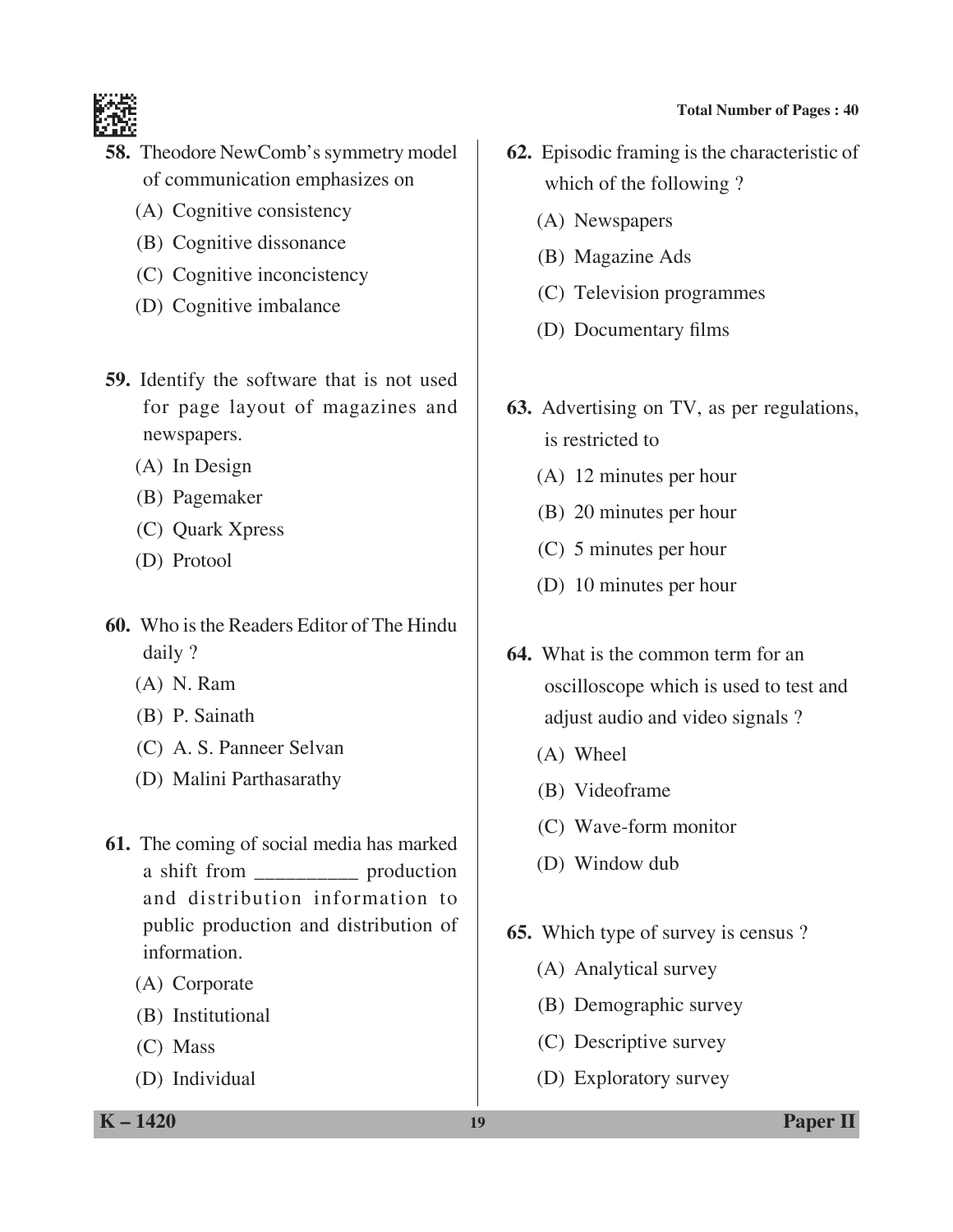58. Theodore NewComb's symmetry model of communication emphasizes on

(A) Cognitive consistency

(B) Cognitive dissonance

(C) Cognitive inconcistency

(D) Cognitive imbalance

59. Identify the software that is not used for page layout of magazines and newspapers.

(A) In Design

(B) Pagemaker

(C) Quark Xpress

(D) Protool

60. Who is the Readers Editor of The Hindu daily ?

(A) N. Ram

(B) P. Sainath

(C) A. S. Panneer Selvan

(D) Malini Parthasarathy

61. The coming of social media has marked a shift from __________ production and distribution information to public production and distribution of information.

(A) Corporate

(B) Institutional

(C) Mass

(D) Individual

62. Episodic framing is the characteristic of which of the following ?

(A) Newspapers

(B) Magazine Ads

(C) Television programmes

(D) Documentary films

63. Advertising on TV, as per regulations, is restricted to

(A) 12 minutes per hour

(B) 20 minutes per hour

(C) 5 minutes per hour

(D) 10 minutes per hour

64. What is the common term for an oscilloscope which is used to test and adjust audio and video signals ?

(A) Wheel

(B) Videoframe

(C) Wave-form monitor

(D) Window dub

65. Which type of survey is census ?

(A) Analytical survey

(B) Demographic survey

(C) Descriptive survey

(D) Exploratory survey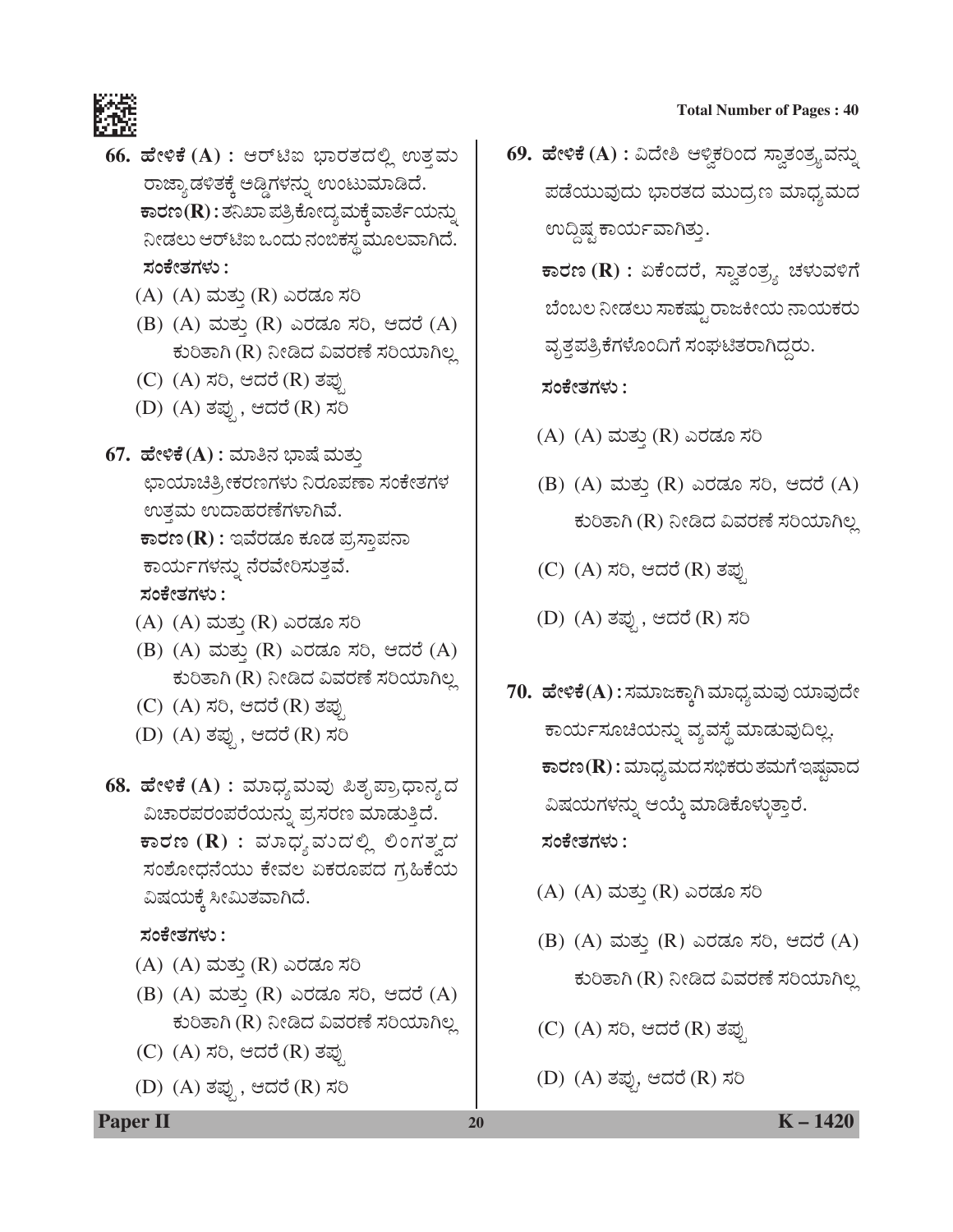66. **ಹೇಳಿಕೆ (A) :** ಆರ್‌ಟಿಐ ಭಾರತದಲ್ಲಿ ಉತ್ತಮ ರಾಜ್ಯಾಡಳಿತಕ್ಕೆ ಅಡ್ಡಿಗಳನ್ನು ಉಂಟುಮಾಡಿದೆ.

**ಕಾರಣ (R) :** ತನಿಖಾ ಪತ್ರಿಕೋದ್ಯಮಕ್ಕೆ ವಾರ್ತೆಯನ್ನು ನೀಡಲು ಆರ್‌ಟಿಐ ಒಂದು ನಂಬಿಕಸ್ಥ ಮೂಲವಾಗಿದೆ.

**ಸಂಕೇತಗಳು :**

(A) (A) ಮತ್ತು (R) ಎರಡೂ ಸರಿ

(B) (A) ಮತ್ತು (R) ಎರಡೂ ಸರಿ, ಆದರೆ (A) ಕುರಿತಾಗಿ (R) ನೀಡಿದ ವಿವರಣೆ ಸರಿಯಾಗಿಲ್ಲ

(C) (A) ಸರಿ, ಆದರೆ (R) ತಪ್ಪು

(D) (A) ತಪ್ಪು, ಆದರೆ (R) ಸರಿ

67. **ಹೇಳಿಕೆ (A) :** ಮಾತಿನ ಭಾಷೆ ಮತ್ತು ಛಾಯಾಚಿತ್ರೀಕರಣಗಳು ನಿರೂಪಣಾ ಸಂಕೇತಗಳ ಉತ್ತಮ ಉದಾಹರಣೆಗಳಾಗಿವೆ.

**ಕಾರಣ (R) :** ಇವೆರಡೂ ಕೂಡ ಪ್ರಸ್ತಾಪನಾ ಕಾರ್ಯಗಳನ್ನು ನೆರವೇರಿಸುತ್ತವೆ.

**ಸಂಕೇತಗಳು :**

(A) (A) ಮತ್ತು (R) ಎರಡೂ ಸರಿ

(B) (A) ಮತ್ತು (R) ಎರಡೂ ಸರಿ, ಆದರೆ (A) ಕುರಿತಾಗಿ (R) ನೀಡಿದ ವಿವರಣೆ ಸರಿಯಾಗಿಲ್ಲ

(C) (A) ಸರಿ, ಆದರೆ (R) ತಪ್ಪು

(D) (A) ತಪ್ಪು, ಆದರೆ (R) ಸರಿ

68. **ಹೇಳಿಕೆ (A) :** ಮಾಧ್ಯಮವು ಪಿತೃಪ್ರಾಧಾನ್ಯದ ವಿಚಾರಪರಂಪರೆಯನ್ನು ಪ್ರಸರಣ ಮಾಡುತ್ತಿದೆ.

**ಕಾರಣ (R) :** ಮಾಧ್ಯಮದಲ್ಲಿ ಲಿಂಗತ್ವದ ಸಂಶೋಧನೆಯು ಕೇವಲ ಏಕರೂಪದ ಗ್ರಹಿಕೆಯ ವಿಷಯಕ್ಕೆ ಸೀಮಿತವಾಗಿದೆ.

**ಸಂಕೇತಗಳು :**

(A) (A) ಮತ್ತು (R) ಎರಡೂ ಸರಿ

(B) (A) ಮತ್ತು (R) ಎರಡೂ ಸರಿ, ಆದರೆ (A) ಕುರಿತಾಗಿ (R) ನೀಡಿದ ವಿವರಣೆ ಸರಿಯಾಗಿಲ್ಲ

(C) (A) ಸರಿ, ಆದರೆ (R) ತಪ್ಪು

(D) (A) ತಪ್ಪು, ಆದರೆ (R) ಸರಿ

69. **ಹೇಳಿಕೆ (A) :** ವಿದೇಶಿ ಆಳ್ವಿಕರಿಂದ ಸ್ವಾತಂತ್ರ್ಯವನ್ನು ಪಡೆಯುವುದು ಭಾರತದ ಮುದ್ರಣ ಮಾಧ್ಯಮದ ಉದ್ದಿಷ್ಟ ಕಾರ್ಯವಾಗಿತ್ತು.

**ಕಾರಣ (R) :** ಏಕೆಂದರೆ, ಸ್ವಾತಂತ್ರ್ಯ ಚಳುವಳಿಗೆ ಬೆಂಬಲ ನೀಡಲು ಸಾಕಷ್ಟು ರಾಜಕೀಯ ನಾಯಕರು ವೃತ್ತಪತ್ರಿಕೆಗಳೊಂದಿಗೆ ಸಂಘಟಿತರಾಗಿದ್ದರು.

**ಸಂಕೇತಗಳು :**

(A) (A) ಮತ್ತು (R) ಎರಡೂ ಸರಿ

(B) (A) ಮತ್ತು (R) ಎರಡೂ ಸರಿ, ಆದರೆ (A) ಕುರಿತಾಗಿ (R) ನೀಡಿದ ವಿವರಣೆ ಸರಿಯಾಗಿಲ್ಲ

(C) (A) ಸರಿ, ಆದರೆ (R) ತಪ್ಪು

(D) (A) ತಪ್ಪು, ಆದರೆ (R) ಸರಿ

70. **ಹೇಳಿಕೆ (A) :** ಸಮಾಜಕ್ಕಾಗಿ ಮಾಧ್ಯಮವು ಯಾವುದೇ ಕಾರ್ಯಸೂಚಿಯನ್ನು ವ್ಯವಸ್ಥೆ ಮಾಡುವುದಿಲ್ಲ.

**ಕಾರಣ (R) :** ಮಾಧ್ಯಮದ ಸಭಿಕರು ತಮಗೆ ಇಷ್ಟವಾದ ವಿಷಯಗಳನ್ನು ಆಯ್ಕೆ ಮಾಡಿಕೊಳ್ಳುತ್ತಾರೆ.

**ಸಂಕೇತಗಳು :**

(A) (A) ಮತ್ತು (R) ಎರಡೂ ಸರಿ

(B) (A) ಮತ್ತು (R) ಎರಡೂ ಸರಿ, ಆದರೆ (A) ಕುರಿತಾಗಿ (R) ನೀಡಿದ ವಿವರಣೆ ಸರಿಯಾಗಿಲ್ಲ

(C) (A) ಸರಿ, ಆದರೆ (R) ತಪ್ಪು

(D) (A) ತಪ್ಪು, ಆದರೆ (R) ಸರಿ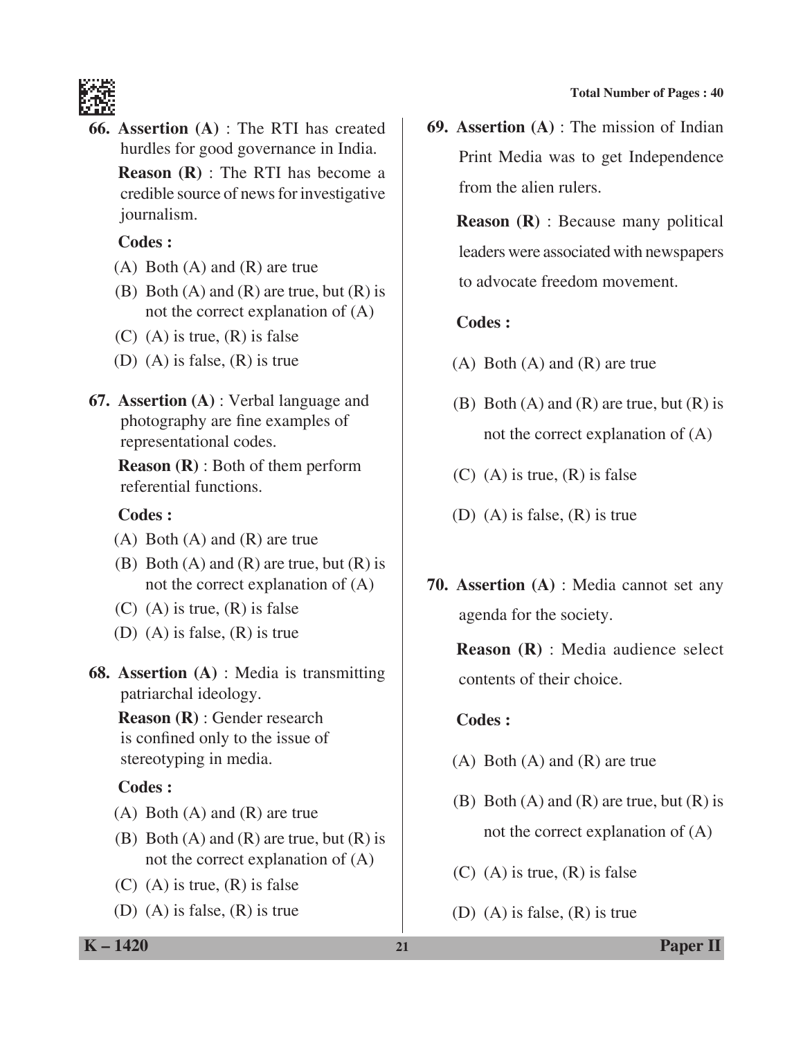**66. Assertion (A)** : The RTI has created hurdles for good governance in India.

**Reason (R)** : The RTI has become a credible source of news for investigative journalism.

**Codes :**

(A) Both (A) and (R) are true

(B) Both (A) and (R) are true, but (R) is not the correct explanation of (A)

(C) (A) is true, (R) is false

(D) (A) is false, (R) is true

**67. Assertion (A)** : Verbal language and photography are fine examples of representational codes.

**Reason (R)** : Both of them perform referential functions.

**Codes :**

(A) Both (A) and (R) are true

(B) Both (A) and (R) are true, but (R) is not the correct explanation of (A)

(C) (A) is true, (R) is false

(D) (A) is false, (R) is true

**68. Assertion (A)** : Media is transmitting patriarchal ideology.

**Reason (R)** : Gender research is confined only to the issue of stereotyping in media.

**Codes :**

(A) Both (A) and (R) are true

(B) Both (A) and (R) are true, but (R) is not the correct explanation of (A)

(C) (A) is true, (R) is false

(D) (A) is false, (R) is true

**69. Assertion (A)** : The mission of Indian Print Media was to get Independence from the alien rulers.

**Reason (R)** : Because many political leaders were associated with newspapers to advocate freedom movement.

**Codes :**

(A) Both (A) and (R) are true

(B) Both (A) and (R) are true, but (R) is not the correct explanation of (A)

(C) (A) is true, (R) is false

(D) (A) is false, (R) is true

**70. Assertion (A)** : Media cannot set any agenda for the society.

**Reason (R)** : Media audience select contents of their choice.

**Codes :**

(A) Both (A) and (R) are true

(B) Both (A) and (R) are true, but (R) is not the correct explanation of (A)

(C) (A) is true, (R) is false

(D) (A) is false, (R) is true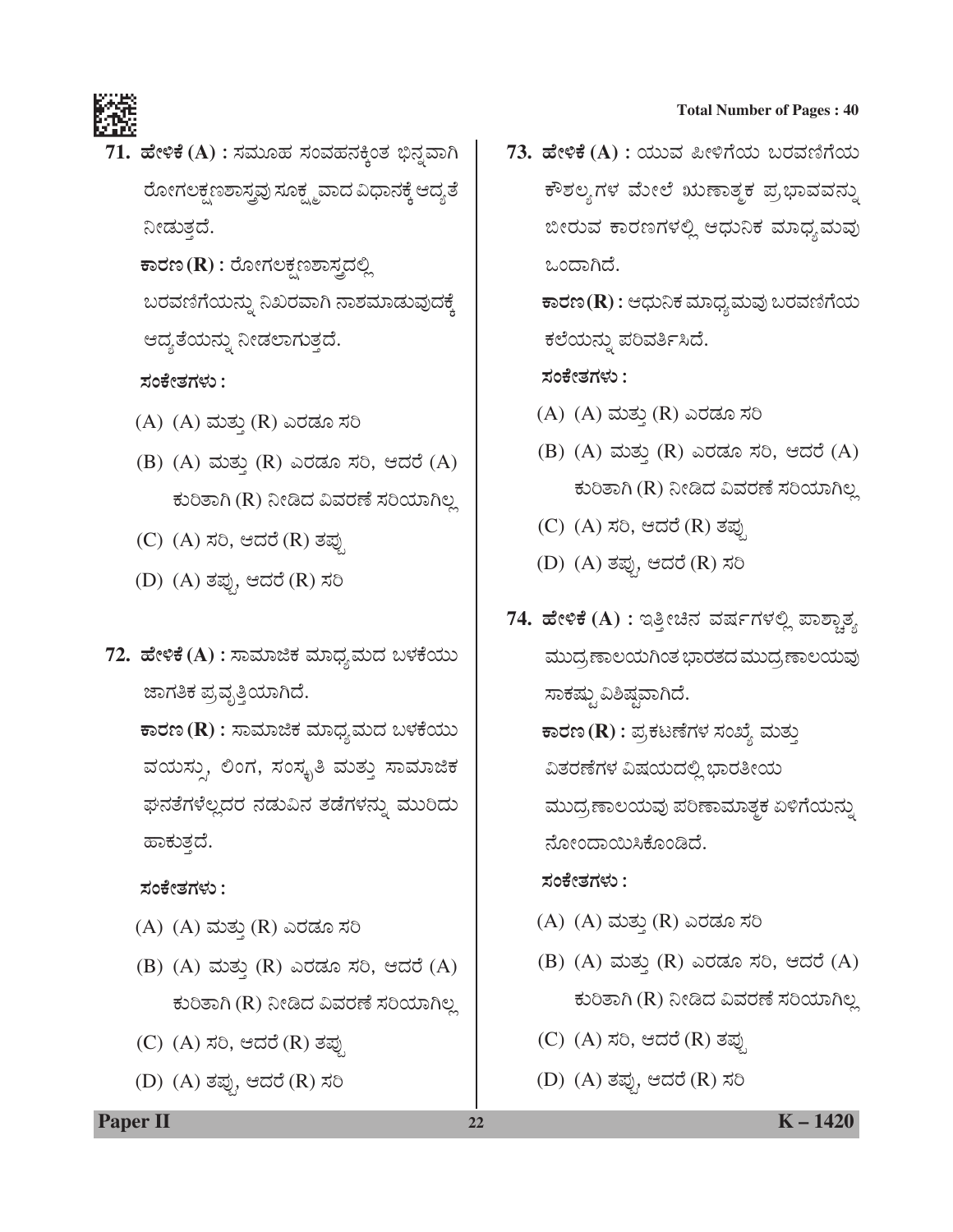71. **ಹೇಳಿಕೆ (A) :** ಸಮೂಹ ಸಂವಹನಕ್ಕಿಂತ ಭಿನ್ನವಾಗಿ ರೋಗಲಕ್ಷಣಶಾಸ್ತ್ರವು ಸೂಕ್ಷ್ಮವಾದ ವಿಧಾನಕ್ಕೆ ಆದ್ಯತೆ ನೀಡುತ್ತದೆ.

    **ಕಾರಣ (R) :** ರೋಗಲಕ್ಷಣಶಾಸ್ತ್ರದಲ್ಲಿ ಬರವಣಿಗೆಯನ್ನು ನಿಖರವಾಗಿ ನಾಶಮಾಡುವುದಕ್ಕೆ ಆದ್ಯತೆಯನ್ನು ನೀಡಲಾಗುತ್ತದೆ.

    **ಸಂಕೇತಗಳು :**

    (A) (A) ಮತ್ತು (R) ಎರಡೂ ಸರಿ

    (B) (A) ಮತ್ತು (R) ಎರಡೂ ಸರಿ, ಆದರೆ (A) ಕುರಿತಾಗಿ (R) ನೀಡಿದ ವಿವರಣೆ ಸರಿಯಾಗಿಲ್ಲ

    (C) (A) ಸರಿ, ಆದರೆ (R) ತಪ್ಪು

    (D) (A) ತಪ್ಪು, ಆದರೆ (R) ಸರಿ

72. **ಹೇಳಿಕೆ (A) :** ಸಾಮಾಜಿಕ ಮಾಧ್ಯಮದ ಬಳಕೆಯು ಜಾಗತಿಕ ಪ್ರವೃತ್ತಿಯಾಗಿದೆ.

    **ಕಾರಣ (R) :** ಸಾಮಾಜಿಕ ಮಾಧ್ಯಮದ ಬಳಕೆಯು ವಯಸ್ಸು, ಲಿಂಗ, ಸಂಸ್ಕೃತಿ ಮತ್ತು ಸಾಮಾಜಿಕ ಘನತೆಗಳೆಲ್ಲದರ ನಡುವಿನ ತಡೆಗಳನ್ನು ಮುರಿದು ಹಾಕುತ್ತದೆ.

    **ಸಂಕೇತಗಳು :**

    (A) (A) ಮತ್ತು (R) ಎರಡೂ ಸರಿ

    (B) (A) ಮತ್ತು (R) ಎರಡೂ ಸರಿ, ಆದರೆ (A) ಕುರಿತಾಗಿ (R) ನೀಡಿದ ವಿವರಣೆ ಸರಿಯಾಗಿಲ್ಲ

    (C) (A) ಸರಿ, ಆದರೆ (R) ತಪ್ಪು

    (D) (A) ತಪ್ಪು, ಆದರೆ (R) ಸರಿ

73. **ಹೇಳಿಕೆ (A) :** ಯುವ ಪೀಳಿಗೆಯ ಬರವಣಿಗೆಯ ಕೌಶಲ್ಯಗಳ ಮೇಲೆ ಋಣಾತ್ಮಕ ಪ್ರಭಾವವನ್ನು ಬೀರುವ ಕಾರಣಗಳಲ್ಲಿ ಆಧುನಿಕ ಮಾಧ್ಯಮವು ಒಂದಾಗಿದೆ.

    **ಕಾರಣ (R) :** ಆಧುನಿಕ ಮಾಧ್ಯಮವು ಬರವಣಿಗೆಯ ಕಲೆಯನ್ನು ಪರಿವರ್ತಿಸಿದೆ.

    **ಸಂಕೇತಗಳು :**

    (A) (A) ಮತ್ತು (R) ಎರಡೂ ಸರಿ

    (B) (A) ಮತ್ತು (R) ಎರಡೂ ಸರಿ, ಆದರೆ (A) ಕುರಿತಾಗಿ (R) ನೀಡಿದ ವಿವರಣೆ ಸರಿಯಾಗಿಲ್ಲ

    (C) (A) ಸರಿ, ಆದರೆ (R) ತಪ್ಪು

    (D) (A) ತಪ್ಪು, ಆದರೆ (R) ಸರಿ

74. **ಹೇಳಿಕೆ (A) :** ಇತ್ತೀಚಿನ ವರ್ಷಗಳಲ್ಲಿ ಪಾಶ್ಚಾತ್ಯ ಮುದ್ರಣಾಲಯಗಿಂತ ಭಾರತದ ಮುದ್ರಣಾಲಯವು ಸಾಕಷ್ಟು ವಿಶಿಷ್ಟವಾಗಿದೆ.

    **ಕಾರಣ (R) :** ಪ್ರಕಟಣೆಗಳ ಸಂಖ್ಯೆ ಮತ್ತು ವಿತರಣೆಗಳ ವಿಷಯದಲ್ಲಿ ಭಾರತೀಯ ಮುದ್ರಣಾಲಯವು ಪರಿಣಾಮಾತ್ಮಕ ಏಳಿಗೆಯನ್ನು ನೋಂದಾಯಿಸಿಕೊಂಡಿದೆ.

    **ಸಂಕೇತಗಳು :**

    (A) (A) ಮತ್ತು (R) ಎರಡೂ ಸರಿ

    (B) (A) ಮತ್ತು (R) ಎರಡೂ ಸರಿ, ಆದರೆ (A) ಕುರಿತಾಗಿ (R) ನೀಡಿದ ವಿವರಣೆ ಸರಿಯಾಗಿಲ್ಲ

    (C) (A) ಸರಿ, ಆದರೆ (R) ತಪ್ಪು

    (D) (A) ತಪ್ಪು, ಆದರೆ (R) ಸರಿ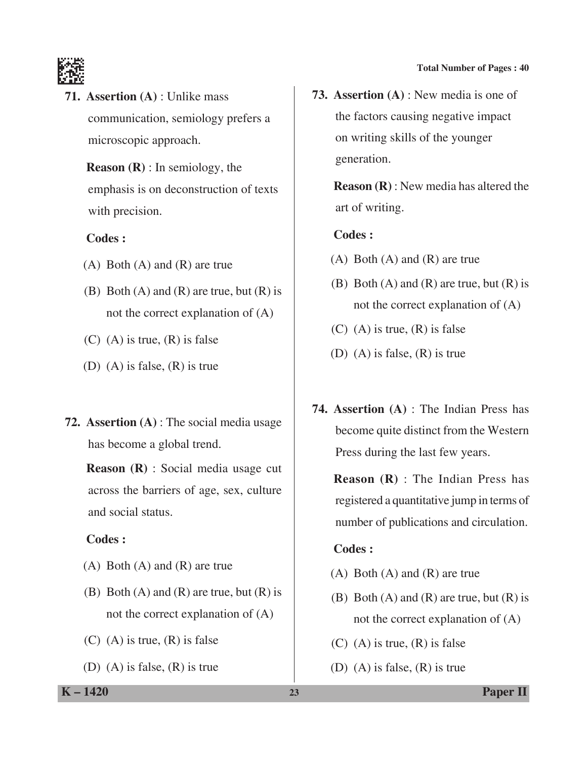**71. Assertion (A)** : Unlike mass communication, semiology prefers a microscopic approach.

**Reason (R)** : In semiology, the emphasis is on deconstruction of texts with precision.

**Codes :**

(A) Both (A) and (R) are true

(B) Both (A) and (R) are true, but (R) is not the correct explanation of (A)

(C) (A) is true, (R) is false

(D) (A) is false, (R) is true

**72. Assertion (A)** : The social media usage has become a global trend.

**Reason (R)** : Social media usage cut across the barriers of age, sex, culture and social status.

**Codes :**

(A) Both (A) and (R) are true

(B) Both (A) and (R) are true, but (R) is not the correct explanation of (A)

(C) (A) is true, (R) is false

(D) (A) is false, (R) is true

**73. Assertion (A)** : New media is one of the factors causing negative impact on writing skills of the younger generation.

**Reason (R)** : New media has altered the art of writing.

**Codes :**

(A) Both (A) and (R) are true

(B) Both (A) and (R) are true, but (R) is not the correct explanation of (A)

(C) (A) is true, (R) is false

(D) (A) is false, (R) is true

**74. Assertion (A)** : The Indian Press has become quite distinct from the Western Press during the last few years.

**Reason (R)** : The Indian Press has registered a quantitative jump in terms of number of publications and circulation.

**Codes :**

(A) Both (A) and (R) are true

(B) Both (A) and (R) are true, but (R) is not the correct explanation of (A)

(C) (A) is true, (R) is false

(D) (A) is false, (R) is true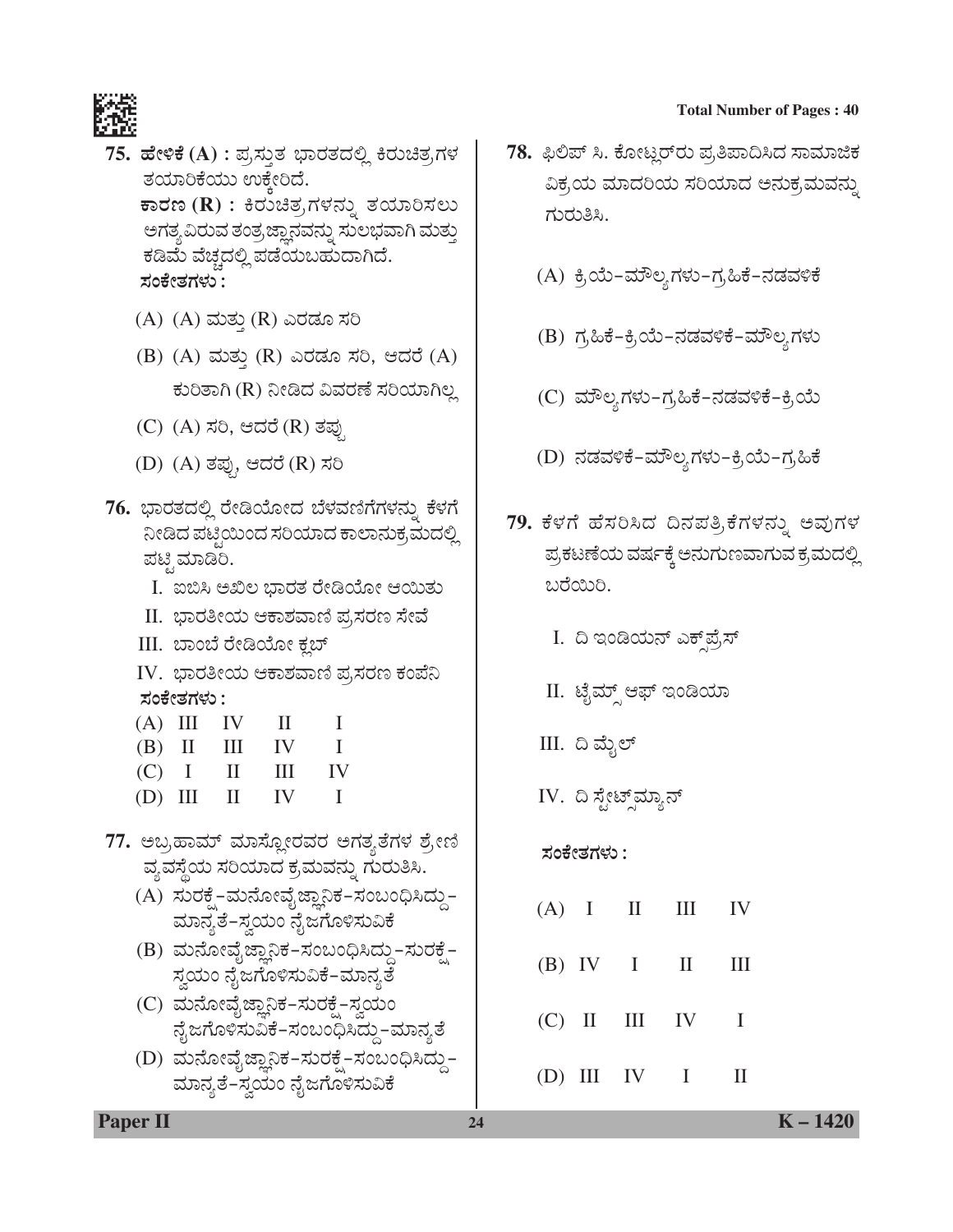**75.** **ಹೇಳಿಕೆ (A) :** ಪ್ರಸ್ತುತ ಭಾರತದಲ್ಲಿ ಕಿರುಚಿತ್ರಗಳ ತಯಾರಿಕೆಯು ಉಕ್ಕೇರಿದೆ.

**ಕಾರಣ (R) :** ಕಿರುಚಿತ್ರಗಳನ್ನು ತಯಾರಿಸಲು ಅಗತ್ಯವಿರುವ ತಂತ್ರಜ್ಞಾನವನ್ನು ಸುಲಭವಾಗಿ ಮತ್ತು ಕಡಿಮೆ ವೆಚ್ಚದಲ್ಲಿ ಪಡೆಯಬಹುದಾಗಿದೆ.

**ಸಂಕೇತಗಳು :**

(A) (A) ಮತ್ತು (R) ಎರಡೂ ಸರಿ

(B) (A) ಮತ್ತು (R) ಎರಡೂ ಸರಿ, ಆದರೆ (A) ಕುರಿತಾಗಿ (R) ನೀಡಿದ ವಿವರಣೆ ಸರಿಯಾಗಿಲ್ಲ

(C) (A) ಸರಿ, ಆದರೆ (R) ತಪ್ಪು

(D) (A) ತಪ್ಪು, ಆದರೆ (R) ಸರಿ

**76.** ಭಾರತದಲ್ಲಿ ರೇಡಿಯೋದ ಬೆಳವಣಿಗೆಗಳನ್ನು ಕೆಳಗೆ ನೀಡಿದ ಪಟ್ಟಿಯಿಂದ ಸರಿಯಾದ ಕಾಲಾನುಕ್ರಮದಲ್ಲಿ ಪಟ್ಟಿ ಮಾಡಿರಿ.

I. ಐಬಿಸಿ ಅಖಿಲ ಭಾರತ ರೇಡಿಯೋ ಆಯಿತು

II. ಭಾರತೀಯ ಆಕಾಶವಾಣಿ ಪ್ರಸರಣ ಸೇವೆ

III. ಬಾಂಬೆ ರೇಡಿಯೋ ಕ್ಲಬ್

IV. ಭಾರತೀಯ ಆಕಾಶವಾಣಿ ಪ್ರಸರಣ ಕಂಪೆನಿ

**ಸಂಕೇತಗಳು :**

(A) III IV II I

(B) II III IV I

(C) I II III IV

(D) III II IV I

**77.** ಅಬ್ರಹಾಮ್ ಮಾಸ್ಲೋರವರ ಅಗತ್ಯತೆಗಳ ಶ್ರೇಣಿ ವ್ಯವಸ್ಥೆಯ ಸರಿಯಾದ ಕ್ರಮವನ್ನು ಗುರುತಿಸಿ.

(A) ಸುರಕ್ಷೆ–ಮನೋವೈಜ್ಞಾನಿಕ–ಸಂಬಂಧಿಸಿದ್ದು–ಮಾನ್ಯತೆ–ಸ್ವಯಂ ನೈಜಗೊಳಿಸುವಿಕೆ

(B) ಮನೋವೈಜ್ಞಾನಿಕ–ಸಂಬಂಧಿಸಿದ್ದು–ಸುರಕ್ಷೆ–ಸ್ವಯಂ ನೈಜಗೊಳಿಸುವಿಕೆ–ಮಾನ್ಯತೆ

(C) ಮನೋವೈಜ್ಞಾನಿಕ–ಸುರಕ್ಷೆ–ಸ್ವಯಂ ನೈಜಗೊಳಿಸುವಿಕೆ–ಸಂಬಂಧಿಸಿದ್ದು–ಮಾನ್ಯತೆ

(D) ಮನೋವೈಜ್ಞಾನಿಕ–ಸುರಕ್ಷೆ–ಸಂಬಂಧಿಸಿದ್ದು–ಮಾನ್ಯತೆ–ಸ್ವಯಂ ನೈಜಗೊಳಿಸುವಿಕೆ

**78.** ಫಿಲಿಪ್ ಸಿ. ಕೋಟ್ಲರ್‌ರು ಪ್ರತಿಪಾದಿಸಿದ ಸಾಮಾಜಿಕ ವಿಕ್ರಯ ಮಾದರಿಯ ಸರಿಯಾದ ಅನುಕ್ರಮವನ್ನು ಗುರುತಿಸಿ.

(A) ಕ್ರಿಯೆ–ಮೌಲ್ಯಗಳು–ಗ್ರಹಿಕೆ–ನಡವಳಿಕೆ

(B) ಗ್ರಹಿಕೆ–ಕ್ರಿಯೆ–ನಡವಳಿಕೆ–ಮೌಲ್ಯಗಳು

(C) ಮೌಲ್ಯಗಳು–ಗ್ರಹಿಕೆ–ನಡವಳಿಕೆ–ಕ್ರಿಯೆ

(D) ನಡವಳಿಕೆ–ಮೌಲ್ಯಗಳು–ಕ್ರಿಯೆ–ಗ್ರಹಿಕೆ

**79.** ಕೆಳಗೆ ಹೆಸರಿಸಿದ ದಿನಪತ್ರಿಕೆಗಳನ್ನು ಅವುಗಳ ಪ್ರಕಟಣೆಯ ವರ್ಷಕ್ಕೆ ಅನುಗುಣವಾಗುವ ಕ್ರಮದಲ್ಲಿ ಬರೆಯಿರಿ.

I. ದಿ ಇಂಡಿಯನ್ ಎಕ್ಸ್‌ಪ್ರೆಸ್

II. ಟೈಮ್ಸ್ ಆಫ್ ಇಂಡಿಯಾ

III. ದಿ ಮೈಲ್

IV. ದಿ ಸ್ಟೇಟ್ಸ್‌ಮ್ಯಾನ್

**ಸಂಕೇತಗಳು :**

(A) I II III IV

(B) IV I II III

(C) II III IV I

(D) III IV I II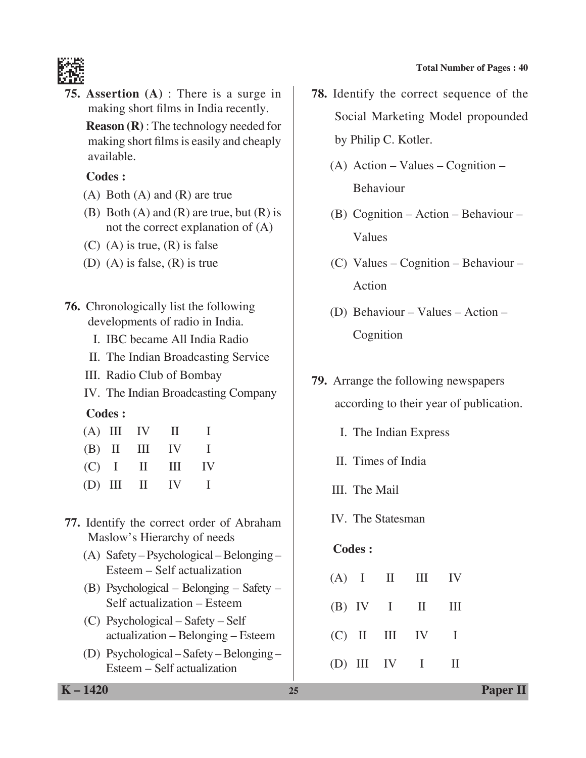**75. Assertion (A)** : There is a surge in making short films in India recently.

**Reason (R)** : The technology needed for making short films is easily and cheaply available.

**Codes :**

(A) Both (A) and (R) are true

(B) Both (A) and (R) are true, but (R) is not the correct explanation of (A)

(C) (A) is true, (R) is false

(D) (A) is false, (R) is true

**76.** Chronologically list the following developments of radio in India.

I. IBC became All India Radio

II. The Indian Broadcasting Service

III. Radio Club of Bombay

IV. The Indian Broadcasting Company

**Codes :**

| | | | | |
|---|---|---|---|---|
| (A) | III | IV | II | I |
| (B) | II | III | IV | I |
| (C) | I | II | III | IV |
| (D) | III | II | IV | I |

**77.** Identify the correct order of Abraham Maslow's Hierarchy of needs

(A) Safety – Psychological – Belonging – Esteem – Self actualization

(B) Psychological – Belonging – Safety – Self actualization – Esteem

(C) Psychological – Safety – Self actualization – Belonging – Esteem

(D) Psychological – Safety – Belonging – Esteem – Self actualization

**78.** Identify the correct sequence of the Social Marketing Model propounded by Philip C. Kotler.

(A) Action – Values – Cognition – Behaviour

(B) Cognition – Action – Behaviour – Values

(C) Values – Cognition – Behaviour – Action

(D) Behaviour – Values – Action – Cognition

**79.** Arrange the following newspapers according to their year of publication.

I. The Indian Express

II. Times of India

III. The Mail

IV. The Statesman

**Codes :**

| | | | | |
|---|---|---|---|---|
| (A) | I | II | III | IV |
| (B) | IV | I | II | III |
| (C) | II | III | IV | I |
| (D) | III | IV | I | II |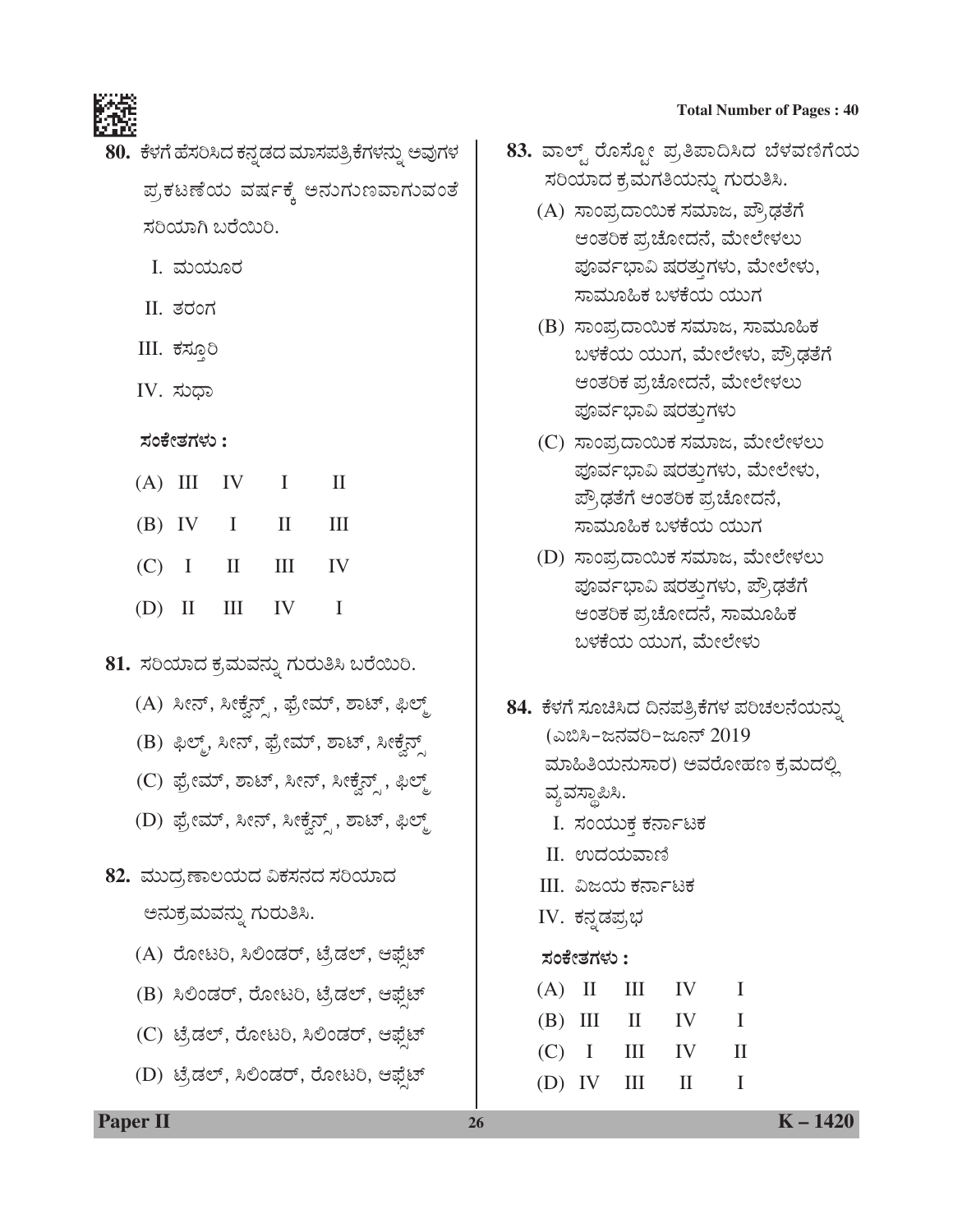80. ಕೆಳಗೆ ಹೆಸರಿಸಿದ ಕನ್ನಡದ ಮಾಸಪತ್ರಿಕೆಗಳನ್ನು ಅವುಗಳ ಪ್ರಕಟಣೆಯ ವರ್ಷಕ್ಕೆ ಅನುಗುಣವಾಗುವಂತೆ ಸರಿಯಾಗಿ ಬರೆಯಿರಿ.

I. ಮಯೂರ

II. ತರಂಗ

III. ಕಸ್ತೂರಿ

IV. ಸುಧಾ

**ಸಂಕೇತಗಳು :**

(A) III IV I II

(B) IV I II III

(C) I II III IV

(D) II III IV I

81. ಸರಿಯಾದ ಕ್ರಮವನ್ನು ಗುರುತಿಸಿ ಬರೆಯಿರಿ.

(A) ಸೀನ್, ಸೀಕ್ವೆನ್ಸ್, ಫ್ರೇಮ್, ಶಾಟ್, ಫಿಲ್ಮ್

(B) ಫಿಲ್ಮ್, ಸೀನ್, ಫ್ರೇಮ್, ಶಾಟ್, ಸೀಕ್ವೆನ್ಸ್

(C) ಫ್ರೇಮ್, ಶಾಟ್, ಸೀನ್, ಸೀಕ್ವೆನ್ಸ್, ಫಿಲ್ಮ್

(D) ಫ್ರೇಮ್, ಸೀನ್, ಸೀಕ್ವೆನ್ಸ್, ಶಾಟ್, ಫಿಲ್ಮ್

82. ಮುದ್ರಣಾಲಯದ ವಿಕಸನದ ಸರಿಯಾದ ಅನುಕ್ರಮವನ್ನು ಗುರುತಿಸಿ.

(A) ರೋಟರಿ, ಸಿಲಿಂಡರ್, ಟ್ರೆಡಲ್, ಆಫ್ಸೆಟ್

(B) ಸಿಲಿಂಡರ್, ರೋಟರಿ, ಟ್ರೆಡಲ್, ಆಫ್ಸೆಟ್

(C) ಟ್ರೆಡಲ್, ರೋಟರಿ, ಸಿಲಿಂಡರ್, ಆಫ್ಸೆಟ್

(D) ಟ್ರೆಡಲ್, ಸಿಲಿಂಡರ್, ರೋಟರಿ, ಆಫ್ಸೆಟ್

83. ವಾಲ್ಟ್ ರೊಸ್ಟೋ ಪ್ರತಿಪಾದಿಸಿದ ಬೆಳವಣಿಗೆಯ ಸರಿಯಾದ ಕ್ರಮಗತಿಯನ್ನು ಗುರುತಿಸಿ.

(A) ಸಾಂಪ್ರದಾಯಿಕ ಸಮಾಜ, ಪ್ರೌಢತೆಗೆ ಆಂತರಿಕ ಪ್ರಚೋದನೆ, ಮೇಲೇಳಲು ಪೂರ್ವಭಾವಿ ಷರತ್ತುಗಳು, ಮೇಲೇಳು, ಸಾಮೂಹಿಕ ಬಳಕೆಯ ಯುಗ

(B) ಸಾಂಪ್ರದಾಯಿಕ ಸಮಾಜ, ಸಾಮೂಹಿಕ ಬಳಕೆಯ ಯುಗ, ಮೇಲೇಳು, ಪ್ರೌಢತೆಗೆ ಆಂತರಿಕ ಪ್ರಚೋದನೆ, ಮೇಲೇಳಲು ಪೂರ್ವಭಾವಿ ಷರತ್ತುಗಳು

(C) ಸಾಂಪ್ರದಾಯಿಕ ಸಮಾಜ, ಮೇಲೇಳಲು ಪೂರ್ವಭಾವಿ ಷರತ್ತುಗಳು, ಮೇಲೇಳು, ಪ್ರೌಢತೆಗೆ ಆಂತರಿಕ ಪ್ರಚೋದನೆ, ಸಾಮೂಹಿಕ ಬಳಕೆಯ ಯುಗ

(D) ಸಾಂಪ್ರದಾಯಿಕ ಸಮಾಜ, ಮೇಲೇಳಲು ಪೂರ್ವಭಾವಿ ಷರತ್ತುಗಳು, ಪ್ರೌಢತೆಗೆ ಆಂತರಿಕ ಪ್ರಚೋದನೆ, ಸಾಮೂಹಿಕ ಬಳಕೆಯ ಯುಗ, ಮೇಲೇಳು

84. ಕೆಳಗೆ ಸೂಚಿಸಿದ ದಿನಪತ್ರಿಕೆಗಳ ಪರಿಚಲನೆಯನ್ನು (ಎಬಿಸಿ–ಜನವರಿ–ಜೂನ್ 2019 ಮಾಹಿತಿಯನುಸಾರ) ಅವರೋಹಣ ಕ್ರಮದಲ್ಲಿ ವ್ಯವಸ್ಥಾಪಿಸಿ.

I. ಸಂಯುಕ್ತ ಕರ್ನಾಟಕ

II. ಉದಯವಾಣಿ

III. ವಿಜಯ ಕರ್ನಾಟಕ

IV. ಕನ್ನಡಪ್ರಭ

**ಸಂಕೇತಗಳು :**

(A) II III IV I

(B) III II IV I

(C) I III IV II

(D) IV III II I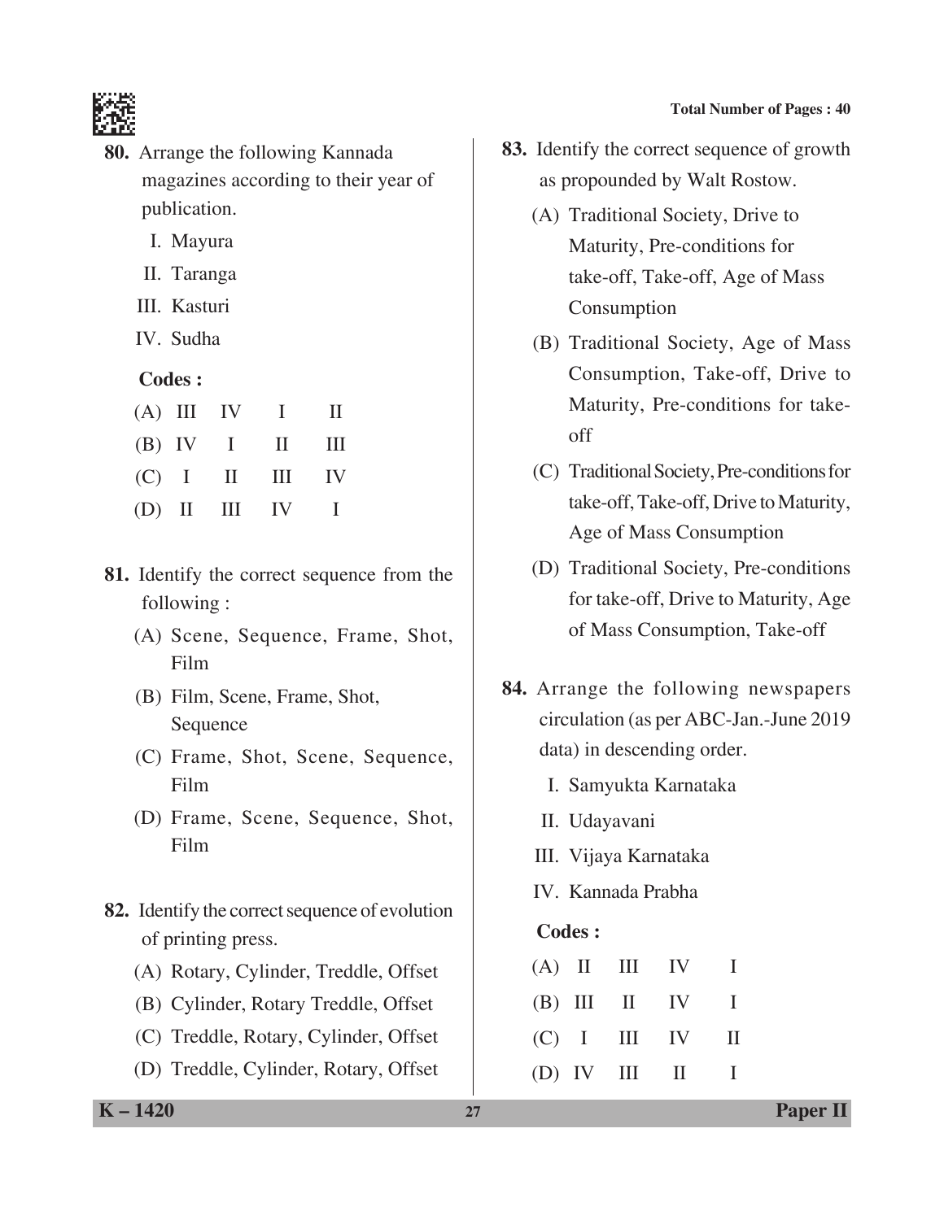80. Arrange the following Kannada magazines according to their year of publication.

I. Mayura

II. Taranga

III. Kasturi

IV. Sudha

**Codes :**

| | | | | |
|---|---|---|---|---|
| (A) | III | IV | I | II |
| (B) | IV | I | II | III |
| (C) | I | II | III | IV |
| (D) | II | III | IV | I |

81. Identify the correct sequence from the following :

(A) Scene, Sequence, Frame, Shot, Film

(B) Film, Scene, Frame, Shot, Sequence

(C) Frame, Shot, Scene, Sequence, Film

(D) Frame, Scene, Sequence, Shot, Film

82. Identify the correct sequence of evolution of printing press.

(A) Rotary, Cylinder, Treddle, Offset

(B) Cylinder, Rotary Treddle, Offset

(C) Treddle, Rotary, Cylinder, Offset

(D) Treddle, Cylinder, Rotary, Offset

83. Identify the correct sequence of growth as propounded by Walt Rostow.

(A) Traditional Society, Drive to Maturity, Pre-conditions for take-off, Take-off, Age of Mass Consumption

(B) Traditional Society, Age of Mass Consumption, Take-off, Drive to Maturity, Pre-conditions for take-off

(C) Traditional Society, Pre-conditions for take-off, Take-off, Drive to Maturity, Age of Mass Consumption

(D) Traditional Society, Pre-conditions for take-off, Drive to Maturity, Age of Mass Consumption, Take-off

84. Arrange the following newspapers circulation (as per ABC-Jan.-June 2019 data) in descending order.

I. Samyukta Karnataka

II. Udayavani

III. Vijaya Karnataka

IV. Kannada Prabha

**Codes :**

| | | | | |
|---|---|---|---|---|
| (A) | II | III | IV | I |
| (B) | III | II | IV | I |
| (C) | I | III | IV | II |
| (D) | IV | III | II | I |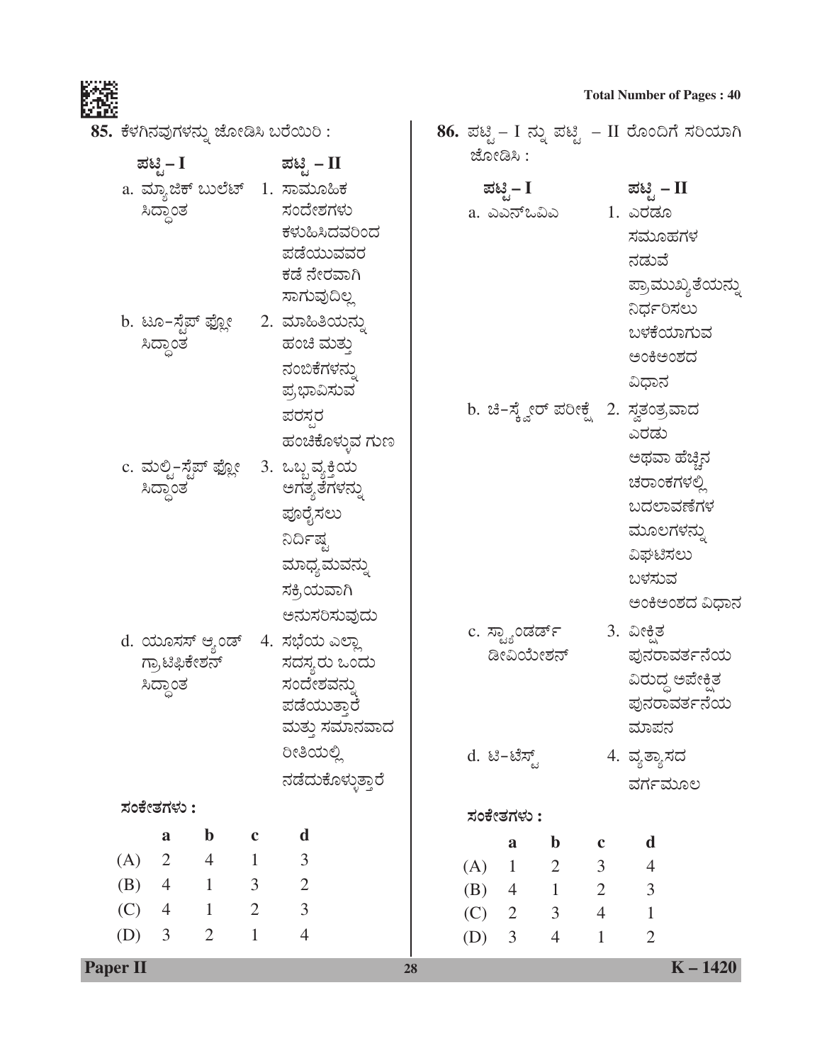85. ಕೆಳಗಿನವುಗಳನ್ನು ಜೋಡಿಸಿ ಬರೆಯಿರಿ :

| ಪಟ್ಟಿ – I | ಪಟ್ಟಿ – II |
|---|---|
| a. ಮ್ಯಾಜಿಕ್ ಬುಲೆಟ್ ಸಿದ್ಧಾಂತ | 1. ಸಾಮೂಹಿಕ ಸಂದೇಶಗಳು ಕಳುಹಿಸಿದವರಿಂದ ಪಡೆಯುವವರ ಕಡೆ ನೇರವಾಗಿ ಸಾಗುವುದಿಲ್ಲ |
| b. ಟೂ-ಸ್ಟೆಪ್ ಫ್ಲೋ ಸಿದ್ಧಾಂತ | 2. ಮಾಹಿತಿಯನ್ನು ಹಂಚಿ ಮತ್ತು ನಂಬಿಕೆಗಳನ್ನು ಪ್ರಭಾವಿಸುವ ಪರಸ್ಪರ ಹಂಚಿಕೊಳ್ಳುವ ಗುಣ |
| c. ಮಲ್ಟಿ-ಸ್ಟೆಪ್ ಫ್ಲೋ ಸಿದ್ಧಾಂತ | 3. ಒಬ್ಬ ವ್ಯಕ್ತಿಯ ಅಗತ್ಯತೆಗಳನ್ನು ಪೂರೈಸಲು ನಿರ್ದಿಷ್ಟ ಮಾಧ್ಯಮವನ್ನು ಸಕ್ರಿಯವಾಗಿ ಅನುಸರಿಸುವುದು |
| d. ಯೂಸಸ್ ಆ್ಯಂಡ್ ಗ್ರಾಟಿಫಿಕೇಶನ್ ಸಿದ್ಧಾಂತ | 4. ಸಭೆಯ ಎಲ್ಲಾ ಸದಸ್ಯರು ಒಂದು ಸಂದೇಶವನ್ನು ಪಡೆಯುತ್ತಾರೆ ಮತ್ತು ಸಮಾನವಾದ ರೀತಿಯಲ್ಲಿ ನಡೆದುಕೊಳ್ಳುತ್ತಾರೆ |

ಸಂಕೇತಗಳು :

| | a | b | c | d |
|---|---|---|---|---|
| (A) | 2 | 4 | 1 | 3 |
| (B) | 4 | 1 | 3 | 2 |
| (C) | 4 | 1 | 2 | 3 |
| (D) | 3 | 2 | 1 | 4 |

86. ಪಟ್ಟಿ – I ನ್ನು ಪಟ್ಟಿ – II ರೊಂದಿಗೆ ಸರಿಯಾಗಿ ಜೋಡಿಸಿ :

| ಪಟ್ಟಿ – I | ಪಟ್ಟಿ – II |
|---|---|
| a. ಎಎನ್‌ಒವಿಎ | 1. ಎರಡೂ ಸಮೂಹಗಳ ನಡುವೆ ಪ್ರಾಮುಖ್ಯತೆಯನ್ನು ನಿರ್ಧರಿಸಲು ಬಳಕೆಯಾಗುವ ಅಂಕಿಅಂಶದ ವಿಧಾನ |
| b. ಚಿ-ಸ್ಕ್ವೇರ್ ಪರೀಕ್ಷೆ | 2. ಸ್ವತಂತ್ರವಾದ ಎರಡು ಅಥವಾ ಹೆಚ್ಚಿನ ಚರಾಂಕಗಳಲ್ಲಿ ಬದಲಾವಣೆಗಳ ಮೂಲಗಳನ್ನು ವಿಘಟಿಸಲು ಬಳಸುವ ಅಂಕಿಅಂಶದ ವಿಧಾನ |
| c. ಸ್ಟ್ಯಾಂಡರ್ಡ್ ಡೀವಿಯೇಶನ್ | 3. ವೀಕ್ಷಿತ ಪುನರಾವರ್ತನೆಯ ವಿರುದ್ಧ ಅಪೇಕ್ಷಿತ ಪುನರಾವರ್ತನೆಯ ಮಾಪನ |
| d. ಟಿ-ಟೆಸ್ಟ್ | 4. ವ್ಯತ್ಯಾಸದ ವರ್ಗಮೂಲ |

ಸಂಕೇತಗಳು :

| | a | b | c | d |
|---|---|---|---|---|
| (A) | 1 | 2 | 3 | 4 |
| (B) | 4 | 1 | 2 | 3 |
| (C) | 2 | 3 | 4 | 1 |
| (D) | 3 | 4 | 1 | 2 |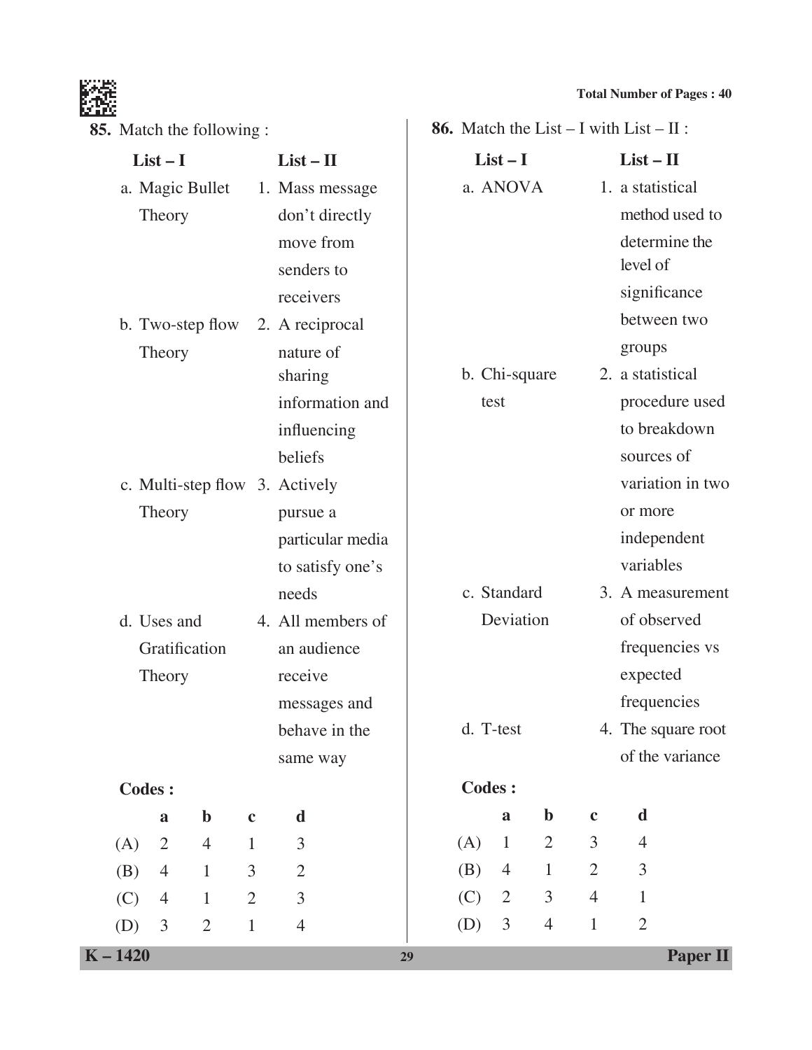**85.** Match the following :

| List – I | List – II |
|---|---|
| a. Magic Bullet Theory | 1. Mass message don't directly move from senders to receivers |
| b. Two-step flow Theory | 2. A reciprocal nature of sharing information and influencing beliefs |
| c. Multi-step flow Theory | 3. Actively pursue a particular media to satisfy one's needs |
| d. Uses and Gratification Theory | 4. All members of an audience receive messages and behave in the same way |

**Codes :**

| | a | b | c | d |
|---|---|---|---|---|
| (A) | 2 | 4 | 1 | 3 |
| (B) | 4 | 1 | 3 | 2 |
| (C) | 4 | 1 | 2 | 3 |
| (D) | 3 | 2 | 1 | 4 |

**86.** Match the List – I with List – II :

| List – I | List – II |
|---|---|
| a. ANOVA | 1. a statistical method used to determine the level of significance between two groups |
| b. Chi-square test | 2. a statistical procedure used to breakdown sources of variation in two or more independent variables |
| c. Standard Deviation | 3. A measurement of observed frequencies vs expected frequencies |
| d. T-test | 4. The square root of the variance |

**Codes :**

| | a | b | c | d |
|---|---|---|---|---|
| (A) | 1 | 2 | 3 | 4 |
| (B) | 4 | 1 | 2 | 3 |
| (C) | 2 | 3 | 4 | 1 |
| (D) | 3 | 4 | 1 | 2 |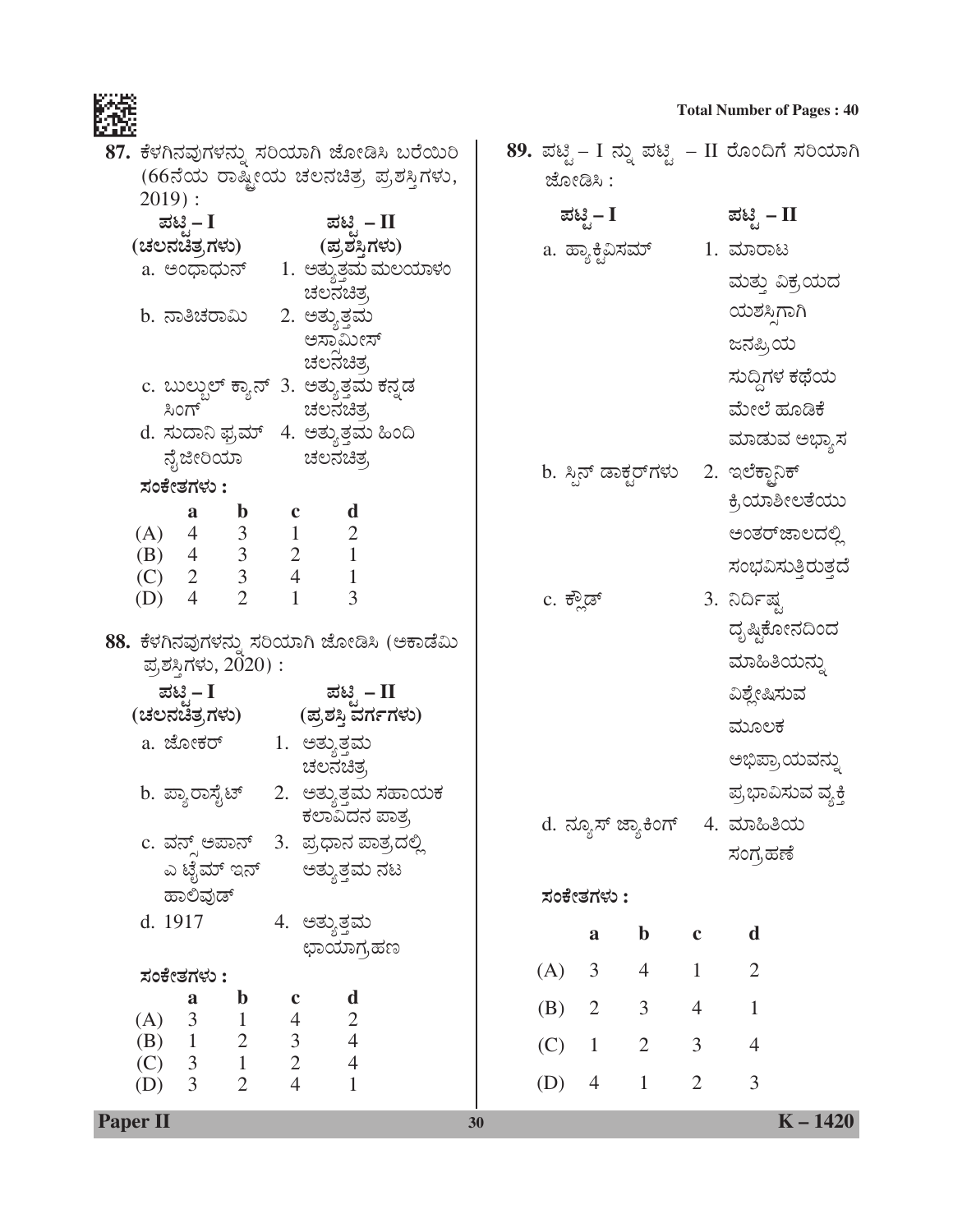87. ಕೆಳಗಿನವುಗಳನ್ನು ಸರಿಯಾಗಿ ಜೋಡಿಸಿ ಬರೆಯಿರಿ (66ನೆಯ ರಾಷ್ಟ್ರೀಯ ಚಲನಚಿತ್ರ ಪ್ರಶಸ್ತಿಗಳು, 2019) :

| ಪಟ್ಟಿ – I (ಚಲನಚಿತ್ರಗಳು) | ಪಟ್ಟಿ – II (ಪ್ರಶಸ್ತಿಗಳು) |
|---|---|
| a. ಅಂಧಾಧುನ್ | 1. ಅತ್ಯುತ್ತಮ ಮಲಯಾಳಂ ಚಲನಚಿತ್ರ |
| b. ನಾತಿಚರಾಮಿ | 2. ಅತ್ಯುತ್ತಮ ಅಸ್ಸಾಮೀಸ್ ಚಲನಚಿತ್ರ |
| c. ಬುಲ್ಬುಲ್ ಕ್ಯಾನ್ ಸಿಂಗ್ | 3. ಅತ್ಯುತ್ತಮ ಕನ್ನಡ ಚಲನಚಿತ್ರ |
| d. ಸುದಾನಿ ಫ್ರಮ್ ನೈಜೀರಿಯಾ | 4. ಅತ್ಯುತ್ತಮ ಹಿಂದಿ ಚಲನಚಿತ್ರ |

**ಸಂಕೇತಗಳು :**

| | a | b | c | d |
|---|---|---|---|---|
| (A) | 4 | 3 | 1 | 2 |
| (B) | 4 | 3 | 2 | 1 |
| (C) | 2 | 3 | 4 | 1 |
| (D) | 4 | 2 | 1 | 3 |

88. ಕೆಳಗಿನವುಗಳನ್ನು ಸರಿಯಾಗಿ ಜೋಡಿಸಿ (ಅಕಾಡೆಮಿ ಪ್ರಶಸ್ತಿಗಳು, 2020) :

| ಪಟ್ಟಿ – I (ಚಲನಚಿತ್ರಗಳು) | ಪಟ್ಟಿ – II (ಪ್ರಶಸ್ತಿ ವರ್ಗಗಳು) |
|---|---|
| a. ಜೋಕರ್ | 1. ಅತ್ಯುತ್ತಮ ಚಲನಚಿತ್ರ |
| b. ಪ್ಯಾರಾಸೈಟ್ | 2. ಅತ್ಯುತ್ತಮ ಸಹಾಯಕ ಕಲಾವಿದನ ಪಾತ್ರ |
| c. ವನ್ಸ್ ಅಪಾನ್ ಎ ಟೈಮ್ ಇನ್ ಹಾಲಿವುಡ್ | 3. ಪ್ರಧಾನ ಪಾತ್ರದಲ್ಲಿ ಅತ್ಯುತ್ತಮ ನಟ |
| d. 1917 | 4. ಅತ್ಯುತ್ತಮ ಛಾಯಾಗ್ರಹಣ |

**ಸಂಕೇತಗಳು :**

| | a | b | c | d |
|---|---|---|---|---|
| (A) | 3 | 1 | 4 | 2 |
| (B) | 1 | 2 | 3 | 4 |
| (C) | 3 | 1 | 2 | 4 |
| (D) | 3 | 2 | 4 | 1 |

89. ಪಟ್ಟಿ – I ನ್ನು ಪಟ್ಟಿ – II ರೊಂದಿಗೆ ಸರಿಯಾಗಿ ಜೋಡಿಸಿ :

| ಪಟ್ಟಿ – I | ಪಟ್ಟಿ – II |
|---|---|
| a. ಹ್ಯಾಕ್ಟಿವಿಸಮ್ | 1. ಮಾರಾಟ ಮತ್ತು ವಿಕ್ರಯದ ಯಶಸ್ಸಿಗಾಗಿ ಜನಪ್ರಿಯ ಸುದ್ದಿಗಳ ಕಥೆಯ ಮೇಲೆ ಹೂಡಿಕೆ ಮಾಡುವ ಅಭ್ಯಾಸ |
| b. ಸ್ಪಿನ್ ಡಾಕ್ಟರ್‌ಗಳು | 2. ಇಲೆಕ್ಟ್ರಾನಿಕ್ ಕ್ರಿಯಾಶೀಲತೆಯು ಅಂತರ್‌ಜಾಲದಲ್ಲಿ ಸಂಭವಿಸುತ್ತಿರುತ್ತದೆ |
| c. ಕ್ಲೌಡ್ | 3. ನಿರ್ದಿಷ್ಟ ದೃಷ್ಟಿಕೋನದಿಂದ ಮಾಹಿತಿಯನ್ನು ವಿಶ್ಲೇಷಿಸುವ ಮೂಲಕ ಅಭಿಪ್ರಾಯವನ್ನು ಪ್ರಭಾವಿಸುವ ವ್ಯಕ್ತಿ |
| d. ನ್ಯೂಸ್ ಜ್ಯಾಕಿಂಗ್ | 4. ಮಾಹಿತಿಯ ಸಂಗ್ರಹಣೆ |

**ಸಂಕೇತಗಳು :**

| | a | b | c | d |
|---|---|---|---|---|
| (A) | 3 | 4 | 1 | 2 |
| (B) | 2 | 3 | 4 | 1 |
| (C) | 1 | 2 | 3 | 4 |
| (D) | 4 | 1 | 2 | 3 |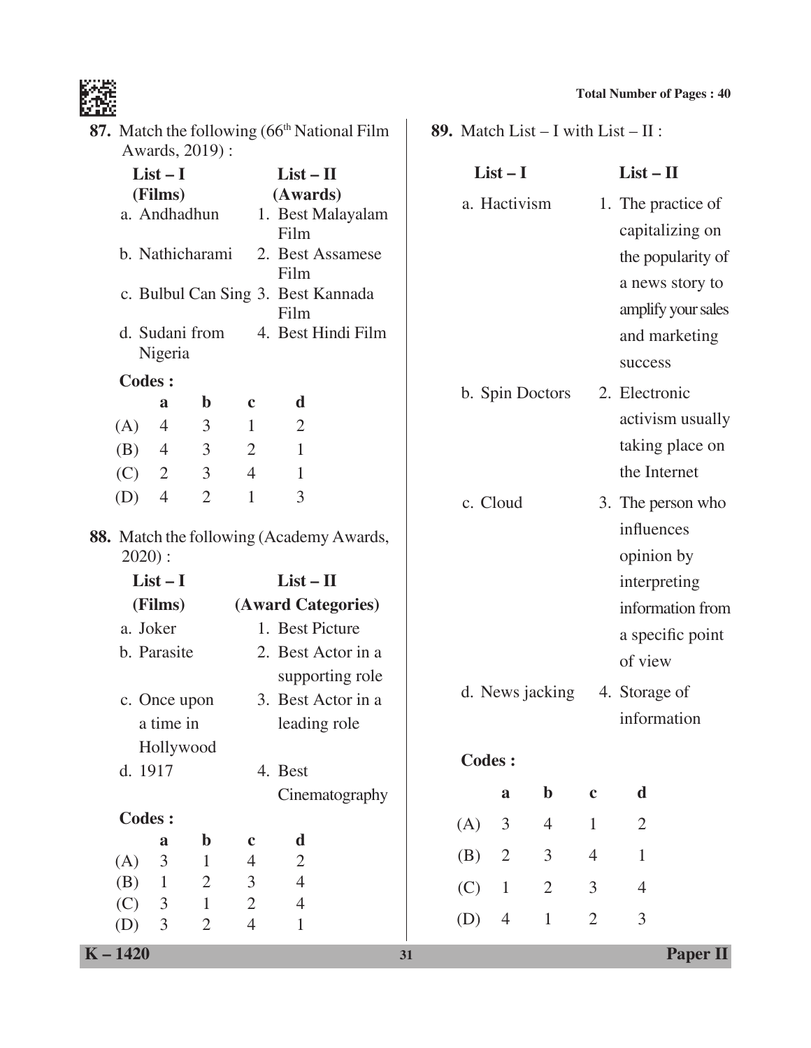87. Match the following (66th National Film Awards, 2019) :

| List – I (Films) | List – II (Awards) |
|---|---|
| a. Andhadhun | 1. Best Malayalam Film |
| b. Nathicharami | 2. Best Assamese Film |
| c. Bulbul Can Sing | 3. Best Kannada Film |
| d. Sudani from Nigeria | 4. Best Hindi Film |

**Codes :**

| | a | b | c | d |
|---|---|---|---|---|
| (A) | 4 | 3 | 1 | 2 |
| (B) | 4 | 3 | 2 | 1 |
| (C) | 2 | 3 | 4 | 1 |
| (D) | 4 | 2 | 1 | 3 |

88. Match the following (Academy Awards, 2020) :

| List – I (Films) | List – II (Award Categories) |
|---|---|
| a. Joker | 1. Best Picture |
| b. Parasite | 2. Best Actor in a supporting role |
| c. Once upon a time in Hollywood | 3. Best Actor in a leading role |
| d. 1917 | 4. Best Cinematography |

**Codes :**

| | a | b | c | d |
|---|---|---|---|---|
| (A) | 3 | 1 | 4 | 2 |
| (B) | 1 | 2 | 3 | 4 |
| (C) | 3 | 1 | 2 | 4 |
| (D) | 3 | 2 | 4 | 1 |

89. Match List – I with List – II :

| List – I | List – II |
|---|---|
| a. Hactivism | 1. The practice of capitalizing on the popularity of a news story to amplify your sales and marketing success |
| b. Spin Doctors | 2. Electronic activism usually taking place on the Internet |
| c. Cloud | 3. The person who influences opinion by interpreting information from a specific point of view |
| d. News jacking | 4. Storage of information |

**Codes :**

| | a | b | c | d |
|---|---|---|---|---|
| (A) | 3 | 4 | 1 | 2 |
| (B) | 2 | 3 | 4 | 1 |
| (C) | 1 | 2 | 3 | 4 |
| (D) | 4 | 1 | 2 | 3 |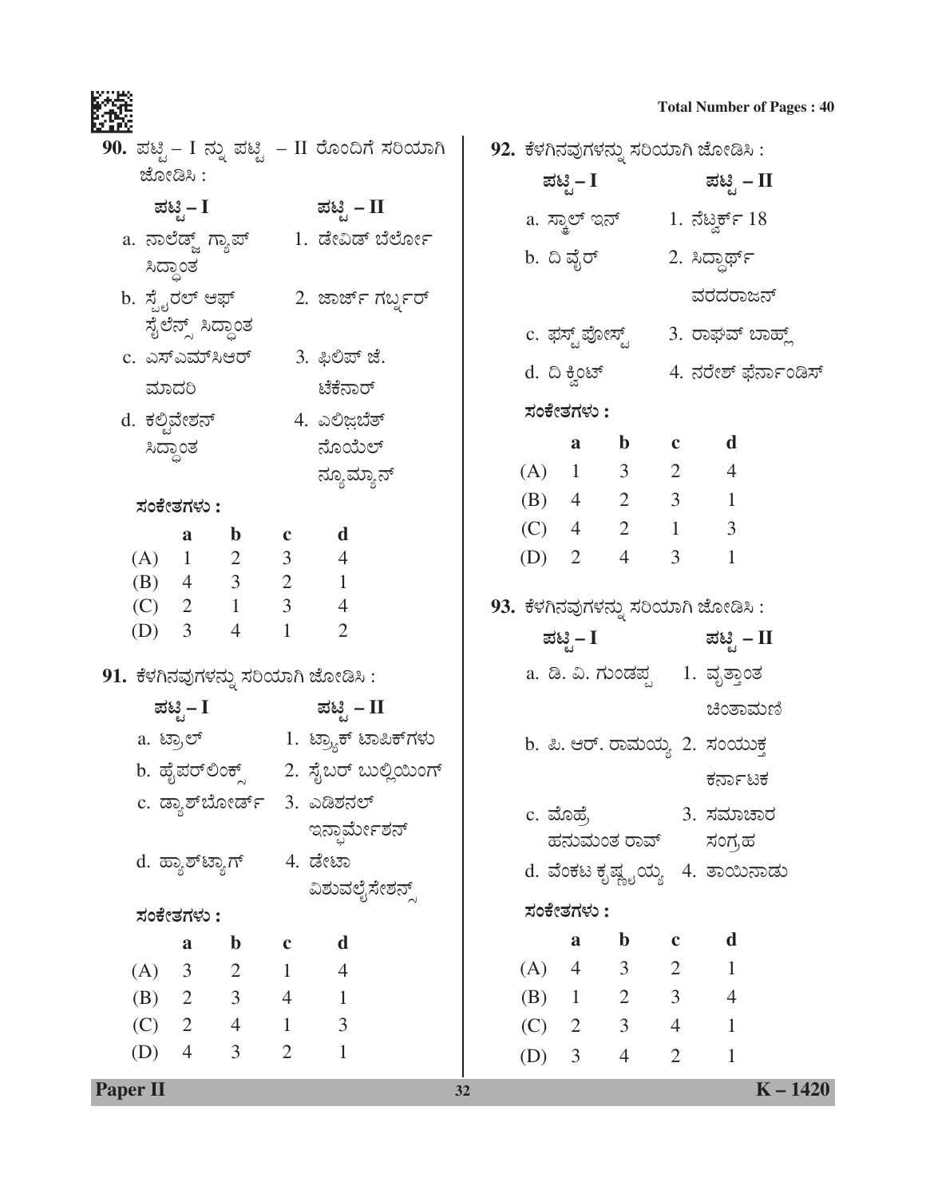**90.** ಪಟ್ಟಿ – I ನ್ನು ಪಟ್ಟಿ – II ರೊಂದಿಗೆ ಸರಿಯಾಗಿ ಜೋಡಿಸಿ :

| ಪಟ್ಟಿ – I | ಪಟ್ಟಿ – II |
|---|---|
| a. ನಾಲೆಡ್ಜ್ ಗ್ಯಾಪ್ ಸಿದ್ಧಾಂತ | 1. ಡೇವಿಡ್ ಬೆರ್ಲೋ |
| b. ಸ್ಪೈರಲ್ ಆಫ್ ಸೈಲೆನ್ಸ್ ಸಿದ್ಧಾಂತ | 2. ಜಾರ್ಜ್ ಗರ್ಬ್ನರ್ |
| c. ಎಸ್‌ಎಮ್‌ಸಿಆರ್ ಮಾದರಿ | 3. ಫಿಲಿಪ್ ಜೆ. ಟಿಕೆನಾರ್ |
| d. ಕಲ್ಟಿವೇಶನ್ ಸಿದ್ಧಾಂತ | 4. ಎಲಿಜಬೆತ್ ನೊಯೆಲ್ ನ್ಯೂಮ್ಯಾನ್ |

**ಸಂಕೇತಗಳು :**

| | a | b | c | d |
|---|---|---|---|---|
| (A) | 1 | 2 | 3 | 4 |
| (B) | 4 | 3 | 2 | 1 |
| (C) | 2 | 1 | 3 | 4 |
| (D) | 3 | 4 | 1 | 2 |

**91.** ಕೆಳಗಿನವುಗಳನ್ನು ಸರಿಯಾಗಿ ಜೋಡಿಸಿ :

| ಪಟ್ಟಿ – I | ಪಟ್ಟಿ – II |
|---|---|
| a. ಟ್ರಾಲ್ | 1. ಟ್ರ್ಯಾಕ್ ಟಾಪಿಕ್‌ಗಳು |
| b. ಹೈಪರ್‌ಲಿಂಕ್ಸ್ | 2. ಸೈಬರ್ ಬುಲ್ಲಿಯಿಂಗ್ |
| c. ಡ್ಯಾಶ್‌ಬೋರ್ಡ್ | 3. ಎಡಿಶನಲ್ ಇನ್ಫಾರ್ಮೇಶನ್ |
| d. ಹ್ಯಾಶ್‌ಟ್ಯಾಗ್ | 4. ಡೇಟಾ ವಿಶುವಲೈಸೇಶನ್ಸ್ |

**ಸಂಕೇತಗಳು :**

| | a | b | c | d |
|---|---|---|---|---|
| (A) | 3 | 2 | 1 | 4 |
| (B) | 2 | 3 | 4 | 1 |
| (C) | 2 | 4 | 1 | 3 |
| (D) | 4 | 3 | 2 | 1 |

**92.** ಕೆಳಗಿನವುಗಳನ್ನು ಸರಿಯಾಗಿ ಜೋಡಿಸಿ :

| ಪಟ್ಟಿ – I | ಪಟ್ಟಿ – II |
|---|---|
| a. ಸ್ಕ್ರಾಲ್ ಇನ್ | 1. ನೆಟ್ವರ್ಕ್ 18 |
| b. ದಿ ವೈರ್ | 2. ಸಿದ್ಧಾರ್ಥ್ ವರದರಾಜನ್ |
| c. ಫಸ್ಟ್ ಪೋಸ್ಟ್ | 3. ರಾಘವ್ ಬಾಹ್ಲ್ |
| d. ದಿ ಕ್ವಿಂಟ್ | 4. ನರೇಶ್ ಫರ್ನಾಂಡಿಸ್ |

**ಸಂಕೇತಗಳು :**

| | a | b | c | d |
|---|---|---|---|---|
| (A) | 1 | 3 | 2 | 4 |
| (B) | 4 | 2 | 3 | 1 |
| (C) | 4 | 2 | 1 | 3 |
| (D) | 2 | 4 | 3 | 1 |

**93.** ಕೆಳಗಿನವುಗಳನ್ನು ಸರಿಯಾಗಿ ಜೋಡಿಸಿ :

| ಪಟ್ಟಿ – I | ಪಟ್ಟಿ – II |
|---|---|
| a. ಡಿ. ವಿ. ಗುಂಡಪ್ಪ | 1. ವೃತ್ತಾಂತ ಚಿಂತಾಮಣಿ |
| b. ಪಿ. ಆರ್. ರಾಮಯ್ಯ | 2. ಸಂಯುಕ್ತ ಕರ್ನಾಟಕ |
| c. ಮೊಹ್ರೆ ಹನುಮಂತ ರಾವ್ | 3. ಸಮಾಚಾರ ಸಂಗ್ರಹ |
| d. ವೆಂಕಟ ಕೃಷ್ಣಯ್ಯ | 4. ತಾಯಿನಾಡು |

**ಸಂಕೇತಗಳು :**

| | a | b | c | d |
|---|---|---|---|---|
| (A) | 4 | 3 | 2 | 1 |
| (B) | 1 | 2 | 3 | 4 |
| (C) | 2 | 3 | 4 | 1 |
| (D) | 3 | 4 | 2 | 1 |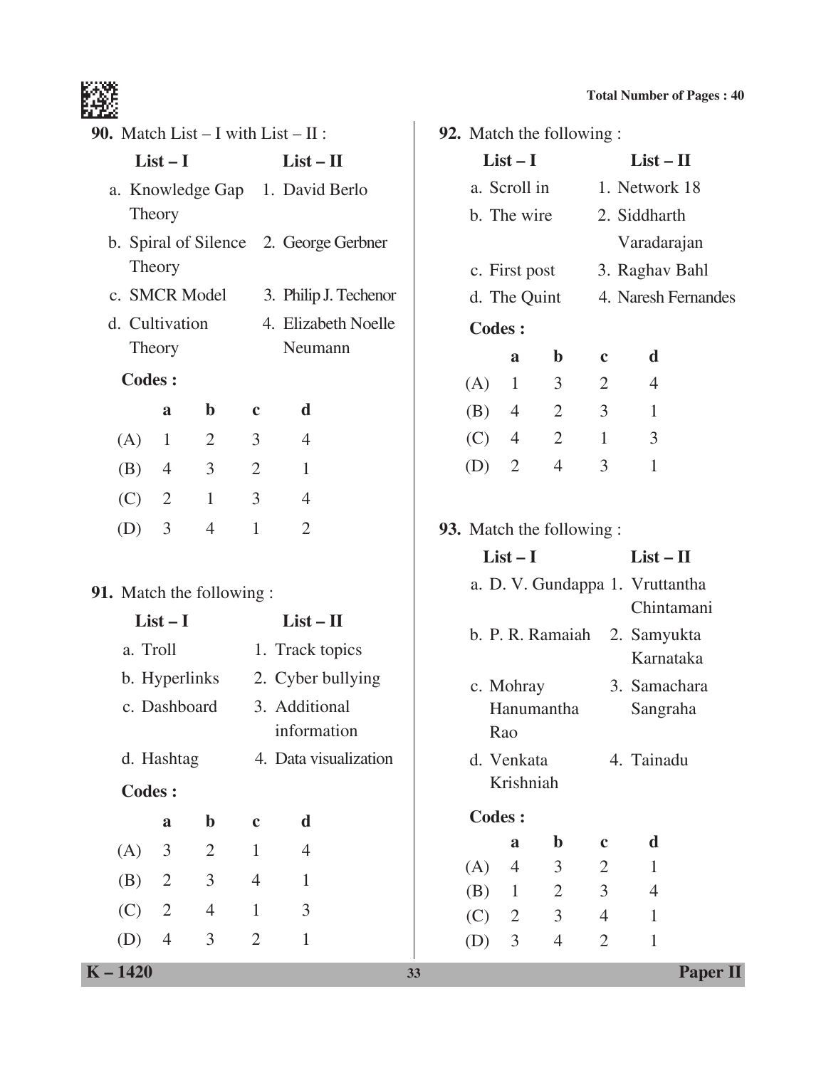**90.** Match List – I with List – II :

| List – I | List – II |
|---|---|
| a. Knowledge Gap Theory | 1. David Berlo |
| b. Spiral of Silence Theory | 2. George Gerbner |
| c. SMCR Model | 3. Philip J. Techenor |
| d. Cultivation Theory | 4. Elizabeth Noelle Neumann |

**Codes :**

| | a | b | c | d |
|---|---|---|---|---|
| (A) | 1 | 2 | 3 | 4 |
| (B) | 4 | 3 | 2 | 1 |
| (C) | 2 | 1 | 3 | 4 |
| (D) | 3 | 4 | 1 | 2 |

**91.** Match the following :

| List – I | List – II |
|---|---|
| a. Troll | 1. Track topics |
| b. Hyperlinks | 2. Cyber bullying |
| c. Dashboard | 3. Additional information |
| d. Hashtag | 4. Data visualization |

**Codes :**

| | a | b | c | d |
|---|---|---|---|---|
| (A) | 3 | 2 | 1 | 4 |
| (B) | 2 | 3 | 4 | 1 |
| (C) | 2 | 4 | 1 | 3 |
| (D) | 4 | 3 | 2 | 1 |

**92.** Match the following :

| List – I | List – II |
|---|---|
| a. Scroll in | 1. Network 18 |
| b. The wire | 2. Siddharth Varadarajan |
| c. First post | 3. Raghav Bahl |
| d. The Quint | 4. Naresh Fernandes |

**Codes :**

| | a | b | c | d |
|---|---|---|---|---|
| (A) | 1 | 3 | 2 | 4 |
| (B) | 4 | 2 | 3 | 1 |
| (C) | 4 | 2 | 1 | 3 |
| (D) | 2 | 4 | 3 | 1 |

**93.** Match the following :

| List – I | List – II |
|---|---|
| a. D. V. Gundappa | 1. Vruttantha Chintamani |
| b. P. R. Ramaiah | 2. Samyukta Karnataka |
| c. Mohray Hanumantha Rao | 3. Samachara Sangraha |
| d. Venkata Krishniah | 4. Tainadu |

**Codes :**

| | a | b | c | d |
|---|---|---|---|---|
| (A) | 4 | 3 | 2 | 1 |
| (B) | 1 | 2 | 3 | 4 |
| (C) | 2 | 3 | 4 | 1 |
| (D) | 3 | 4 | 2 | 1 |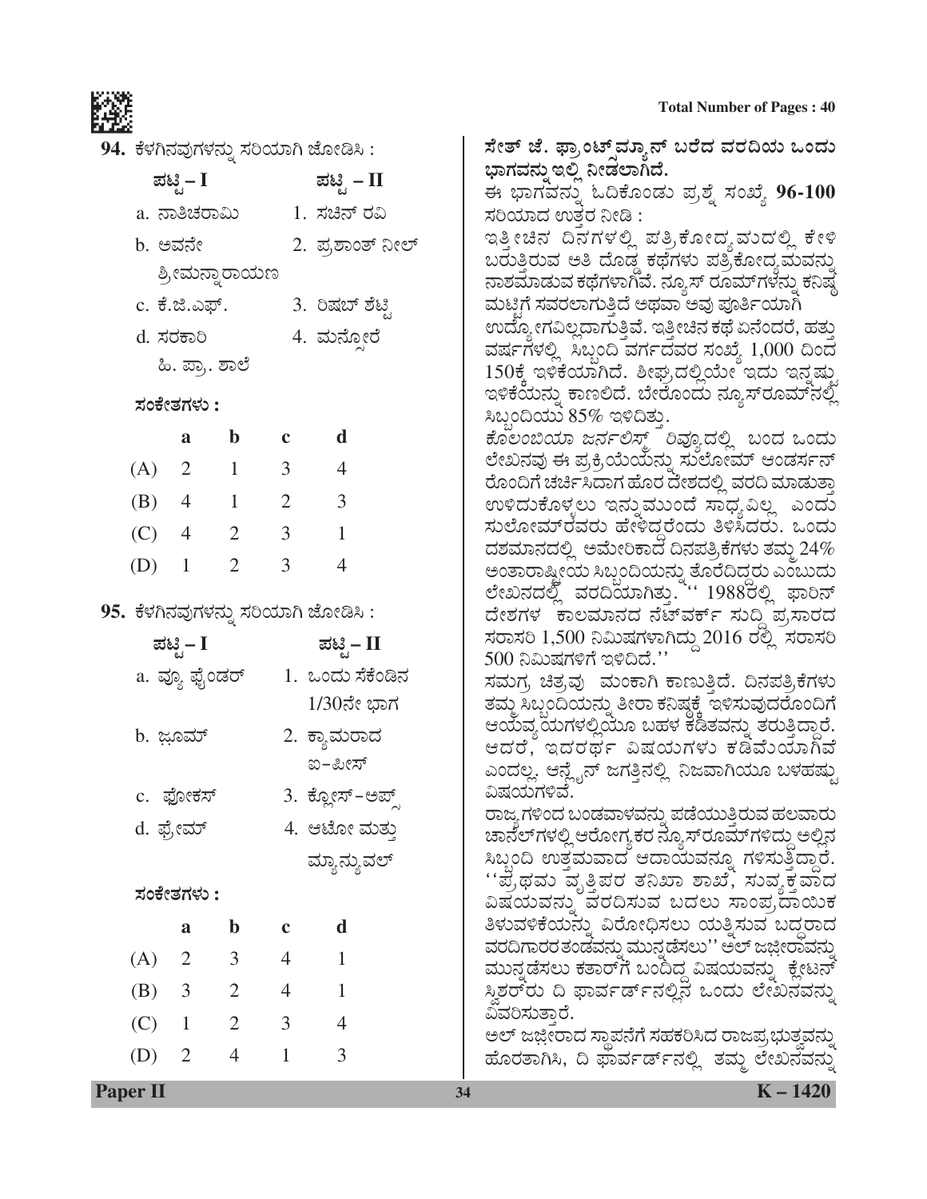**94.** ಕೆಳಗಿನವುಗಳನ್ನು ಸರಿಯಾಗಿ ಜೋಡಿಸಿ :

| ಪಟ್ಟಿ – I | ಪಟ್ಟಿ – II |
|---|---|
| a. ನಾತಿಚರಾಮಿ | 1. ಸಚಿನ್ ರವಿ |
| b. ಅವನೇ ಶ್ರೀಮನ್ನಾರಾಯಣ | 2. ಪ್ರಶಾಂತ್ ನೀಲ್ |
| c. ಕೆ.ಜಿ.ಎಫ್. | 3. ರಿಷಬ್ ಶೆಟ್ಟಿ |
| d. ಸರಕಾರಿ ಹಿ. ಪ್ರಾ. ಶಾಲೆ | 4. ಮನ್ಸೋರೆ |

**ಸಂಕೇತಗಳು :**

| | a | b | c | d |
|---|---|---|---|---|
| (A) | 2 | 1 | 3 | 4 |
| (B) | 4 | 1 | 2 | 3 |
| (C) | 4 | 2 | 3 | 1 |
| (D) | 1 | 2 | 3 | 4 |

**95.** ಕೆಳಗಿನವುಗಳನ್ನು ಸರಿಯಾಗಿ ಜೋಡಿಸಿ :

| ಪಟ್ಟಿ – I | ಪಟ್ಟಿ – II |
|---|---|
| a. ವ್ಯೂ ಫೈಂಡರ್ | 1. ಒಂದು ಸೆಕೆಂಡಿನ 1/30ನೇ ಭಾಗ |
| b. ಝೂಮ್ | 2. ಕ್ಯಾಮರಾದ ಐ-ಪೀಸ್ |
| c. ಫೋಕಸ್ | 3. ಕ್ಲೋಸ್-ಅಪ್ಸ್ |
| d. ಫ್ರೇಮ್ | 4. ಆಟೋ ಮತ್ತು ಮ್ಯಾನ್ಯುವಲ್ |

**ಸಂಕೇತಗಳು :**

| | a | b | c | d |
|---|---|---|---|---|
| (A) | 2 | 3 | 4 | 1 |
| (B) | 3 | 2 | 4 | 1 |
| (C) | 1 | 2 | 3 | 4 |
| (D) | 2 | 4 | 1 | 3 |

**ಸೇತ್ ಜೆ. ಫ್ರಾಂಟ್ಜ್‌ಮ್ಯಾನ್ ಬರೆದ ವರದಿಯ ಒಂದು ಭಾಗವನ್ನು ಇಲ್ಲಿ ನೀಡಲಾಗಿದೆ.**

ಈ ಭಾಗವನ್ನು ಓದಿಕೊಂಡು ಪ್ರಶ್ನೆ ಸಂಖ್ಯೆ **96-100** ಸರಿಯಾದ ಉತ್ತರ ನೀಡಿ :

ಇತ್ತೀಚಿನ ದಿನಗಳಲ್ಲಿ ಪತ್ರಿಕೋದ್ಯಮದಲ್ಲಿ ಕೇಳಿ ಬರುತ್ತಿರುವ ಅತಿ ದೊಡ್ಡ ಕಥೆಗಳು ಪತ್ರಿಕೋದ್ಯಮವನ್ನು ನಾಶಮಾಡುವ ಕಥೆಗಳಾಗಿವೆ. ನ್ಯೂಸ್ ರೂಮ್‌ಗಳನ್ನು ಕನಿಷ್ಠ ಮಟ್ಟಕ್ಕೆ ಸವರಲಾಗುತ್ತಿದೆ ಅಥವಾ ಅವು ಪೂರ್ತಿಯಾಗಿ ಉದ್ಯೋಗವಿಲ್ಲದಾಗುತ್ತಿವೆ. ಇತ್ತೀಚಿನ ಕಥೆ ಏನೆಂದರೆ, ಹತ್ತು ವರ್ಷಗಳಲ್ಲಿ ಸಿಬ್ಬಂದಿ ವರ್ಗದವರ ಸಂಖ್ಯೆ 1,000 ದಿಂದ 150ಕ್ಕೆ ಇಳಿಕೆಯಾಗಿದೆ. ಶೀಘ್ರದಲ್ಲಿಯೇ ಇದು ಇನ್ನಷ್ಟು ಇಳಿಕೆಯನ್ನು ಕಾಣಲಿದೆ. ಬೇರೊಂದು ನ್ಯೂಸ್‌ರೂಮ್‌ನಲ್ಲಿ ಸಿಬ್ಬಂದಿಯು 85% ಇಳಿದಿತ್ತು.

ಕೊಲಂಬಿಯಾ ಜರ್ನಲಿಸ್ಟ್ ರಿವ್ಯೂದಲ್ಲಿ ಬಂದ ಒಂದು ಲೇಖನವು ಈ ಪ್ರಕ್ರಿಯೆಯನ್ನು ಸುಲೋಮ್ ಆಂಡರ್ಸನ್ ರೊಂದಿಗೆ ಚರ್ಚಿಸಿದಾಗ ಹೊರ ದೇಶದಲ್ಲಿ ವರದಿ ಮಾಡುತ್ತಾ ಉಳಿದುಕೊಳ್ಳಲು ಇನ್ನುಮುಂದೆ ಸಾಧ್ಯವಿಲ್ಲ ಎಂದು ಸುಲೋಮ್‌ರವರು ಹೇಳಿದ್ದರೆಂದು ತಿಳಿಸಿದರು. ಒಂದು ದಶಮಾನದಲ್ಲಿ ಅಮೇರಿಕಾದ ದಿನಪತ್ರಿಕೆಗಳು ತಮ್ಮ 24% ಅಂತಾರಾಷ್ಟ್ರೀಯ ಸಿಬ್ಬಂದಿಯನ್ನು ತೊರೆದಿದ್ದರು ಎಂಬುದು ಲೇಖನದಲ್ಲಿ ವರದಿಯಾಗಿತ್ತು. '' 1988ರಲ್ಲಿ ಫಾರಿನ್ ದೇಶಗಳ ಕಾಲಮಾನದ ನೆಟ್‌ವರ್ಕ್ ಸುದ್ದಿ ಪ್ರಸಾರದ ಸರಾಸರಿ 1,500 ನಿಮಿಷಗಳಾಗಿದ್ದು 2016 ರಲ್ಲಿ ಸರಾಸರಿ 500 ನಿಮಿಷಗಳಿಗೆ ಇಳಿದಿದೆ.''

ಸಮಗ್ರ ಚಿತ್ರವು ಮಂಕಾಗಿ ಕಾಣುತ್ತಿದೆ. ದಿನಪತ್ರಿಕೆಗಳು ತಮ್ಮ ಸಿಬ್ಬಂದಿಯನ್ನು ತೀರಾ ಕನಿಷ್ಠಕ್ಕೆ ಇಳಿಸುವುದರೊಂದಿಗೆ ಆಯವ್ಯಯಗಳಲ್ಲಿಯೂ ಬಹಳ ಕಡಿತವನ್ನು ತರುತ್ತಿದ್ದಾರೆ. ಆದರೆ, ಇದರರ್ಥ ವಿಷಯಗಳು ಕಡಿಮೆಯಾಗಿವೆ ಎಂದಲ್ಲ. ಆನ್ಲೈನ್ ಜಗತ್ತಿನಲ್ಲಿ ನಿಜವಾಗಿಯೂ ಬಳಹಷ್ಟು ವಿಷಯಗಳಿವೆ.

ರಾಜ್ಯಗಳಿಂದ ಬಂಡವಾಳವನ್ನು ಪಡೆಯುತ್ತಿರುವ ಹಲವಾರು ಚಾನೆಲ್‌ಗಳಲ್ಲಿ ಆರೋಗ್ಯಕರ ನ್ಯೂಸ್‌ರೂಮ್‌ಗಳಿದ್ದು ಅಲ್ಲಿನ ಸಿಬ್ಬಂದಿ ಉತ್ತಮವಾದ ಆದಾಯವನ್ನೂ ಗಳಿಸುತ್ತಿದ್ದಾರೆ. ''ಪ್ರಥಮ ವೃತ್ತಿಪರ ತನಿಖಾ ಶಾಖೆ, ಸುವ್ಯಕ್ತವಾದ ವಿಷಯವನ್ನು ವರದಿಸುವ ಬದಲು ಸಾಂಪ್ರದಾಯಿಕ ತಿಳುವಳಿಕೆಯನ್ನು ವಿರೋಧಿಸಲು ಯತ್ನಿಸುವ ಬದ್ಧರಾದ ವರದಿಗಾರರ ತಂಡವನ್ನು ಮುನ್ನಡೆಸಲು'' ಅಲ್ ಜಜೀರಾವನ್ನು ಮುನ್ನಡೆಸಲು ಕತಾರ್‌ಗೆ ಬಂದಿದ್ದ ವಿಷಯವನ್ನು ಕ್ಲೇಟನ್ ಸ್ವಿಶರ್‌ರು ದಿ ಫಾರ್ವರ್ಡ್‌ನಲ್ಲಿನ ಒಂದು ಲೇಖನವನ್ನು ವಿವರಿಸುತ್ತಾರೆ.

ಅಲ್ ಜಜೀರಾದ ಸ್ಥಾಪನೆಗೆ ಸಹಕರಿಸಿದ ರಾಜಪ್ರಭುತ್ವವನ್ನು ಹೊರತಾಗಿಸಿ, ದಿ ಫಾರ್ವರ್ಡ್‌ನಲ್ಲಿ ತಮ್ಮ ಲೇಖನವನ್ನು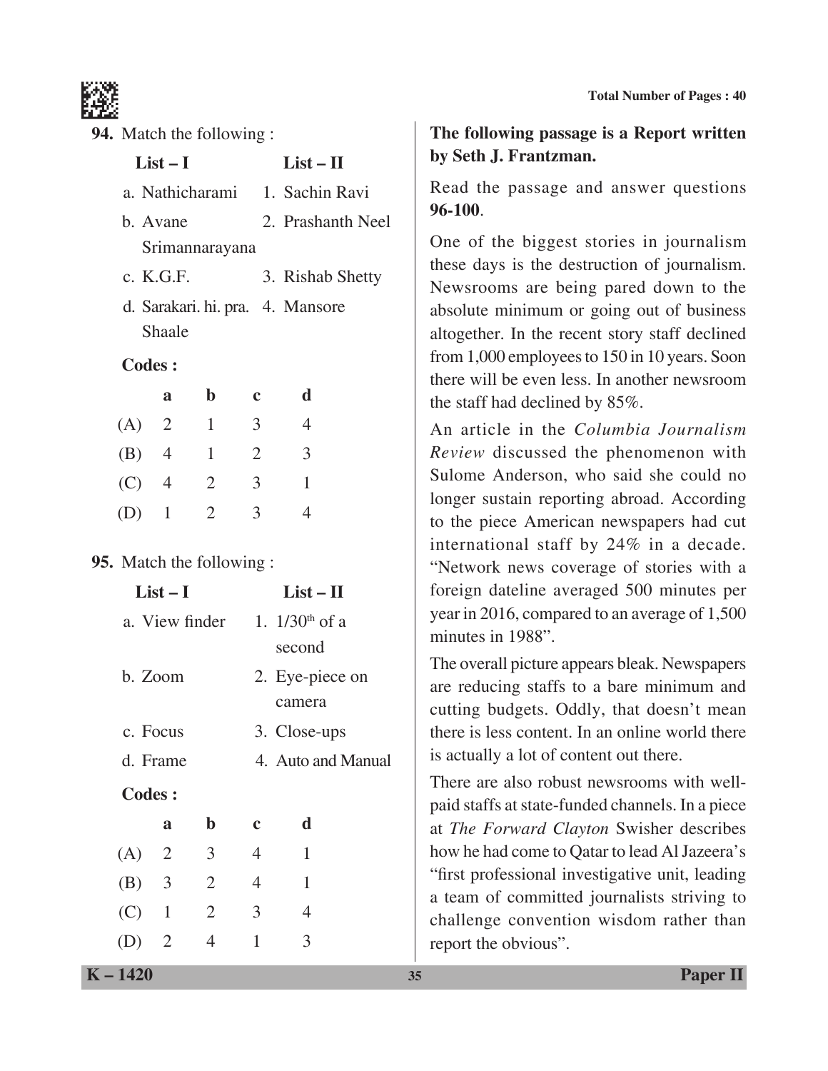**94.** Match the following :

| List – I | List – II |
|---|---|
| a. Nathicharami | 1. Sachin Ravi |
| b. Avane Srimannarayana | 2. Prashanth Neel |
| c. K.G.F. | 3. Rishab Shetty |
| d. Sarakari. hi. pra. Shaale | 4. Mansore |

**Codes :**

| | a | b | c | d |
|---|---|---|---|---|
| (A) | 2 | 1 | 3 | 4 |
| (B) | 4 | 1 | 2 | 3 |
| (C) | 4 | 2 | 3 | 1 |
| (D) | 1 | 2 | 3 | 4 |

**95.** Match the following :

| List – I | List – II |
|---|---|
| a. View finder | 1. 1/30th of a second |
| b. Zoom | 2. Eye-piece on camera |
| c. Focus | 3. Close-ups |
| d. Frame | 4. Auto and Manual |

**Codes :**

| | a | b | c | d |
|---|---|---|---|---|
| (A) | 2 | 3 | 4 | 1 |
| (B) | 3 | 2 | 4 | 1 |
| (C) | 1 | 2 | 3 | 4 |
| (D) | 2 | 4 | 1 | 3 |

**The following passage is a Report written by Seth J. Frantzman.**

Read the passage and answer questions **96-100**.

One of the biggest stories in journalism these days is the destruction of journalism. Newsrooms are being pared down to the absolute minimum or going out of business altogether. In the recent story staff declined from 1,000 employees to 150 in 10 years. Soon there will be even less. In another newsroom the staff had declined by 85%.

An article in the *Columbia Journalism Review* discussed the phenomenon with Sulome Anderson, who said she could no longer sustain reporting abroad. According to the piece American newspapers had cut international staff by 24% in a decade. "Network news coverage of stories with a foreign dateline averaged 500 minutes per year in 2016, compared to an average of 1,500 minutes in 1988".

The overall picture appears bleak. Newspapers are reducing staffs to a bare minimum and cutting budgets. Oddly, that doesn't mean there is less content. In an online world there is actually a lot of content out there.

There are also robust newsrooms with well-paid staffs at state-funded channels. In a piece at *The Forward Clayton* Swisher describes how he had come to Qatar to lead Al Jazeera's "first professional investigative unit, leading a team of committed journalists striving to challenge convention wisdom rather than report the obvious".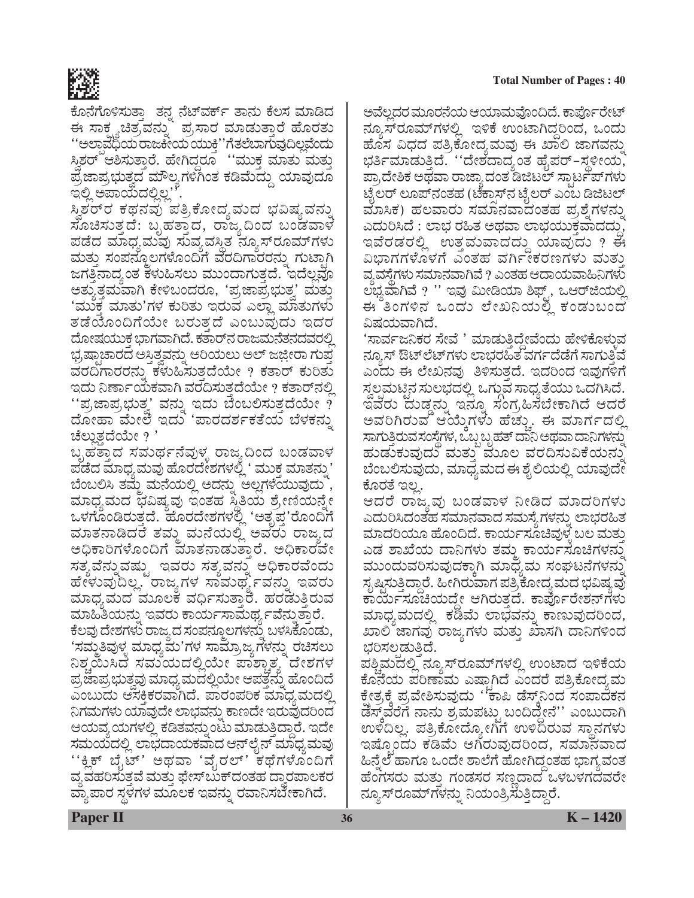ಕೊನೆಗೊಳಿಸುತ್ತಾ ತನ್ನ ನೆಟ್‌ವರ್ಕ್ ತಾನು ಕೆಲಸ ಮಾಡಿದ ಈ ಸಾಕ್ಷ್ಯಚಿತ್ರವನ್ನು ಪ್ರಸಾರ ಮಾಡುತ್ತಾರೆ ಹೊರತು ''ಅಲ್ಪಾವಧಿಯ ರಾಜಕೀಯ ಯುಕ್ತಿ''ಗೆತಲೆಬಾಗುವುದಿಲ್ಲವೆಂದು ಸ್ಪಿಶರ್ ಆಶಿಸುತ್ತಾರೆ. ಹೇಗಿದ್ದರೂ ''ಮುಕ್ತ ಮಾತು ಮತ್ತು ಪ್ರಜಾಪ್ರಭುತ್ವದ ಮೌಲ್ಯಗಳಿಗಿಂತ ಕಡಿಮೆದ್ದು ಯಾವುದೂ ಇಲ್ಲಿ ಅಪಾಯದಲ್ಲಿಲ್ಲ''.

ಸ್ಪಿಶರ್‌ರ ಕಥನವು ಪತ್ರಿಕೋದ್ಯಮದ ಭವಿಷ್ಯವನ್ನು ಸೂಚಿಸುತ್ತದೆ: ಬೃಹತ್ತಾದ, ರಾಜ್ಯದಿಂದ ಬಂಡವಾಳ ಪಡೆದ ಮಾಧ್ಯಮವು ಸುವ್ಯವಸ್ಥಿತ ನ್ಯೂಸ್‌ರೂಮ್‌ಗಳು ಮತ್ತು ಸಂಪನ್ಮೂಲಗಳೊಂದಿಗೆ ವರದಿಗಾರರನ್ನು ಗುಚ್ಚಾಗಿ ಜಗತ್ತಿನಾದ್ಯಂತ ಕಳುಹಿಸಲು ಮುಂದಾಗುತ್ತದೆ. ಇದೆಲ್ಲವೂ ಅತ್ಯುತ್ತಮವಾಗಿ ಕೇಳಿಬಂದರೂ, 'ಪ್ರಜಾಪ್ರಭುತ್ವ' ಮತ್ತು 'ಮುಕ್ತ ಮಾತು'ಗಳ ಕುರಿತು ಇರುವ ಎಲ್ಲಾ ಮಾತುಗಳು ತಡೆಯೊಂದಿಗೆಯೇ ಬರುತ್ತದೆ ಎಂಬುವುದು ಇದರ ದೋಷಯುಕ್ತ ಭಾಗವಾಗಿದೆ. ಕತಾರ್‌ನ ರಾಜಮನೆತನದವರಲ್ಲಿ ಭ್ರಷ್ಟಾಚಾರದ ಅಸ್ತಿತ್ವವನ್ನು ಅರಿಯಲು ಅಲ್ ಜಜೀರಾ ಗುಪ್ತ ವರದಿಗಾರರನ್ನು ಕಳುಹಿಸುತ್ತದೆಯೇ ? ಕತಾರ್ ಕುರಿತು ಇದು ನಿರ್ಣಾಯಕವಾಗಿ ವರದಿಸುತ್ತದೆಯೇ ? ಕತಾರ್‌ನಲ್ಲಿ ''ಪ್ರಜಾಪ್ರಭುತ್ವ' ವನ್ನು ಇದು ಬೆಂಬಲಿಸುತ್ತದೆಯೇ ? ದೋಹಾ ಮೇಲೆ ಇದು 'ಪಾರದರ್ಶಕತೆಯ ಬೆಳಕನ್ನು ಚೆಲ್ಲುತ್ತದೆಯೇ ? '

ಬೃಹತ್ತಾದ ಸಮರ್ಥನೆವುಳ್ಳ ರಾಜ್ಯದಿಂದ ಬಂಡವಾಳ ಪಡೆದ ಮಾಧ್ಯಮವು ಹೊರದೇಶಗಳಲ್ಲಿ ' ಮುಕ್ತ ಮಾತನ್ನು' ಬೆಂಬಲಿಸಿ ತಮ್ಮ ಮನೆಯಲ್ಲಿ ಅದನ್ನು ಅಲ್ಲಗಳೆಯುವುದು, ಮಾಧ್ಯಮದ ಭವಿಷ್ಯವು ಇಂತಹ ಸ್ಥಿತಿಯ ಶ್ರೇಣಿಯನ್ನೇ ಒಳಗೊಂಡಿರುತ್ತದೆ. ಹೊರದೇಶಗಳಲ್ಲಿ 'ಅತೃಪ್ತ'ರೊಂದಿಗೆ ಮಾತನಾಡಿದರೆ ತಮ್ಮ ಮನೆಯಲ್ಲಿ ಅವರು ರಾಜ್ಯದ ಅಧಿಕಾರಿಗಳೊಂದಿಗೆ ಮಾತನಾಡುತ್ತಾರೆ. ಅಧಿಕಾರವೇ ಸತ್ಯವೆನ್ನುವಷ್ಟು ಇವರು ಸತ್ಯವನ್ನು ಅಧಿಕಾರವೆಂದು ಹೇಳುವುದಿಲ್ಲ. ರಾಜ್ಯಗಳ ಸಾಮರ್ಥ್ಯವನ್ನು ಇವರು ಮಾಧ್ಯಮದ ಮೂಲಕ ವರ್ಧಿಸುತ್ತಾರೆ. ಹರಡುತ್ತಿರುವ ಮಾಹಿತಿಯನ್ನು ಇವರು ಕಾರ್ಯಸಾಮರ್ಥ್ಯವೆನ್ನುತ್ತಾರೆ.

ಕೆಲವು ದೇಶಗಳು ರಾಜ್ಯದ ಸಂಪನ್ಮೂಲಗಳನ್ನು ಬಳಸಿಕೊಂಡು, 'ಸಮ್ಮತಿವುಳ್ಳ ಮಾಧ್ಯಮ'ಗಳ ಸಾಮ್ರಾಜ್ಯಗಳನ್ನು ರಚಿಸಲು ನಿಶ್ಚಯಿಸಿದ ಸಮಯದಲ್ಲಿಯೇ ಪಾಶ್ಚಾತ್ಯ ದೇಶಗಳ ಪ್ರಜಾಪ್ರಭುತ್ವವು ಮಾಧ್ಯಮದಲ್ಲಿಯೇ ಆಪತ್ತನ್ನು ಹೊಂದಿದೆ ಎಂಬುದು ಆಸಕ್ತಿಕರವಾಗಿದೆ. ಪಾರಂಪರಿಕ ಮಾಧ್ಯಮದಲ್ಲಿ ನಿಗಮಗಳು ಯಾವುದೇ ಲಾಭವನ್ನು ಕಾಣದೇ ಇರುವುದರಿಂದ ಆಯವ್ಯಯಗಳಲ್ಲಿ ಕಡಿತವನ್ನುಂಟು ಮಾಡುತ್ತಿದ್ದಾರೆ. ಇದೇ ಸಮಯದಲ್ಲಿ ಲಾಭದಾಯಕವಾದ ಆನ್‌ಲೈನ್ ಮಾಧ್ಯಮವು ''ಕ್ಲಿಕ್ ಬೈಟ್'' ಅಥವಾ 'ವೈರಲ್' ಕಥೆಗಳೊಂದಿಗೆ ವ್ಯವಹರಿಸುತ್ತವೆ ಮತ್ತು ಫೇಸ್‌ಬುಕ್‌ದಂತಹ ದ್ವಾರಪಾಲಕರ ವ್ಯಾಪಾರ ಸ್ಥಳಗಳ ಮೂಲಕ ಇವನ್ನು ರವಾನಿಸಬೇಕಾಗಿದೆ.

ಅವೆಲ್ಲದರ ಮೂರನೆಯ ಆಯಾಮವೊಂದಿದೆ. ಕಾರ್ಪೊರೇಟ್ ನ್ಯೂಸ್‌ರೂಮ್‌ಗಳಲ್ಲಿ ಇಳಿಕೆ ಉಂಟಾಗಿದ್ದರಿಂದ, ಒಂದು ಹೊಸ ವಿಧದ ಪತ್ರಿಕೋದ್ಯಮವು ಈ ಖಾಲಿ ಜಾಗವನ್ನು ಭರ್ತಿಮಾಡುತ್ತಿದೆ. ''ದೇಶದಾದ್ಯಂತ ಹೈಪರ್-ಸ್ಥಳೀಯ, ಪ್ರಾದೇಶಿಕ ಅಥವಾ ರಾಜ್ಯಾದಂತ ಡಿಜಿಟಲ್ ಸ್ಟಾರ್ಟಪ್‌ಗಳು ಟೈಲರ್ ಲೂಪ್‌ನಂತಹ (ಟೆಕಾಸ್‌ನ ಟೈಲರ್ ಎಂಬ ಡಿಜಿಟಲ್ ಮಾಸಿಕ) ಹಲವಾರು ಸಮಾನವಾದಂತಹ ಪ್ರಶ್ನೆಗಳನ್ನು ಎದುರಿಸಿದೆ : ಲಾಭ ರಹಿತ ಅಥವಾ ಲಾಭಯುಕ್ತವಾದದ್ದು, ಇವೆರಡರಲ್ಲಿ ಉತ್ತಮವಾದದ್ದು ಯಾವುದು ? ಈ ವಿಭಾಗಗಳೊಳಗೆ ಎಂತಹ ವರ್ಗೀಕರಣಗಳು ಮತ್ತು ವ್ಯವಸ್ಥೆಗಳು ಸಮಾನವಾಗಿವೆ ? ಎಂತಹ ಆದಾಯವಾಹಿನಿಗಳು ಲಭ್ಯವಾಗಿವೆ ? '' ಇವು ಮೀಡಿಯಾ ಶಿಫ್ಟ್, ಒಆರ್‌ಜಿಯಲ್ಲಿ ಈ ತಿಂಗಳಿನ ಒಂದು ಲೇಖನಿಯಲ್ಲಿ ಕಂಡುಬಂದ ವಿಷಯವಾಗಿದೆ.

'ಸಾರ್ವಜನಿಕರ ಸೇವೆ ' ಮಾಡುತ್ತಿದ್ದೇವೆಂದು ಹೇಳಿಕೊಳ್ಳುವ ನ್ಯೂಸ್ ಔಟ್‌ಲೆಟ್‌ಗಳು ಲಾಭರಹಿತ ವರ್ಗದೆಡೆಗೆ ಸಾಗುತ್ತಿವೆ ಎಂದು ಈ ಲೇಖನವು ತಿಳಿಸುತ್ತದೆ. ಇದರಿಂದ ಇವುಗಳಿಗೆ ಸ್ವಲ್ಪಮಟ್ಟಿನ ಸುಲಭದಲ್ಲಿ ಒಗ್ಗುವ ಸಾಧ್ಯತೆಯು ಒದಗಿಸಿದೆ. ಇವರು ದುಡ್ಡನ್ನು ಇನ್ನೂ ಸಂಗ್ರಹಿಸಬೇಕಾಗಿದೆ ಆದರೆ ಅವರಿಗಿರುವ ಆಯ್ಕೆಗಳು ಹೆಚ್ಚು. ಈ ಮಾರ್ಗದಲ್ಲಿ ಸಾಗುತ್ತಿರುವಸಂಸ್ಥೆಗಳ, ಒಬ್ಬ ಬೃಹತ್ ದಾನಿ ಅಥವಾ ದಾನಿಗಳನ್ನು ಹುಡುಕುವುದು ಮತ್ತು ಮೂಲ ವರದಿಸುವಿಕೆಯನ್ನು ಬೆಂಬಲಿಸುವುದು, ಮಾಧ್ಯಮದ ಈ ಶೈಲಿಯಲ್ಲಿ ಯಾವುದೇ ಕೊರತೆ ಇಲ್ಲ.

ಆದರೆ ರಾಜ್ಯವು ಬಂಡವಾಳ ನೀಡಿದ ಮಾದರಿಗಳು ಎದುರಿಸಿದಂತಹ ಸಮಾನವಾದ ಸಮಸ್ಯೆಗಳನ್ನು ಲಾಭರಹಿತ ಮಾದರಿಯೂ ಹೊಂದಿದೆ. ಕಾರ್ಯಸೂಚಿವುಳ್ಳ ಬಲ ಮತ್ತು ಎಡ ಶಾಖೆಯ ದಾನಿಗಳು ತಮ್ಮ ಕಾರ್ಯಸೂಚಿಗಳನ್ನು ಮುಂದುವರಿಸುವುದಕ್ಕಾಗಿ ಮಾಧ್ಯಮ ಸಂಘಟನೆಗಳನ್ನು ಸೃಷ್ಟಿಸುತ್ತಿದ್ದಾರೆ. ಹೀಗಿರುವಾಗ ಪತ್ರಿಕೋದ್ಯಮದ ಭವಿಷ್ಯವು ಕಾರ್ಯಸೂಚಿಯದ್ದೇ ಆಗಿರುತ್ತದೆ. ಕಾರ್ಪೊರೇಶನ್‌ಗಳು ಮಾಧ್ಯಮದಲ್ಲಿ ಕಡಿಮೆ ಲಾಭವನ್ನು ಕಾಣುವುದರಿಂದ, ಖಾಲಿ ಜಾಗವು ರಾಜ್ಯಗಳು ಮತ್ತು ಖಾಸಗಿ ದಾನಿಗಳಿಂದ ಭರಿಸಲ್ಪಡುತ್ತಿದೆ.

ಪಶ್ಚಿಮದಲ್ಲಿ ನ್ಯೂಸ್‌ರೂಮ್‌ಗಳಲ್ಲಿ ಉಂಟಾದ ಇಳಿಕೆಯ ಕೊನೆಯ ಪರಿಣಾಮ ಎಷ್ಟಾಗಿದೆ ಎಂದರೆ ಪತ್ರಿಕೋದ್ಯಮ ಕ್ಷೇತ್ರಕ್ಕೆ ಪ್ರವೇಶಿಸುವುದು ''ಕಾಪಿ ಡೆಸ್ಕ್‌ನಿಂದ ಸಂಪಾದಕನ ಡೆಸ್ಕ್‌ವರೆಗೆ ನಾನು ಶ್ರಮಪಟ್ಟು ಬಂದಿದ್ದೇನೆ'' ಎಂಬುದಾಗಿ ಉಳಿದಿಲ್ಲ. ಪತ್ರಿಕೋದ್ಯೋಗಿಗೆ ಉಳಿದಿರುವ ಸ್ಥಾನಗಳು ಇಷ್ಟೊಂದು ಕಡಿಮೆ ಆಗಿರುವುದರಿಂದ, ಸಮಾನವಾದ ಹಿನ್ನೆಲೆ ಹಾಗೂ ಒಂದೇ ಶಾಲೆಗೆ ಹೋಗಿದ್ದಂತಹ ಭಾಗ್ಯವಂತ ಹೆಂಗಸರು ಮತ್ತು ಗಂಡಸರ ಸಣ್ಣದಾದ ಒಳಬಳಗದವರೇ ನ್ಯೂಸ್‌ರೂಮ್‌ಗಳನ್ನು ನಿಯಂತ್ರಿಸುತ್ತಿದ್ದಾರೆ.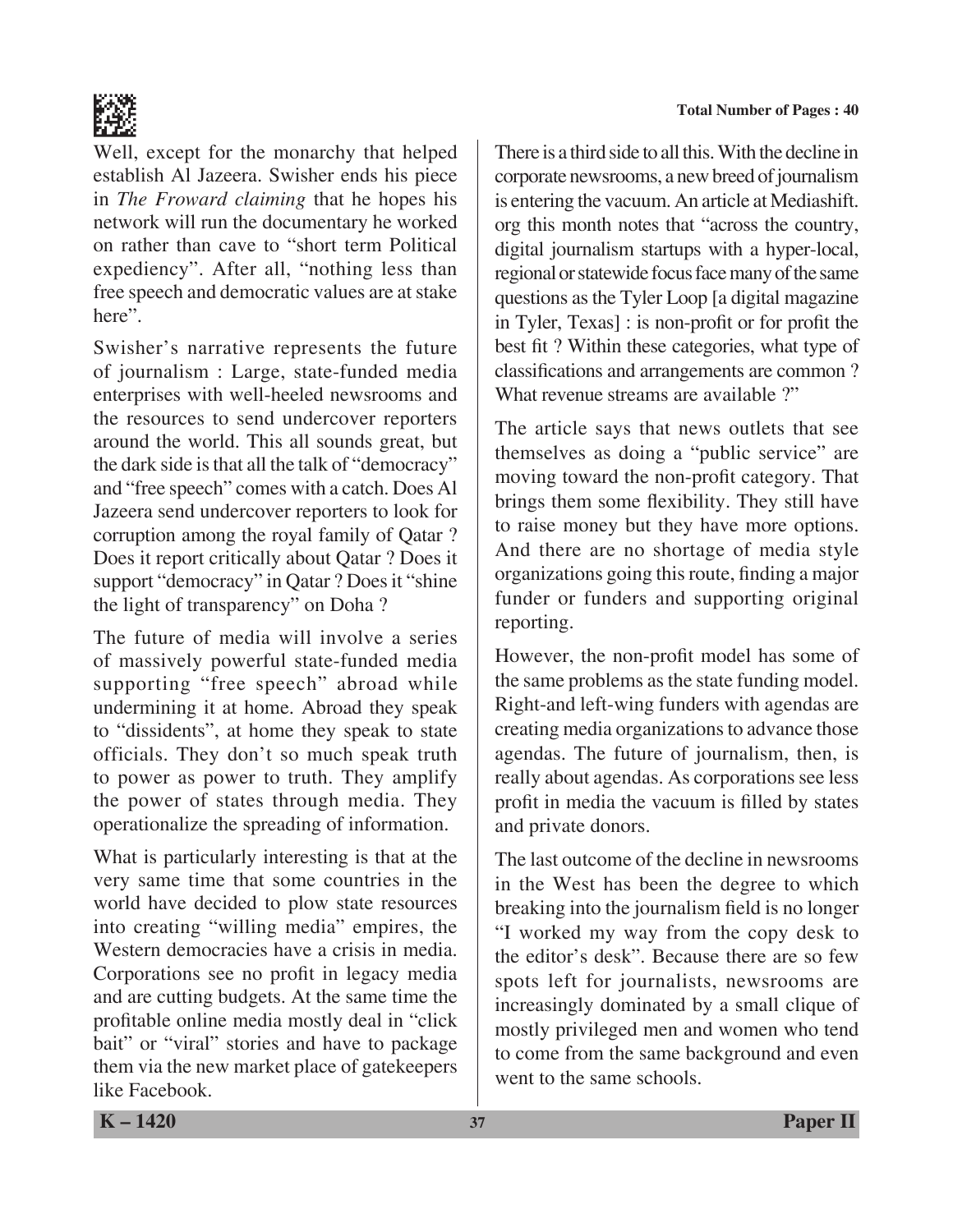Well, except for the monarchy that helped establish Al Jazeera. Swisher ends his piece in *The Froward claiming* that he hopes his network will run the documentary he worked on rather than cave to "short term Political expediency". After all, "nothing less than free speech and democratic values are at stake here".

Swisher's narrative represents the future of journalism : Large, state-funded media enterprises with well-heeled newsrooms and the resources to send undercover reporters around the world. This all sounds great, but the dark side is that all the talk of "democracy" and "free speech" comes with a catch. Does Al Jazeera send undercover reporters to look for corruption among the royal family of Qatar ? Does it report critically about Qatar ? Does it support "democracy" in Qatar ? Does it "shine the light of transparency" on Doha ?

The future of media will involve a series of massively powerful state-funded media supporting "free speech" abroad while undermining it at home. Abroad they speak to "dissidents", at home they speak to state officials. They don't so much speak truth to power as power to truth. They amplify the power of states through media. They operationalize the spreading of information.

What is particularly interesting is that at the very same time that some countries in the world have decided to plow state resources into creating "willing media" empires, the Western democracies have a crisis in media. Corporations see no profit in legacy media and are cutting budgets. At the same time the profitable online media mostly deal in "click bait" or "viral" stories and have to package them via the new market place of gatekeepers like Facebook.

There is a third side to all this. With the decline in corporate newsrooms, a new breed of journalism is entering the vacuum. An article at Mediashift.org this month notes that "across the country, digital journalism startups with a hyper-local, regional or statewide focus face many of the same questions as the Tyler Loop [a digital magazine in Tyler, Texas] : is non-profit or for profit the best fit ? Within these categories, what type of classifications and arrangements are common ? What revenue streams are available ?"

The article says that news outlets that see themselves as doing a "public service" are moving toward the non-profit category. That brings them some flexibility. They still have to raise money but they have more options. And there are no shortage of media style organizations going this route, finding a major funder or funders and supporting original reporting.

However, the non-profit model has some of the same problems as the state funding model. Right-and left-wing funders with agendas are creating media organizations to advance those agendas. The future of journalism, then, is really about agendas. As corporations see less profit in media the vacuum is filled by states and private donors.

The last outcome of the decline in newsrooms in the West has been the degree to which breaking into the journalism field is no longer "I worked my way from the copy desk to the editor's desk". Because there are so few spots left for journalists, newsrooms are increasingly dominated by a small clique of mostly privileged men and women who tend to come from the same background and even went to the same schools.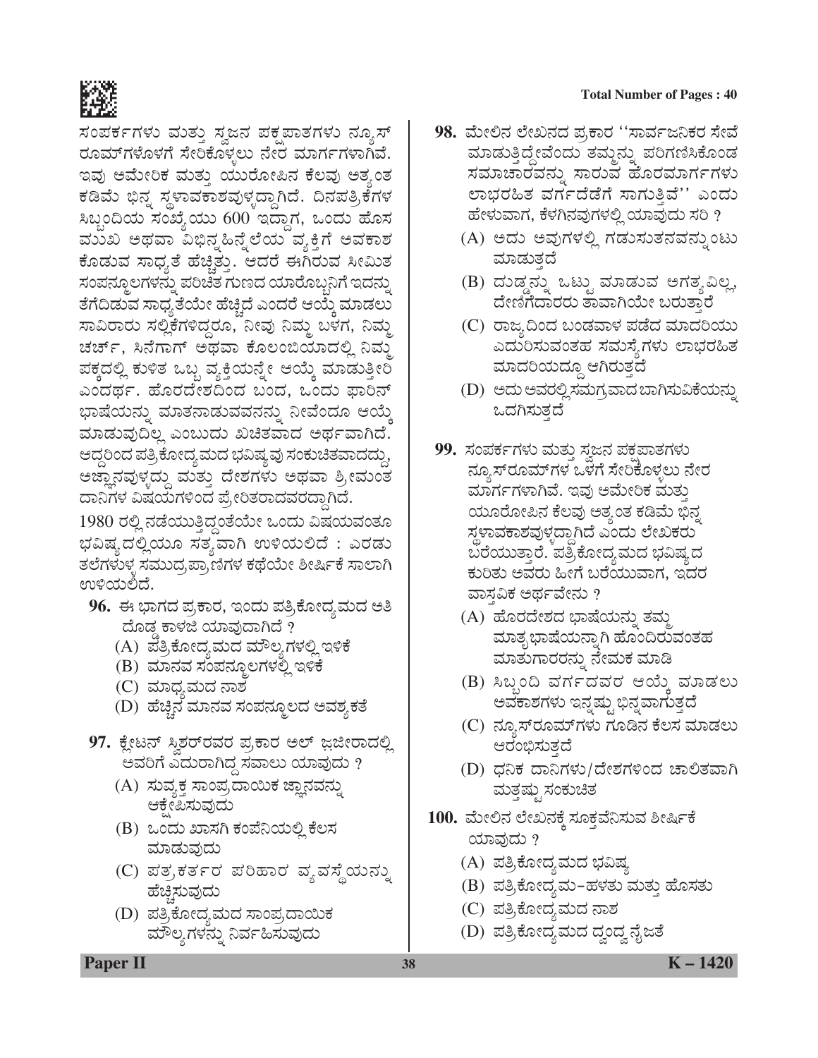ಸಂಪರ್ಕಗಳು ಮತ್ತು ಸ್ವಜನ ಪಕ್ಷಪಾತಗಳು ನ್ಯೂಸ್ ರೂಮ್‌ಗಳೊಳಗೆ ಸೇರಿಕೊಳ್ಳಲು ನೇರ ಮಾರ್ಗಗಳಾಗಿವೆ. ಇವು ಅಮೇರಿಕ ಮತ್ತು ಯುರೋಪಿನ ಕೆಲವು ಅತ್ಯಂತ ಕಡಿಮೆ ಭಿನ್ನ ಸ್ಥಳಾವಕಾಶವುಳ್ಳದ್ದಾಗಿದೆ. ದಿನಪತ್ರಿಕೆಗಳ ಸಿಬ್ಬಂದಿಯ ಸಂಖ್ಯೆಯು 600 ಇದ್ದಾಗ, ಒಂದು ಹೊಸ ಮುಖ ಅಥವಾ ವಿಭಿನ್ನ ಹಿನ್ನೆಲೆಯ ವ್ಯಕ್ತಿಗೆ ಅವಕಾಶ ಕೊಡುವ ಸಾಧ್ಯತೆ ಹೆಚ್ಚಿತ್ತು. ಆದರೆ ಈಗಿರುವ ಸೀಮಿತ ಸಂಪನ್ಮೂಲಗಳನ್ನು ಪರಿಚಿತ ಗುಣದ ಯಾರೊಬ್ಬನಿಗೆ ಇದನ್ನು ತೆಗೆದಿಡುವ ಸಾಧ್ಯತೆಯೇ ಹೆಚ್ಚಿದೆ ಎಂದರೆ ಆಯ್ಕೆ ಮಾಡಲು ಸಾವಿರಾರು ಸಲ್ಲಿಕೆಗಳಿದ್ದರೂ, ನೀವು ನಿಮ್ಮ ಬಳಗ, ನಿಮ್ಮ ಚರ್ಚ್, ಸಿನೆಗಾಗ್ ಅಥವಾ ಕೊಲಂಬಿಯಾದಲ್ಲಿ ನಿಮ್ಮ ಪಕ್ಕದಲ್ಲಿ ಕುಳಿತ ಒಬ್ಬ ವ್ಯಕ್ತಿಯನ್ನೇ ಆಯ್ಕೆ ಮಾಡುತ್ತೀರಿ ಎಂದರ್ಥ. ಹೊರದೇಶದಿಂದ ಬಂದ, ಒಂದು ಫಾರಿನ್ ಭಾಷೆಯನ್ನು ಮಾತನಾಡುವವನನ್ನು ನೀವೆಂದೂ ಆಯ್ಕೆ ಮಾಡುವುದಿಲ್ಲ ಎಂಬುದು ಖಚಿತವಾದ ಅರ್ಥವಾಗಿದೆ. ಆದ್ದರಿಂದ ಪತ್ರಿಕೋದ್ಯಮದ ಭವಿಷ್ಯವು ಸಂಕುಚಿತವಾದದ್ದು, ಅಜ್ಞಾನವುಳ್ಳದ್ದು ಮತ್ತು ದೇಶಗಳು ಅಥವಾ ಶ್ರೀಮಂತ ದಾನಿಗಳ ವಿಷಯಗಳಿಂದ ಪ್ರೇರಿತರಾದವರದ್ದಾಗಿದೆ.

1980 ರಲ್ಲಿ ನಡೆಯುತ್ತಿದ್ದಂತೆಯೇ ಒಂದು ವಿಷಯವಂತೂ ಭವಿಷ್ಯದಲ್ಲಿಯೂ ಸತ್ಯವಾಗಿ ಉಳಿಯಲಿದೆ : ಎರಡು ತಲೆಗಳುಳ್ಳ ಸಮುದ್ರಪ್ರಾಣಿಗಳ ಕಥೆಯೇ ಶೀರ್ಷಿಕೆ ಸಾಲಾಗಿ ಉಳಿಯಲಿದೆ.

**96.** ಈ ಭಾಗದ ಪ್ರಕಾರ, ಇಂದು ಪತ್ರಿಕೋದ್ಯಮದ ಅತಿ ದೊಡ್ಡ ಕಾಳಜಿ ಯಾವುದಾಗಿದೆ ?

(A) ಪತ್ರಿಕೋದ್ಯಮದ ಮೌಲ್ಯಗಳಲ್ಲಿ ಇಳಿಕೆ

(B) ಮಾನವ ಸಂಪನ್ಮೂಲಗಳಲ್ಲಿ ಇಳಿಕೆ

(C) ಮಾಧ್ಯಮದ ನಾಶ

(D) ಹೆಚ್ಚಿನ ಮಾನವ ಸಂಪನ್ಮೂಲದ ಅವಶ್ಯಕತೆ

**97.** ಕ್ಲೇಟನ್ ಸ್ವಿಶರ್‌ರವರ ಪ್ರಕಾರ ಅಲ್ ಜಜೀರಾದಲ್ಲಿ ಅವರಿಗೆ ಎದುರಾಗಿದ್ದ ಸವಾಲು ಯಾವುದು ?

(A) ಸುವ್ಯಕ್ತ ಸಾಂಪ್ರದಾಯಿಕ ಜ್ಞಾನವನ್ನು ಆಕ್ಷೇಪಿಸುವುದು

(B) ಒಂದು ಖಾಸಗಿ ಕಂಪೆನಿಯಲ್ಲಿ ಕೆಲಸ ಮಾಡುವುದು

(C) ಪತ್ರಕರ್ತರ ಪರಿಹಾರ ವ್ಯವಸ್ಥೆಯನ್ನು ಹೆಚ್ಚಿಸುವುದು

(D) ಪತ್ರಿಕೋದ್ಯಮದ ಸಾಂಪ್ರದಾಯಿಕ ಮೌಲ್ಯಗಳನ್ನು ನಿರ್ವಹಿಸುವುದು

**98.** ಮೇಲಿನ ಲೇಖನದ ಪ್ರಕಾರ ''ಸಾರ್ವಜನಿಕರ ಸೇವೆ ಮಾಡುತ್ತಿದ್ದೇವೆಂದು ತಮ್ಮನ್ನು ಪರಿಗಣಿಸಿಕೊಂಡ ಸಮಾಚಾರವನ್ನು ಸಾರುವ ಹೊರಮಾರ್ಗಗಳು ಲಾಭರಹಿತ ವರ್ಗದೆಡೆಗೆ ಸಾಗುತ್ತಿವೆ'' ಎಂದು ಹೇಳುವಾಗ, ಕೆಳಗಿನವುಗಳಲ್ಲಿ ಯಾವುದು ಸರಿ ?

(A) ಅದು ಅವುಗಳಲ್ಲಿ ಗಡುಸುತನವನ್ನುಂಟು ಮಾಡುತ್ತದೆ

(B) ದುಡ್ಡನ್ನು ಒಟ್ಟು ಮಾಡುವ ಅಗತ್ಯವಿಲ್ಲ, ದೇಣಿಗೆದಾರರು ತಾವಾಗಿಯೇ ಬರುತ್ತಾರೆ

(C) ರಾಜ್ಯದಿಂದ ಬಂಡವಾಳ ಪಡೆದ ಮಾದರಿಯು ಎದುರಿಸುವಂತಹ ಸಮಸ್ಯೆಗಳು ಲಾಭರಹಿತ ಮಾದರಿಯದ್ದೂ ಆಗಿರುತ್ತದೆ

(D) ಅದು ಅವರಲ್ಲಿ ಸಮಗ್ರವಾದ ಬಾಗಿಸುವಿಕೆಯನ್ನು ಒದಗಿಸುತ್ತದೆ

**99.** ಸಂಪರ್ಕಗಳು ಮತ್ತು ಸ್ವಜನ ಪಕ್ಷಪಾತಗಳು ನ್ಯೂಸ್‌ರೂಮ್‌ಗಳ ಒಳಗೆ ಸೇರಿಕೊಳ್ಳಲು ನೇರ ಮಾರ್ಗಗಳಾಗಿವೆ. ಇವು ಅಮೇರಿಕ ಮತ್ತು ಯುರೋಪಿನ ಕೆಲವು ಅತ್ಯಂತ ಕಡಿಮೆ ಭಿನ್ನ ಸ್ಥಳಾವಕಾಶವುಳ್ಳದ್ದಾಗಿದೆ ಎಂದು ಲೇಖಕರು ಬರೆಯುತ್ತಾರೆ. ಪತ್ರಿಕೋದ್ಯಮದ ಭವಿಷ್ಯದ ಕುರಿತು ಅವರು ಹೀಗೆ ಬರೆಯುವಾಗ, ಇದರ ವಾಸ್ತವಿಕ ಅರ್ಥವೇನು ?

(A) ಹೊರದೇಶದ ಭಾಷೆಯನ್ನು ತಮ್ಮ ಮಾತೃಭಾಷೆಯನ್ನಾಗಿ ಹೊಂದಿರುವಂತಹ ಮಾತುಗಾರರನ್ನು ನೇಮಕ ಮಾಡಿ

(B) ಸಿಬ್ಬಂದಿ ವರ್ಗದವರ ಆಯ್ಕೆ ಮಾಡಲು ಅವಕಾಶಗಳು ಇನ್ನಷ್ಟು ಭಿನ್ನವಾಗುತ್ತದೆ

(C) ನ್ಯೂಸ್‌ರೂಮ್‌ಗಳು ಗೂಡಿನ ಕೆಲಸ ಮಾಡಲು ಆರಂಭಿಸುತ್ತದೆ

(D) ಧನಿಕ ದಾನಿಗಳು/ದೇಶಗಳಿಂದ ಚಾಲಿತವಾಗಿ ಮತ್ತಷ್ಟು ಸಂಕುಚಿತ

**100.** ಮೇಲಿನ ಲೇಖನಕ್ಕೆ ಸೂಕ್ತವೆನಿಸುವ ಶೀರ್ಷಿಕೆ ಯಾವುದು ?

(A) ಪತ್ರಿಕೋದ್ಯಮದ ಭವಿಷ್ಯ

(B) ಪತ್ರಿಕೋದ್ಯಮ–ಹಳತು ಮತ್ತು ಹೊಸತು

(C) ಪತ್ರಿಕೋದ್ಯಮದ ನಾಶ

(D) ಪತ್ರಿಕೋದ್ಯಮದ ದ್ವಂದ್ವ ನೈಜತೆ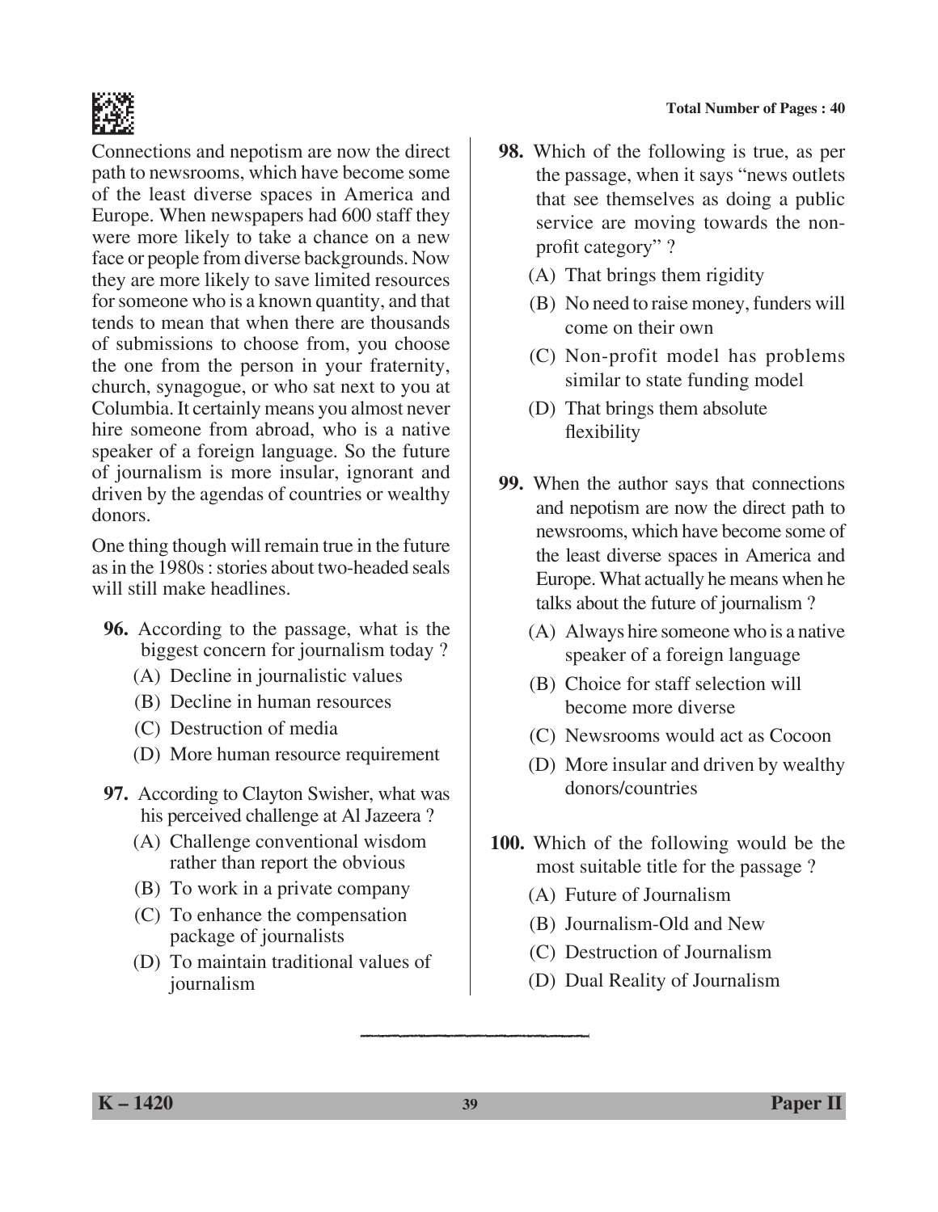Connections and nepotism are now the direct path to newsrooms, which have become some of the least diverse spaces in America and Europe. When newspapers had 600 staff they were more likely to take a chance on a new face or people from diverse backgrounds. Now they are more likely to save limited resources for someone who is a known quantity, and that tends to mean that when there are thousands of submissions to choose from, you choose the one from the person in your fraternity, church, synagogue, or who sat next to you at Columbia. It certainly means you almost never hire someone from abroad, who is a native speaker of a foreign language. So the future of journalism is more insular, ignorant and driven by the agendas of countries or wealthy donors.

One thing though will remain true in the future as in the 1980s : stories about two-headed seals will still make headlines.

**96.** According to the passage, what is the biggest concern for journalism today ?

(A) Decline in journalistic values

(B) Decline in human resources

(C) Destruction of media

(D) More human resource requirement

**97.** According to Clayton Swisher, what was his perceived challenge at Al Jazeera ?

(A) Challenge conventional wisdom rather than report the obvious

(B) To work in a private company

(C) To enhance the compensation package of journalists

(D) To maintain traditional values of journalism

**98.** Which of the following is true, as per the passage, when it says "news outlets that see themselves as doing a public service are moving towards the non-profit category" ?

(A) That brings them rigidity

(B) No need to raise money, funders will come on their own

(C) Non-profit model has problems similar to state funding model

(D) That brings them absolute flexibility

**99.** When the author says that connections and nepotism are now the direct path to newsrooms, which have become some of the least diverse spaces in America and Europe. What actually he means when he talks about the future of journalism ?

(A) Always hire someone who is a native speaker of a foreign language

(B) Choice for staff selection will become more diverse

(C) Newsrooms would act as Cocoon

(D) More insular and driven by wealthy donors/countries

**100.** Which of the following would be the most suitable title for the passage ?

(A) Future of Journalism

(B) Journalism-Old and New

(C) Destruction of Journalism

(D) Dual Reality of Journalism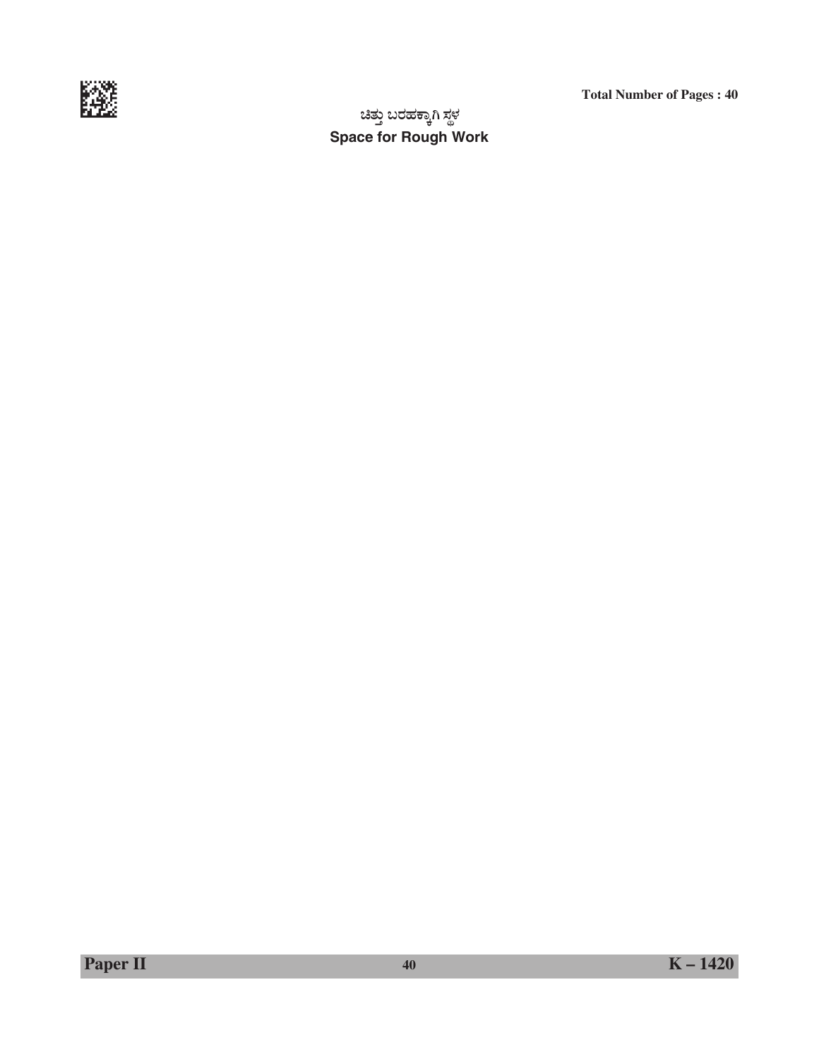Total Number of Pages : 40

ಚಿತ್ತು ಬರಹಕ್ಕಾಗಿ ಸ್ಥಳ

**Space for Rough Work**